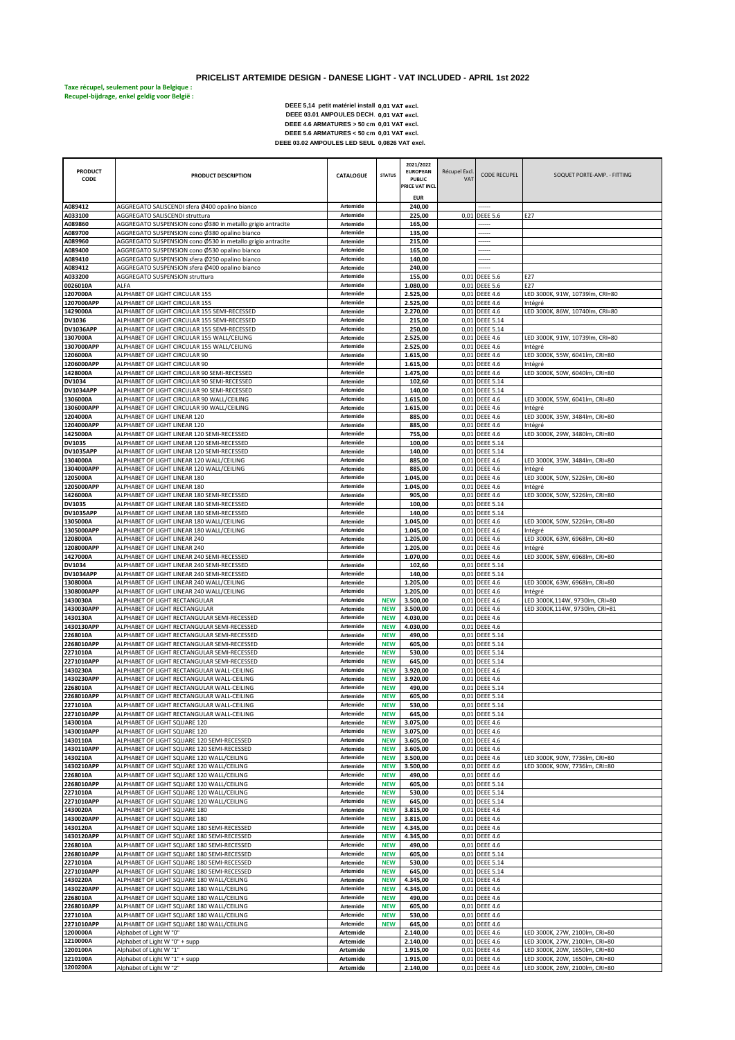# PRICELIST ARTEMIDE DESIGN - DANESE LIGHT - VAT INCLUDED - APRIL 1st 2022

**Taxe récupel, seulement pour la Belgique :**
**Recupel-bijdrage, enkel geldig voor België :**

**DEEE 5,14 petit matériel install 0,01 VAT excl.**
**DEEE 03.01 AMPOULES DECH. 0,01 VAT excl.**
**DEEE 4.6 ARMATURES > 50 cm 0,01 VAT excl.**
**DEEE 5.6 ARMATURES < 50 cm 0,01 VAT excl.**
**DEEE 03.02 AMPOULES LED SEUL 0,0826 VAT excl.**

| PRODUCT CODE | PRODUCT DESCRIPTION | CATALOGUE | STATUS | 2021/2022 EUROPEAN PUBLIC PRICE VAT INCL EUR | Récupel Excl. VAT | CODE RECUPEL | SOQUET PORTE-AMP. - FITTING |
|---|---|---|---|---|---|---|---|
| A089412 | AGGREGATO SALISCENDI sfera Ø400 opalino bianco | Artemide | | 240,00 | | ------ | |
| A033100 | AGGREGATO SALISCENDI struttura | Artemide | | 225,00 | 0,01 | DEEE 5.6 | E27 |
| A089860 | AGGREGATO SUSPENSION cono Ø380 in metallo grigio antracite | Artemide | | 165,00 | | ------ | |
| A089700 | AGGREGATO SUSPENSION cono Ø380 opalino bianco | Artemide | | 135,00 | | ------ | |
| A089960 | AGGREGATO SUSPENSION cono Ø530 in metallo grigio antracite | Artemide | | 215,00 | | ------ | |
| A089400 | AGGREGATO SUSPENSION cono Ø530 opalino bianco | Artemide | | 165,00 | | ------ | |
| A089410 | AGGREGATO SUSPENSION sfera Ø250 opalino bianco | Artemide | | 140,00 | | ------ | |
| A089412 | AGGREGATO SUSPENSION sfera Ø400 opalino bianco | Artemide | | 240,00 | | ------ | |
| A033200 | AGGREGATO SUSPENSION struttura | Artemide | | 155,00 | 0,01 | DEEE 5.6 | E27 |
| 0026010A | ALFA | Artemide | | 1.080,00 | 0,01 | DEEE 5.6 | E27 |
| 1207000A | ALPHABET OF LIGHT CIRCULAR 155 | Artemide | | 2.525,00 | 0,01 | DEEE 4.6 | LED 3000K, 91W, 10739lm, CRI=80 |
| 1207000APP | ALPHABET OF LIGHT CIRCULAR 155 | Artemide | | 2.525,00 | 0,01 | DEEE 4.6 | Intégré |
| 1429000A | ALPHABET OF LIGHT CIRCULAR 155 SEMI-RECESSED | Artemide | | 2.270,00 | 0,01 | DEEE 4.6 | LED 3000K, 86W, 10740lm, CRI=80 |
| DV1036 | ALPHABET OF LIGHT CIRCULAR 155 SEMI-RECESSED | Artemide | | 215,00 | 0,01 | DEEE 5.14 | |
| DV1036APP | ALPHABET OF LIGHT CIRCULAR 155 SEMI-RECESSED | Artemide | | 250,00 | 0,01 | DEEE 5.14 | |
| 1307000A | ALPHABET OF LIGHT CIRCULAR 155 WALL/CEILING | Artemide | | 2.525,00 | 0,01 | DEEE 4.6 | LED 3000K, 91W, 10739lm, CRI=80 |
| 1307000APP | ALPHABET OF LIGHT CIRCULAR 155 WALL/CEILING | Artemide | | 2.525,00 | 0,01 | DEEE 4.6 | Intégré |
| 1206000A | ALPHABET OF LIGHT CIRCULAR 90 | Artemide | | 1.615,00 | 0,01 | DEEE 4.6 | LED 3000K, 55W, 6041lm, CRI=80 |
| 1206000APP | ALPHABET OF LIGHT CIRCULAR 90 | Artemide | | 1.615,00 | 0,01 | DEEE 4.6 | Intégré |
| 1428000A | ALPHABET OF LIGHT CIRCULAR 90 SEMI-RECESSED | Artemide | | 1.475,00 | 0,01 | DEEE 4.6 | LED 3000K, 50W, 6040lm, CRI=80 |
| DV1034 | ALPHABET OF LIGHT CIRCULAR 90 SEMI-RECESSED | Artemide | | 102,60 | 0,01 | DEEE 5.14 | |
| DV1034APP | ALPHABET OF LIGHT CIRCULAR 90 SEMI-RECESSED | Artemide | | 140,00 | 0,01 | DEEE 5.14 | |
| 1306000A | ALPHABET OF LIGHT CIRCULAR 90 WALL/CEILING | Artemide | | 1.615,00 | 0,01 | DEEE 4.6 | LED 3000K, 55W, 6041lm, CRI=80 |
| 1306000APP | ALPHABET OF LIGHT CIRCULAR 90 WALL/CEILING | Artemide | | 1.615,00 | 0,01 | DEEE 4.6 | Intégré |
| 1204000A | ALPHABET OF LIGHT LINEAR 120 | Artemide | | 885,00 | 0,01 | DEEE 4.6 | LED 3000K, 35W, 3484lm, CRI=80 |
| 1204000APP | ALPHABET OF LIGHT LINEAR 120 | Artemide | | 885,00 | 0,01 | DEEE 4.6 | Intégré |
| 1425000A | ALPHABET OF LIGHT LINEAR 120 SEMI-RECESSED | Artemide | | 755,00 | 0,01 | DEEE 4.6 | LED 3000K, 29W, 3480lm, CRI=80 |
| DV1035 | ALPHABET OF LIGHT LINEAR 120 SEMI-RECESSED | Artemide | | 100,00 | 0,01 | DEEE 5.14 | |
| DV1035APP | ALPHABET OF LIGHT LINEAR 120 SEMI-RECESSED | Artemide | | 140,00 | 0,01 | DEEE 5.14 | |
| 1304000A | ALPHABET OF LIGHT LINEAR 120 WALL/CEILING | Artemide | | 885,00 | 0,01 | DEEE 4.6 | LED 3000K, 35W, 3484lm, CRI=80 |
| 1304000APP | ALPHABET OF LIGHT LINEAR 120 WALL/CEILING | Artemide | | 885,00 | 0,01 | DEEE 4.6 | Intégré |
| 1205000A | ALPHABET OF LIGHT LINEAR 180 | Artemide | | 1.045,00 | 0,01 | DEEE 4.6 | LED 3000K, 50W, 5226lm, CRI=80 |
| 1205000APP | ALPHABET OF LIGHT LINEAR 180 | Artemide | | 1.045,00 | 0,01 | DEEE 4.6 | Intégré |
| 1426000A | ALPHABET OF LIGHT LINEAR 180 SEMI-RECESSED | Artemide | | 905,00 | 0,01 | DEEE 4.6 | LED 3000K, 50W, 5226lm, CRI=80 |
| DV1035 | ALPHABET OF LIGHT LINEAR 180 SEMI-RECESSED | Artemide | | 100,00 | 0,01 | DEEE 5.14 | |
| DV1035APP | ALPHABET OF LIGHT LINEAR 180 SEMI-RECESSED | Artemide | | 140,00 | 0,01 | DEEE 5.14 | |
| 1305000A | ALPHABET OF LIGHT LINEAR 180 WALL/CEILING | Artemide | | 1.045,00 | 0,01 | DEEE 4.6 | LED 3000K, 50W, 5226lm, CRI=80 |
| 1305000APP | ALPHABET OF LIGHT LINEAR 180 WALL/CEILING | Artemide | | 1.045,00 | 0,01 | DEEE 4.6 | Intégré |
| 1208000A | ALPHABET OF LIGHT LINEAR 240 | Artemide | | 1.205,00 | 0,01 | DEEE 4.6 | LED 3000K, 63W, 6968lm, CRI=80 |
| 1208000APP | ALPHABET OF LIGHT LINEAR 240 | Artemide | | 1.205,00 | 0,01 | DEEE 4.6 | Intégré |
| 1427000A | ALPHABET OF LIGHT LINEAR 240 SEMI-RECESSED | Artemide | | 1.070,00 | 0,01 | DEEE 4.6 | LED 3000K, 58W, 6968lm, CRI=80 |
| DV1034 | ALPHABET OF LIGHT LINEAR 240 SEMI-RECESSED | Artemide | | 102,60 | 0,01 | DEEE 5.14 | |
| DV1034APP | ALPHABET OF LIGHT LINEAR 240 SEMI-RECESSED | Artemide | | 140,00 | 0,01 | DEEE 5.14 | |
| 1308000A | ALPHABET OF LIGHT LINEAR 240 WALL/CEILING | Artemide | | 1.205,00 | 0,01 | DEEE 4.6 | LED 3000K, 63W, 6968lm, CRI=80 |
| 1308000APP | ALPHABET OF LIGHT LINEAR 240 WALL/CEILING | Artemide | | 1.205,00 | 0,01 | DEEE 4.6 | Intégré |
| 1430030A | ALPHABET OF LIGHT RECTANGULAR | Artemide | NEW | 3.500,00 | 0,01 | DEEE 4.6 | LED 3000K,114W, 9730lm, CRI=80 |
| 1430030APP | ALPHABET OF LIGHT RECTANGULAR | Artemide | NEW | 3.500,00 | 0,01 | DEEE 4.6 | LED 3000K,114W, 9730lm, CRI=81 |
| 1430130A | ALPHABET OF LIGHT RECTANGULAR SEMI-RECESSED | Artemide | NEW | 4.030,00 | 0,01 | DEEE 4.6 | |
| 1430130APP | ALPHABET OF LIGHT RECTANGULAR SEMI-RECESSED | Artemide | NEW | 4.030,00 | 0,01 | DEEE 4.6 | |
| 2268010A | ALPHABET OF LIGHT RECTANGULAR SEMI-RECESSED | Artemide | NEW | 490,00 | 0,01 | DEEE 5.14 | |
| 2268010APP | ALPHABET OF LIGHT RECTANGULAR SEMI-RECESSED | Artemide | NEW | 605,00 | 0,01 | DEEE 5.14 | |
| 2271010A | ALPHABET OF LIGHT RECTANGULAR SEMI-RECESSED | Artemide | NEW | 530,00 | 0,01 | DEEE 5.14 | |
| 2271010APP | ALPHABET OF LIGHT RECTANGULAR SEMI-RECESSED | Artemide | NEW | 645,00 | 0,01 | DEEE 5.14 | |
| 1430230A | ALPHABET OF LIGHT RECTANGULAR WALL-CEILING | Artemide | NEW | 3.920,00 | 0,01 | DEEE 4.6 | |
| 1430230APP | ALPHABET OF LIGHT RECTANGULAR WALL-CEILING | Artemide | NEW | 3.920,00 | 0,01 | DEEE 4.6 | |
| 2268010A | ALPHABET OF LIGHT RECTANGULAR WALL-CEILING | Artemide | NEW | 490,00 | 0,01 | DEEE 5.14 | |
| 2268010APP | ALPHABET OF LIGHT RECTANGULAR WALL-CEILING | Artemide | NEW | 605,00 | 0,01 | DEEE 5.14 | |
| 2271010A | ALPHABET OF LIGHT RECTANGULAR WALL-CEILING | Artemide | NEW | 530,00 | 0,01 | DEEE 5.14 | |
| 2271010APP | ALPHABET OF LIGHT RECTANGULAR WALL-CEILING | Artemide | NEW | 645,00 | 0,01 | DEEE 5.14 | |
| 1430010A | ALPHABET OF LIGHT SQUARE 120 | Artemide | NEW | 3.075,00 | 0,01 | DEEE 4.6 | |
| 1430010APP | ALPHABET OF LIGHT SQUARE 120 | Artemide | NEW | 3.075,00 | 0,01 | DEEE 4.6 | |
| 1430110A | ALPHABET OF LIGHT SQUARE 120 SEMI-RECESSED | Artemide | NEW | 3.605,00 | 0,01 | DEEE 4.6 | |
| 1430110APP | ALPHABET OF LIGHT SQUARE 120 SEMI-RECESSED | Artemide | NEW | 3.605,00 | 0,01 | DEEE 4.6 | |
| 1430210A | ALPHABET OF LIGHT SQUARE 120 WALL/CEILING | Artemide | NEW | 3.500,00 | 0,01 | DEEE 4.6 | LED 3000K, 90W, 7736lm, CRI=80 |
| 1430210APP | ALPHABET OF LIGHT SQUARE 120 WALL/CEILING | Artemide | NEW | 3.500,00 | 0,01 | DEEE 4.6 | LED 3000K, 90W, 7736lm, CRI=80 |
| 2268010A | ALPHABET OF LIGHT SQUARE 120 WALL/CEILING | Artemide | NEW | 490,00 | 0,01 | DEEE 4.6 | |
| 2268010APP | ALPHABET OF LIGHT SQUARE 120 WALL/CEILING | Artemide | NEW | 605,00 | 0,01 | DEEE 5.14 | |
| 2271010A | ALPHABET OF LIGHT SQUARE 120 WALL/CEILING | Artemide | NEW | 530,00 | 0,01 | DEEE 5.14 | |
| 2271010APP | ALPHABET OF LIGHT SQUARE 120 WALL/CEILING | Artemide | NEW | 645,00 | 0,01 | DEEE 5.14 | |
| 1430020A | ALPHABET OF LIGHT SQUARE 180 | Artemide | NEW | 3.815,00 | 0,01 | DEEE 4.6 | |
| 1430020APP | ALPHABET OF LIGHT SQUARE 180 | Artemide | NEW | 3.815,00 | 0,01 | DEEE 4.6 | |
| 1430120A | ALPHABET OF LIGHT SQUARE 180 SEMI-RECESSED | Artemide | NEW | 4.345,00 | 0,01 | DEEE 4.6 | |
| 1430120APP | ALPHABET OF LIGHT SQUARE 180 SEMI-RECESSED | Artemide | NEW | 4.345,00 | 0,01 | DEEE 4.6 | |
| 2268010A | ALPHABET OF LIGHT SQUARE 180 SEMI-RECESSED | Artemide | NEW | 490,00 | 0,01 | DEEE 4.6 | |
| 2268010APP | ALPHABET OF LIGHT SQUARE 180 SEMI-RECESSED | Artemide | NEW | 605,00 | 0,01 | DEEE 5.14 | |
| 2271010A | ALPHABET OF LIGHT SQUARE 180 SEMI-RECESSED | Artemide | NEW | 530,00 | 0,01 | DEEE 5.14 | |
| 2271010APP | ALPHABET OF LIGHT SQUARE 180 SEMI-RECESSED | Artemide | NEW | 645,00 | 0,01 | DEEE 5.14 | |
| 1430220A | ALPHABET OF LIGHT SQUARE 180 WALL/CEILING | Artemide | NEW | 4.345,00 | 0,01 | DEEE 4.6 | |
| 1430220APP | ALPHABET OF LIGHT SQUARE 180 WALL/CEILING | Artemide | NEW | 4.345,00 | 0,01 | DEEE 4.6 | |
| 2268010A | ALPHABET OF LIGHT SQUARE 180 WALL/CEILING | Artemide | NEW | 490,00 | 0,01 | DEEE 4.6 | |
| 2268010APP | ALPHABET OF LIGHT SQUARE 180 WALL/CEILING | Artemide | NEW | 605,00 | 0,01 | DEEE 4.6 | |
| 2271010A | ALPHABET OF LIGHT SQUARE 180 WALL/CEILING | Artemide | NEW | 530,00 | 0,01 | DEEE 4.6 | |
| 2271010APP | ALPHABET OF LIGHT SQUARE 180 WALL/CEILING | Artemide | NEW | 645,00 | 0,01 | DEEE 4.6 | |
| 1200000A | Alphabet of Light W "0" | Artemide | | 2.140,00 | 0,01 | DEEE 4.6 | LED 3000K, 27W, 2100lm, CRI=80 |
| 1210000A | Alphabet of Light W "0" + supp | Artemide | | 2.140,00 | 0,01 | DEEE 4.6 | LED 3000K, 27W, 2100lm, CRI=80 |
| 1200100A | Alphabet of Light W "1" | Artemide | | 1.915,00 | 0,01 | DEEE 4.6 | LED 3000K, 20W, 1650lm, CRI=80 |
| 1210100A | Alphabet of Light W "1" + supp | Artemide | | 1.915,00 | 0,01 | DEEE 4.6 | LED 3000K, 20W, 1650lm, CRI=80 |
| 1200200A | Alphabet of Light W "2" | Artemide | | 2.140,00 | 0,01 | DEEE 4.6 | LED 3000K, 26W, 2100lm, CRI=80 |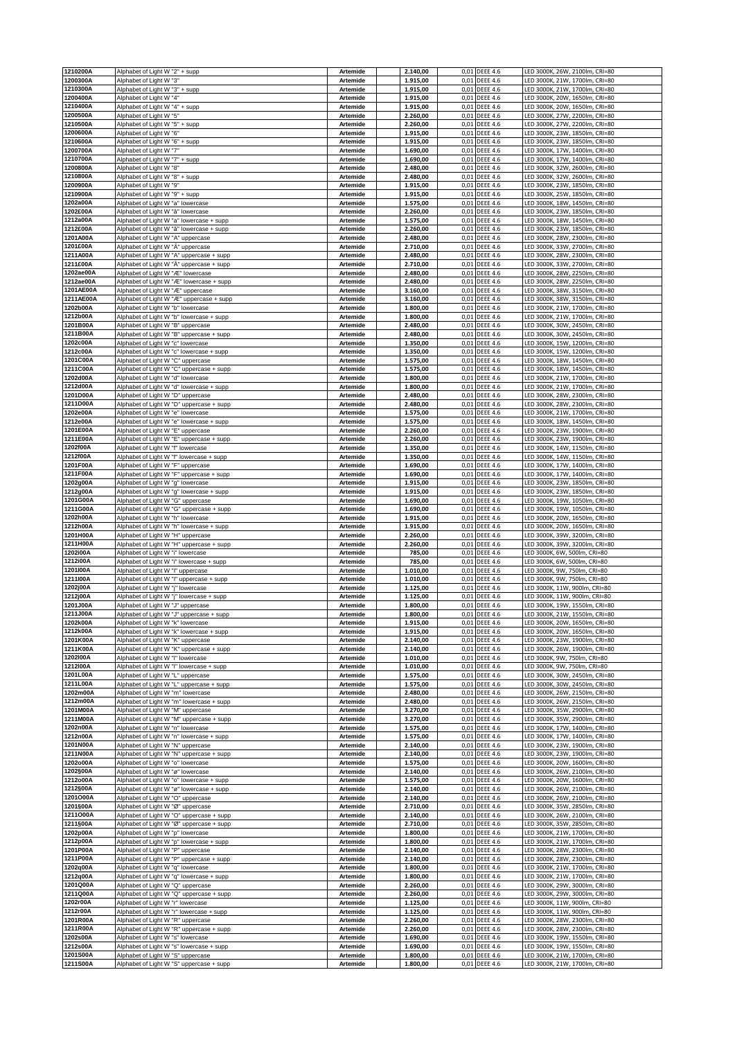| | | | | | | | |
|---|---|---|---|---|---|---|---|
| 1210200A | Alphabet of Light W "2" + supp | Artemide | | 2.140,00 | 0,01 | DEEE 4.6 | LED 3000K, 26W, 2100lm, CRI=80 |
| 1200300A | Alphabet of Light W "3" | Artemide | | 1.915,00 | 0,01 | DEEE 4.6 | LED 3000K, 21W, 1700lm, CRI=80 |
| 1210300A | Alphabet of Light W "3" + supp | Artemide | | 1.915,00 | 0,01 | DEEE 4.6 | LED 3000K, 21W, 1700lm, CRI=80 |
| 1200400A | Alphabet of Light W "4" | Artemide | | 1.915,00 | 0,01 | DEEE 4.6 | LED 3000K, 20W, 1650lm, CRI=80 |
| 1210400A | Alphabet of Light W "4" + supp | Artemide | | 1.915,00 | 0,01 | DEEE 4.6 | LED 3000K, 20W, 1650lm, CRI=80 |
| 1200500A | Alphabet of Light W "5" | Artemide | | 2.260,00 | 0,01 | DEEE 4.6 | LED 3000K, 27W, 2200lm, CRI=80 |
| 1210500A | Alphabet of Light W "5" + supp | Artemide | | 2.260,00 | 0,01 | DEEE 4.6 | LED 3000K, 27W, 2200lm, CRI=80 |
| 1200600A | Alphabet of Light W "6" | Artemide | | 1.915,00 | 0,01 | DEEE 4.6 | LED 3000K, 23W, 1850lm, CRI=80 |
| 1210600A | Alphabet of Light W "6" + supp | Artemide | | 1.915,00 | 0,01 | DEEE 4.6 | LED 3000K, 23W, 1850lm, CRI=80 |
| 1200700A | Alphabet of Light W "7" | Artemide | | 1.690,00 | 0,01 | DEEE 4.6 | LED 3000K, 17W, 1400lm, CRI=80 |
| 1210700A | Alphabet of Light W "7" + supp | Artemide | | 1.690,00 | 0,01 | DEEE 4.6 | LED 3000K, 17W, 1400lm, CRI=80 |
| 1200800A | Alphabet of Light W "8" | Artemide | | 2.480,00 | 0,01 | DEEE 4.6 | LED 3000K, 32W, 2600lm, CRI=80 |
| 1210800A | Alphabet of Light W "8" + supp | Artemide | | 2.480,00 | 0,01 | DEEE 4.6 | LED 3000K, 32W, 2600lm, CRI=80 |
| 1200900A | Alphabet of Light W "9" | Artemide | | 1.915,00 | 0,01 | DEEE 4.6 | LED 3000K, 23W, 1850lm, CRI=80 |
| 1210900A | Alphabet of Light W "9" + supp | Artemide | | 1.915,00 | 0,01 | DEEE 4.6 | LED 3000K, 25W, 1850lm, CRI=80 |
| 1202a00A | Alphabet of Light W "a" lowercase | Artemide | | 1.575,00 | 0,01 | DEEE 4.6 | LED 3000K, 18W, 1450lm, CRI=80 |
| 1202E00A | Alphabet of Light W "å" lowercase | Artemide | | 2.260,00 | 0,01 | DEEE 4.6 | LED 3000K, 23W, 1850lm, CRI=80 |
| 1212a00A | Alphabet of Light W "a" lowercase + supp | Artemide | | 1.575,00 | 0,01 | DEEE 4.6 | LED 3000K, 18W, 1450lm, CRI=80 |
| 1212E00A | Alphabet of Light W "å" lowercase + supp | Artemide | | 2.260,00 | 0,01 | DEEE 4.6 | LED 3000K, 23W, 1850lm, CRI=80 |
| 1201A00A | Alphabet of Light W "A" uppercase | Artemide | | 2.480,00 | 0,01 | DEEE 4.6 | LED 3000K, 28W, 2300lm, CRI=80 |
| 1201E00A | Alphabet of Light W "Å" uppercase | Artemide | | 2.710,00 | 0,01 | DEEE 4.6 | LED 3000K, 33W, 2700lm, CRI=80 |
| 1211A00A | Alphabet of Light W "A" uppercase + supp | Artemide | | 2.480,00 | 0,01 | DEEE 4.6 | LED 3000K, 28W, 2300lm, CRI=80 |
| 1211E00A | Alphabet of Light W "Å" uppercase + supp | Artemide | | 2.710,00 | 0,01 | DEEE 4.6 | LED 3000K, 33W, 2700lm, CRI=80 |
| 1202ae00A | Alphabet of Light W "Æ" lowercase | Artemide | | 2.480,00 | 0,01 | DEEE 4.6 | LED 3000K, 28W, 2250lm, CRI=80 |
| 1212ae00A | Alphabet of Light W "Æ" lowercase + supp | Artemide | | 2.480,00 | 0,01 | DEEE 4.6 | LED 3000K, 28W, 2250lm, CRI=80 |
| 1201AE00A | Alphabet of Light W "Æ" uppercase | Artemide | | 3.160,00 | 0,01 | DEEE 4.6 | LED 3000K, 38W, 3150lm, CRI=80 |
| 1211AE00A | Alphabet of Light W "Æ" uppercase + supp | Artemide | | 3.160,00 | 0,01 | DEEE 4.6 | LED 3000K, 38W, 3150lm, CRI=80 |
| 1202b00A | Alphabet of Light W "b" lowercase | Artemide | | 1.800,00 | 0,01 | DEEE 4.6 | LED 3000K, 21W, 1700lm, CRI=80 |
| 1212b00A | Alphabet of Light W "b" lowercase + supp | Artemide | | 1.800,00 | 0,01 | DEEE 4.6 | LED 3000K, 21W, 1700lm, CRI=80 |
| 1201B00A | Alphabet of Light W "B" uppercase | Artemide | | 2.480,00 | 0,01 | DEEE 4.6 | LED 3000K, 30W, 2450lm, CRI=80 |
| 1211B00A | Alphabet of Light W "B" uppercase + supp | Artemide | | 2.480,00 | 0,01 | DEEE 4.6 | LED 3000K, 30W, 2450lm, CRI=80 |
| 1202c00A | Alphabet of Light W "c" lowercase | Artemide | | 1.350,00 | 0,01 | DEEE 4.6 | LED 3000K, 15W, 1200lm, CRI=80 |
| 1212c00A | Alphabet of Light W "c" lowercase + supp | Artemide | | 1.350,00 | 0,01 | DEEE 4.6 | LED 3000K, 15W, 1200lm, CRI=80 |
| 1201C00A | Alphabet of Light W "C" uppercase | Artemide | | 1.575,00 | 0,01 | DEEE 4.6 | LED 3000K, 18W, 1450lm, CRI=80 |
| 1211C00A | Alphabet of Light W "C" uppercase + supp | Artemide | | 1.575,00 | 0,01 | DEEE 4.6 | LED 3000K, 18W, 1450lm, CRI=80 |
| 1202d00A | Alphabet of Light W "d" lowercase | Artemide | | 1.800,00 | 0,01 | DEEE 4.6 | LED 3000K, 21W, 1700lm, CRI=80 |
| 1212d00A | Alphabet of Light W "d" lowercase + supp | Artemide | | 1.800,00 | 0,01 | DEEE 4.6 | LED 3000K, 21W, 1700lm, CRI=80 |
| 1201D00A | Alphabet of Light W "D" uppercase | Artemide | | 2.480,00 | 0,01 | DEEE 4.6 | LED 3000K, 28W, 2300lm, CRI=80 |
| 1211D00A | Alphabet of Light W "D" uppercase + supp | Artemide | | 2.480,00 | 0,01 | DEEE 4.6 | LED 3000K, 28W, 2300lm, CRI=80 |
| 1202e00A | Alphabet of Light W "e" lowercase | Artemide | | 1.575,00 | 0,01 | DEEE 4.6 | LED 3000K, 21W, 1700lm, CRI=80 |
| 1212e00A | Alphabet of Light W "e" lowercase + supp | Artemide | | 1.575,00 | 0,01 | DEEE 4.6 | LED 3000K, 18W, 1450lm, CRI=80 |
| 1201E00A | Alphabet of Light W "E" uppercase | Artemide | | 2.260,00 | 0,01 | DEEE 4.6 | LED 3000K, 23W, 1900lm, CRI=80 |
| 1211E00A | Alphabet of Light W "E" uppercase + supp | Artemide | | 2.260,00 | 0,01 | DEEE 4.6 | LED 3000K, 23W, 1900lm, CRI=80 |
| 1202f00A | Alphabet of Light W "f" lowercase | Artemide | | 1.350,00 | 0,01 | DEEE 4.6 | LED 3000K, 14W, 1150lm, CRI=80 |
| 1212f00A | Alphabet of Light W "f" lowercase + supp | Artemide | | 1.350,00 | 0,01 | DEEE 4.6 | LED 3000K, 14W, 1150lm, CRI=80 |
| 1201F00A | Alphabet of Light W "F" uppercase | Artemide | | 1.690,00 | 0,01 | DEEE 4.6 | LED 3000K, 17W, 1400lm, CRI=80 |
| 1211F00A | Alphabet of Light W "F" uppercase + supp | Artemide | | 1.690,00 | 0,01 | DEEE 4.6 | LED 3000K, 17W, 1400lm, CRI=80 |
| 1202g00A | Alphabet of Light W "g" lowercase | Artemide | | 1.915,00 | 0,01 | DEEE 4.6 | LED 3000K, 23W, 1850lm, CRI=80 |
| 1212g00A | Alphabet of Light W "g" lowercase + supp | Artemide | | 1.915,00 | 0,01 | DEEE 4.6 | LED 3000K, 23W, 1850lm, CRI=80 |
| 1201G00A | Alphabet of Light W "G" uppercase | Artemide | | 1.690,00 | 0,01 | DEEE 4.6 | LED 3000K, 19W, 1050lm, CRI=80 |
| 1211G00A | Alphabet of Light W "G" uppercase + supp | Artemide | | 1.690,00 | 0,01 | DEEE 4.6 | LED 3000K, 19W, 1050lm, CRI=80 |
| 1202h00A | Alphabet of Light W "h" lowercase | Artemide | | 1.915,00 | 0,01 | DEEE 4.6 | LED 3000K, 20W, 1650lm, CRI=80 |
| 1212h00A | Alphabet of Light W "h" lowercase + supp | Artemide | | 1.915,00 | 0,01 | DEEE 4.6 | LED 3000K, 20W, 1650lm, CRI=80 |
| 1201H00A | Alphabet of Light W "H" uppercase | Artemide | | 2.260,00 | 0,01 | DEEE 4.6 | LED 3000K, 39W, 3200lm, CRI=80 |
| 1211H00A | Alphabet of Light W "H" uppercase + supp | Artemide | | 2.260,00 | 0,01 | DEEE 4.6 | LED 3000K, 39W, 3200lm, CRI=80 |
| 1202i00A | Alphabet of Light W "i" lowercase | Artemide | | 785,00 | 0,01 | DEEE 4.6 | LED 3000K, 6W, 500lm, CRI=80 |
| 1212i00A | Alphabet of Light W "i" lowercase + supp | Artemide | | 785,00 | 0,01 | DEEE 4.6 | LED 3000K, 6W, 500lm, CRI=80 |
| 1201I00A | Alphabet of Light W "I" uppercase | Artemide | | 1.010,00 | 0,01 | DEEE 4.6 | LED 3000K, 9W, 750lm, CRI=80 |
| 1211I00A | Alphabet of Light W "I" uppercase + supp | Artemide | | 1.010,00 | 0,01 | DEEE 4.6 | LED 3000K, 9W, 750lm, CRI=80 |
| 1202j00A | Alphabet of Light W "j" lowercase | Artemide | | 1.125,00 | 0,01 | DEEE 4.6 | LED 3000K, 11W, 900lm, CRI=80 |
| 1212j00A | Alphabet of Light W "j" lowercase + supp | Artemide | | 1.125,00 | 0,01 | DEEE 4.6 | LED 3000K, 11W, 900lm, CRI=80 |
| 1201J00A | Alphabet of Light W "J" uppercase | Artemide | | 1.800,00 | 0,01 | DEEE 4.6 | LED 3000K, 19W, 1550lm, CRI=80 |
| 1211J00A | Alphabet of Light W "J" uppercase + supp | Artemide | | 1.800,00 | 0,01 | DEEE 4.6 | LED 3000K, 21W, 1550lm, CRI=80 |
| 1202k00A | Alphabet of Light W "k" lowercase | Artemide | | 1.915,00 | 0,01 | DEEE 4.6 | LED 3000K, 20W, 1650lm, CRI=80 |
| 1212k00A | Alphabet of Light W "k" lowercase + supp | Artemide | | 1.915,00 | 0,01 | DEEE 4.6 | LED 3000K, 20W, 1650lm, CRI=80 |
| 1201K00A | Alphabet of Light W "K" uppercase | Artemide | | 2.140,00 | 0,01 | DEEE 4.6 | LED 3000K, 23W, 1900lm, CRI=80 |
| 1211K00A | Alphabet of Light W "K" uppercase + supp | Artemide | | 2.140,00 | 0,01 | DEEE 4.6 | LED 3000K, 26W, 1900lm, CRI=80 |
| 1202l00A | Alphabet of Light W "l" lowercase | Artemide | | 1.010,00 | 0,01 | DEEE 4.6 | LED 3000K, 9W, 750lm, CRI=80 |
| 1212l00A | Alphabet of Light W "l" lowercase + supp | Artemide | | 1.010,00 | 0,01 | DEEE 4.6 | LED 3000K, 9W, 750lm, CRI=80 |
| 1201L00A | Alphabet of Light W "L" uppercase | Artemide | | 1.575,00 | 0,01 | DEEE 4.6 | LED 3000K, 30W, 2450lm, CRI=80 |
| 1211L00A | Alphabet of Light W "L" uppercase + supp | Artemide | | 1.575,00 | 0,01 | DEEE 4.6 | LED 3000K, 30W, 2450lm, CRI=80 |
| 1202m00A | Alphabet of Light W "m" lowercase | Artemide | | 2.480,00 | 0,01 | DEEE 4.6 | LED 3000K, 26W, 2150lm, CRI=80 |
| 1212m00A | Alphabet of Light W "m" lowercase + supp | Artemide | | 2.480,00 | 0,01 | DEEE 4.6 | LED 3000K, 26W, 2150lm, CRI=80 |
| 1201M00A | Alphabet of Light W "M" uppercase | Artemide | | 3.270,00 | 0,01 | DEEE 4.6 | LED 3000K, 35W, 2900lm, CRI=80 |
| 1211M00A | Alphabet of Light W "M" uppercase + supp | Artemide | | 3.270,00 | 0,01 | DEEE 4.6 | LED 3000K, 35W, 2900lm, CRI=80 |
| 1202n00A | Alphabet of Light W "n" lowercase | Artemide | | 1.575,00 | 0,01 | DEEE 4.6 | LED 3000K, 17W, 1400lm, CRI=80 |
| 1212n00A | Alphabet of Light W "n" lowercase + supp | Artemide | | 1.575,00 | 0,01 | DEEE 4.6 | LED 3000K, 17W, 1400lm, CRI=80 |
| 1201N00A | Alphabet of Light W "N" uppercase | Artemide | | 2.140,00 | 0,01 | DEEE 4.6 | LED 3000K, 23W, 1900lm, CRI=80 |
| 1211N00A | Alphabet of Light W "N" uppercase + supp | Artemide | | 2.140,00 | 0,01 | DEEE 4.6 | LED 3000K, 23W, 1900lm, CRI=80 |
| 1202o00A | Alphabet of Light W "o" lowercase | Artemide | | 1.575,00 | 0,01 | DEEE 4.6 | LED 3000K, 20W, 1600lm, CRI=80 |
| 1202§00A | Alphabet of Light W "ø" lowercase | Artemide | | 2.140,00 | 0,01 | DEEE 4.6 | LED 3000K, 26W, 2100lm, CRI=80 |
| 1212o00A | Alphabet of Light W "o" lowercase + supp | Artemide | | 1.575,00 | 0,01 | DEEE 4.6 | LED 3000K, 20W, 1600lm, CRI=80 |
| 1212§00A | Alphabet of Light W "ø" lowercase + supp | Artemide | | 2.140,00 | 0,01 | DEEE 4.6 | LED 3000K, 26W, 2100lm, CRI=80 |
| 1201O00A | Alphabet of Light W "O" uppercase | Artemide | | 2.140,00 | 0,01 | DEEE 4.6 | LED 3000K, 26W, 2100lm, CRI=80 |
| 1201§00A | Alphabet of Light W "Ø" uppercase | Artemide | | 2.710,00 | 0,01 | DEEE 4.6 | LED 3000K, 35W, 2850lm, CRI=80 |
| 1211O00A | Alphabet of Light W "O" uppercase + supp | Artemide | | 2.140,00 | 0,01 | DEEE 4.6 | LED 3000K, 26W, 2100lm, CRI=80 |
| 1211§00A | Alphabet of Light W "Ø" uppercase + supp | Artemide | | 2.710,00 | 0,01 | DEEE 4.6 | LED 3000K, 35W, 2850lm, CRI=80 |
| 1202p00A | Alphabet of Light W "p" lowercase | Artemide | | 1.800,00 | 0,01 | DEEE 4.6 | LED 3000K, 21W, 1700lm, CRI=80 |
| 1212p00A | Alphabet of Light W "p" lowercase + supp | Artemide | | 1.800,00 | 0,01 | DEEE 4.6 | LED 3000K, 21W, 1700lm, CRI=80 |
| 1201P00A | Alphabet of Light W "P" uppercase | Artemide | | 2.140,00 | 0,01 | DEEE 4.6 | LED 3000K, 28W, 2300lm, CRI=80 |
| 1211P00A | Alphabet of Light W "P" uppercase + supp | Artemide | | 2.140,00 | 0,01 | DEEE 4.6 | LED 3000K, 28W, 2300lm, CRI=80 |
| 1202q00A | Alphabet of Light W "q" lowercase | Artemide | | 1.800,00 | 0,01 | DEEE 4.6 | LED 3000K, 21W, 1700lm, CRI=80 |
| 1212q00A | Alphabet of Light W "q" lowercase + supp | Artemide | | 1.800,00 | 0,01 | DEEE 4.6 | LED 3000K, 21W, 1700lm, CRI=80 |
| 1201Q00A | Alphabet of Light W "Q" uppercase | Artemide | | 2.260,00 | 0,01 | DEEE 4.6 | LED 3000K, 29W, 3000lm, CRI=80 |
| 1211Q00A | Alphabet of Light W "Q" uppercase + supp | Artemide | | 2.260,00 | 0,01 | DEEE 4.6 | LED 3000K, 29W, 3000lm, CRI=80 |
| 1202r00A | Alphabet of Light W "r" lowercase | Artemide | | 1.125,00 | 0,01 | DEEE 4.6 | LED 3000K, 11W, 900lm, CRI=80 |
| 1212r00A | Alphabet of Light W "r" lowercase + supp | Artemide | | 1.125,00 | 0,01 | DEEE 4.6 | LED 3000K, 11W, 900lm, CRI=80 |
| 1201R00A | Alphabet of Light W "R" uppercase | Artemide | | 2.260,00 | 0,01 | DEEE 4.6 | LED 3000K, 28W, 2300lm, CRI=80 |
| 1211R00A | Alphabet of Light W "R" uppercase + supp | Artemide | | 2.260,00 | 0,01 | DEEE 4.6 | LED 3000K, 28W, 2300lm, CRI=80 |
| 1202s00A | Alphabet of Light W "s" lowercase | Artemide | | 1.690,00 | 0,01 | DEEE 4.6 | LED 3000K, 19W, 1550lm, CRI=80 |
| 1212s00A | Alphabet of Light W "s" lowercase + supp | Artemide | | 1.690,00 | 0,01 | DEEE 4.6 | LED 3000K, 19W, 1550lm, CRI=80 |
| 1201S00A | Alphabet of Light W "S" uppercase | Artemide | | 1.800,00 | 0,01 | DEEE 4.6 | LED 3000K, 21W, 1700lm, CRI=80 |
| 1211S00A | Alphabet of Light W "S" uppercase + supp | Artemide | | 1.800,00 | 0,01 | DEEE 4.6 | LED 3000K, 21W, 1700lm, CRI=80 |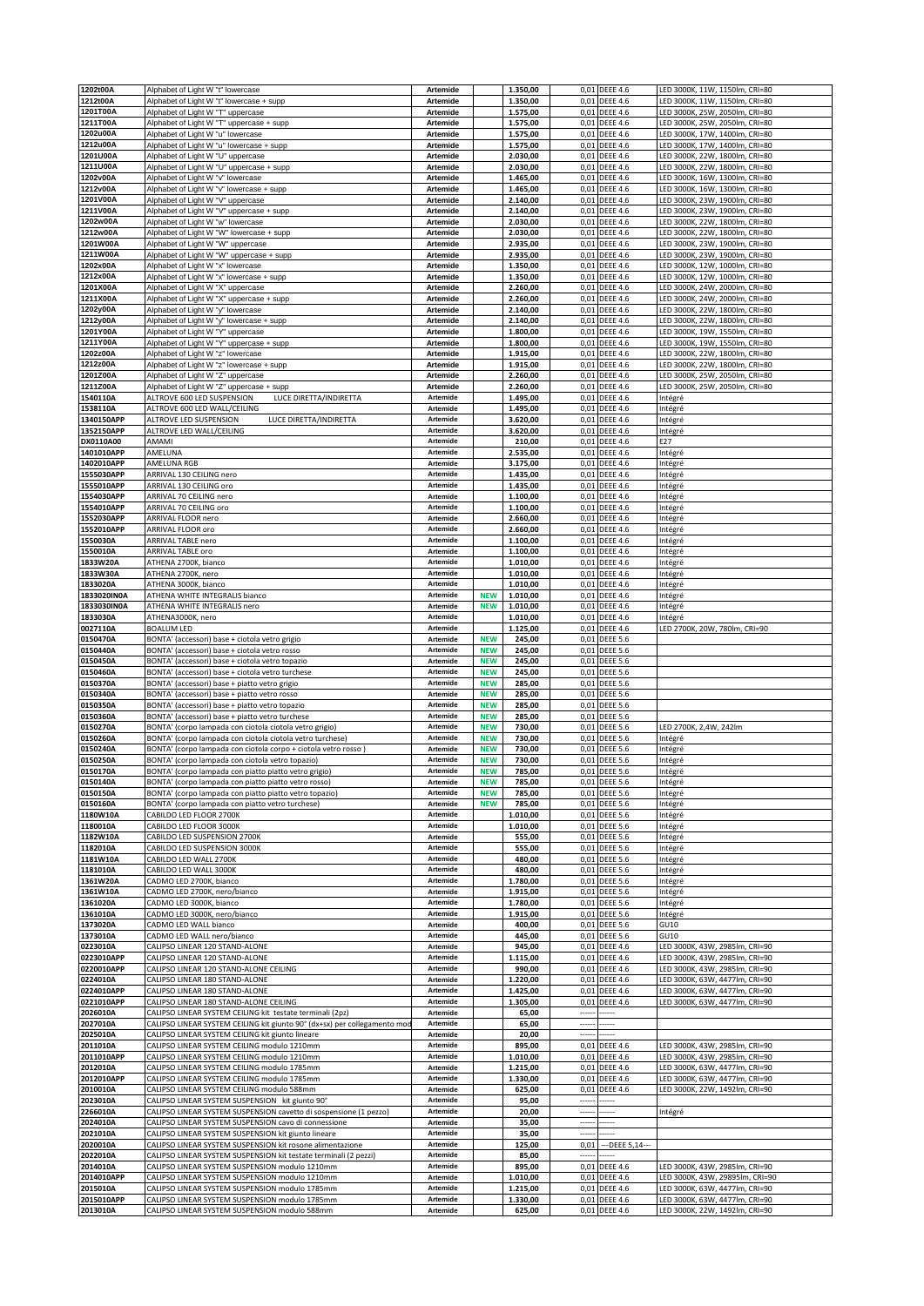| | | | | | | | |
|---|---|---|---|---|---|---|---|
| 1202t00A | Alphabet of Light W "t" lowercase | Artemide | | 1.350,00 | 0,01 | DEEE 4.6 | LED 3000K, 11W, 1150lm, CRI=80 |
| 1212t00A | Alphabet of Light W "t" lowercase + supp | Artemide | | 1.350,00 | 0,01 | DEEE 4.6 | LED 3000K, 11W, 1150lm, CRI=80 |
| 1201T00A | Alphabet of Light W "T" uppercase | Artemide | | 1.575,00 | 0,01 | DEEE 4.6 | LED 3000K, 25W, 2050lm, CRI=80 |
| 1211T00A | Alphabet of Light W "T" uppercase + supp | Artemide | | 1.575,00 | 0,01 | DEEE 4.6 | LED 3000K, 25W, 2050lm, CRI=80 |
| 1202u00A | Alphabet of Light W "u" lowercase | Artemide | | 1.575,00 | 0,01 | DEEE 4.6 | LED 3000K, 17W, 1400lm, CRI=80 |
| 1212u00A | Alphabet of Light W "u" lowercase + supp | Artemide | | 1.575,00 | 0,01 | DEEE 4.6 | LED 3000K, 17W, 1400lm, CRI=80 |
| 1201U00A | Alphabet of Light W "U" uppercase | Artemide | | 2.030,00 | 0,01 | DEEE 4.6 | LED 3000K, 22W, 1800lm, CRI=80 |
| 1211U00A | Alphabet of Light W "U" uppercase + supp | Artemide | | 2.030,00 | 0,01 | DEEE 4.6 | LED 3000K, 22W, 1800lm, CRI=80 |
| 1202v00A | Alphabet of Light W "v" lowercase | Artemide | | 1.465,00 | 0,01 | DEEE 4.6 | LED 3000K, 16W, 1300lm, CRI=80 |
| 1212v00A | Alphabet of Light W "v" lowercase + supp | Artemide | | 1.465,00 | 0,01 | DEEE 4.6 | LED 3000K, 16W, 1300lm, CRI=80 |
| 1201V00A | Alphabet of Light W "V" uppercase | Artemide | | 2.140,00 | 0,01 | DEEE 4.6 | LED 3000K, 23W, 1900lm, CRI=80 |
| 1211V00A | Alphabet of Light W "V" uppercase + supp | Artemide | | 2.140,00 | 0,01 | DEEE 4.6 | LED 3000K, 23W, 1900lm, CRI=80 |
| 1202w00A | Alphabet of Light W "w" lowercase | Artemide | | 2.030,00 | 0,01 | DEEE 4.6 | LED 3000K, 22W, 1800lm, CRI=80 |
| 1212w00A | Alphabet of Light W "W" lowercase + supp | Artemide | | 2.030,00 | 0,01 | DEEE 4.6 | LED 3000K, 22W, 1800lm, CRI=80 |
| 1201W00A | Alphabet of Light W "W" uppercase | Artemide | | 2.935,00 | 0,01 | DEEE 4.6 | LED 3000K, 23W, 1900lm, CRI=80 |
| 1211W00A | Alphabet of Light W "W" uppercase + supp | Artemide | | 2.935,00 | 0,01 | DEEE 4.6 | LED 3000K, 23W, 1900lm, CRI=80 |
| 1202x00A | Alphabet of Light W "x" lowercase | Artemide | | 1.350,00 | 0,01 | DEEE 4.6 | LED 3000K, 12W, 1000lm, CRI=80 |
| 1212x00A | Alphabet of Light W "x" lowercase + supp | Artemide | | 1.350,00 | 0,01 | DEEE 4.6 | LED 3000K, 12W, 1000lm, CRI=80 |
| 1201X00A | Alphabet of Light W "X" uppercase | Artemide | | 2.260,00 | 0,01 | DEEE 4.6 | LED 3000K, 24W, 2000lm, CRI=80 |
| 1211X00A | Alphabet of Light W "X" uppercase + supp | Artemide | | 2.260,00 | 0,01 | DEEE 4.6 | LED 3000K, 24W, 2000lm, CRI=80 |
| 1202y00A | Alphabet of Light W "y" lowercase | Artemide | | 2.140,00 | 0,01 | DEEE 4.6 | LED 3000K, 22W, 1800lm, CRI=80 |
| 1212y00A | Alphabet of Light W "y" lowercase + supp | Artemide | | 2.140,00 | 0,01 | DEEE 4.6 | LED 3000K, 22W, 1800lm, CRI=80 |
| 1201Y00A | Alphabet of Light W "Y" uppercase | Artemide | | 1.800,00 | 0,01 | DEEE 4.6 | LED 3000K, 19W, 1550lm, CRI=80 |
| 1211Y00A | Alphabet of Light W "Y" uppercase + supp | Artemide | | 1.800,00 | 0,01 | DEEE 4.6 | LED 3000K, 19W, 1550lm, CRI=80 |
| 1202z00A | Alphabet of Light W "z" lowercase | Artemide | | 1.915,00 | 0,01 | DEEE 4.6 | LED 3000K, 22W, 1800lm, CRI=80 |
| 1212z00A | Alphabet of Light W "z" lowercase + supp | Artemide | | 1.915,00 | 0,01 | DEEE 4.6 | LED 3000K, 22W, 1800lm, CRI=80 |
| 1201Z00A | Alphabet of Light W "Z" uppercase | Artemide | | 2.260,00 | 0,01 | DEEE 4.6 | LED 3000K, 25W, 2050lm, CRI=80 |
| 1211Z00A | Alphabet of Light W "Z" uppercase + supp | Artemide | | 2.260,00 | 0,01 | DEEE 4.6 | LED 3000K, 25W, 2050lm, CRI=80 |
| 1540110A | ALTROVE 600 LED SUSPENSION LUCE DIRETTA/INDIRETTA | Artemide | | 1.495,00 | 0,01 | DEEE 4.6 | Intégré |
| 1538110A | ALTROVE 600 LED WALL/CEILING | Artemide | | 1.495,00 | 0,01 | DEEE 4.6 | Intégré |
| 1340150APP | ALTROVE LED SUSPENSION LUCE DIRETTA/INDIRETTA | Artemide | | 3.620,00 | 0,01 | DEEE 4.6 | Intégré |
| 1352150APP | ALTROVE LED WALL/CEILING | Artemide | | 3.620,00 | 0,01 | DEEE 4.6 | Intégré |
| DX0110A00 | AMAMI | Artemide | | 210,00 | 0,01 | DEEE 4.6 | E27 |
| 1401010APP | AMELUNA | Artemide | | 2.535,00 | 0,01 | DEEE 4.6 | Intégré |
| 1402010APP | AMELUNA RGB | Artemide | | 3.175,00 | 0,01 | DEEE 4.6 | Intégré |
| 1555030APP | ARRIVAL 130 CEILING nero | Artemide | | 1.435,00 | 0,01 | DEEE 4.6 | Intégré |
| 1555010APP | ARRIVAL 130 CEILING oro | Artemide | | 1.435,00 | 0,01 | DEEE 4.6 | Intégré |
| 1554030APP | ARRIVAL 70 CEILING nero | Artemide | | 1.100,00 | 0,01 | DEEE 4.6 | Intégré |
| 1554010APP | ARRIVAL 70 CEILING oro | Artemide | | 1.100,00 | 0,01 | DEEE 4.6 | Intégré |
| 1552030APP | ARRIVAL FLOOR nero | Artemide | | 2.660,00 | 0,01 | DEEE 4.6 | Intégré |
| 1552010APP | ARRIVAL FLOOR oro | Artemide | | 2.660,00 | 0,01 | DEEE 4.6 | Intégré |
| 1550030A | ARRIVAL TABLE nero | Artemide | | 1.100,00 | 0,01 | DEEE 4.6 | Intégré |
| 1550010A | ARRIVAL TABLE oro | Artemide | | 1.100,00 | 0,01 | DEEE 4.6 | Intégré |
| 1833W20A | ATHENA 2700K, bianco | Artemide | | 1.010,00 | 0,01 | DEEE 4.6 | Intégré |
| 1833W30A | ATHENA 2700K, nero | Artemide | | 1.010,00 | 0,01 | DEEE 4.6 | Intégré |
| 1833020A | ATHENA 3000K, bianco | Artemide | | 1.010,00 | 0,01 | DEEE 4.6 | Intégré |
| 1833020IN0A | ATHENA WHITE INTEGRALIS bianco | Artemide | NEW | 1.010,00 | 0,01 | DEEE 4.6 | Intégré |
| 1833030IN0A | ATHENA WHITE INTEGRALIS nero | Artemide | NEW | 1.010,00 | 0,01 | DEEE 4.6 | Intégré |
| 1833030A | ATHENA3000K, nero | Artemide | | 1.010,00 | 0,01 | DEEE 4.6 | Intégré |
| 0027110A | BOALUM LED | Artemide | | 1.125,00 | 0,01 | DEEE 4.6 | LED 2700K, 20W, 780lm, CRI=90 |
| 0150470A | BONTA' (accessori) base + ciotola vetro grigio | Artemide | NEW | 245,00 | 0,01 | DEEE 5.6 | |
| 0150440A | BONTA' (accessori) base + ciotola vetro rosso | Artemide | NEW | 245,00 | 0,01 | DEEE 5.6 | |
| 0150450A | BONTA' (accessori) base + ciotola vetro topazio | Artemide | NEW | 245,00 | 0,01 | DEEE 5.6 | |
| 0150460A | BONTA' (accessori) base + ciotola vetro turchese | Artemide | NEW | 245,00 | 0,01 | DEEE 5.6 | |
| 0150370A | BONTA' (accessori) base + piatto vetro grigio | Artemide | NEW | 285,00 | 0,01 | DEEE 5.6 | |
| 0150340A | BONTA' (accessori) base + piatto vetro rosso | Artemide | NEW | 285,00 | 0,01 | DEEE 5.6 | |
| 0150350A | BONTA' (accessori) base + piatto vetro topazio | Artemide | NEW | 285,00 | 0,01 | DEEE 5.6 | |
| 0150360A | BONTA' (accessori) base + piatto vetro turchese | Artemide | NEW | 285,00 | 0,01 | DEEE 5.6 | |
| 0150270A | BONTA' (corpo lampada con ciotola ciotola vetro grigio) | Artemide | NEW | 730,00 | 0,01 | DEEE 5.6 | LED 2700K, 2,4W, 242lm |
| 0150260A | BONTA' (corpo lampada con ciotola ciotola vetro turchese) | Artemide | NEW | 730,00 | 0,01 | DEEE 5.6 | Intégré |
| 0150240A | BONTA' (corpo lampada con ciotola corpo + ciotola vetro rosso ) | Artemide | NEW | 730,00 | 0,01 | DEEE 5.6 | Intégré |
| 0150250A | BONTA' (corpo lampada con ciotola vetro topazio) | Artemide | NEW | 730,00 | 0,01 | DEEE 5.6 | Intégré |
| 0150170A | BONTA' (corpo lampada con piatto piatto vetro grigio) | Artemide | NEW | 785,00 | 0,01 | DEEE 5.6 | Intégré |
| 0150140A | BONTA' (corpo lampada con piatto piatto vetro rosso) | Artemide | NEW | 785,00 | 0,01 | DEEE 5.6 | Intégré |
| 0150150A | BONTA' (corpo lampada con piatto piatto vetro topazio) | Artemide | NEW | 785,00 | 0,01 | DEEE 5.6 | Intégré |
| 0150160A | BONTA' (corpo lampada con piatto vetro turchese) | Artemide | NEW | 785,00 | 0,01 | DEEE 5.6 | Intégré |
| 1180W10A | CABILDO LED FLOOR 2700K | Artemide | | 1.010,00 | 0,01 | DEEE 5.6 | Intégré |
| 1180010A | CABILDO LED FLOOR 3000K | Artemide | | 1.010,00 | 0,01 | DEEE 5.6 | Intégré |
| 1182W10A | CABILDO LED SUSPENSION 2700K | Artemide | | 555,00 | 0,01 | DEEE 5.6 | Intégré |
| 1182010A | CABILDO LED SUSPENSION 3000K | Artemide | | 555,00 | 0,01 | DEEE 5.6 | Intégré |
| 1181W10A | CABILDO LED WALL 2700K | Artemide | | 480,00 | 0,01 | DEEE 5.6 | Intégré |
| 1181010A | CABILDO LED WALL 3000K | Artemide | | 480,00 | 0,01 | DEEE 5.6 | Intégré |
| 1361W20A | CADMO LED 2700K, bianco | Artemide | | 1.780,00 | 0,01 | DEEE 5.6 | Intégré |
| 1361W10A | CADMO LED 2700K, nero/bianco | Artemide | | 1.915,00 | 0,01 | DEEE 5.6 | Intégré |
| 1361020A | CADMO LED 3000K, bianco | Artemide | | 1.780,00 | 0,01 | DEEE 5.6 | Intégré |
| 1361010A | CADMO LED 3000K, nero/bianco | Artemide | | 1.915,00 | 0,01 | DEEE 5.6 | Intégré |
| 1373020A | CADMO LED WALL bianco | Artemide | | 400,00 | 0,01 | DEEE 5.6 | GU10 |
| 1373010A | CADMO LED WALL nero/bianco | Artemide | | 445,00 | 0,01 | DEEE 5.6 | GU10 |
| 0223010A | CALIPSO LINEAR 120 STAND-ALONE | Artemide | | 945,00 | 0,01 | DEEE 4.6 | LED 3000K, 43W, 2985lm, CRI=90 |
| 0223010APP | CALIPSO LINEAR 120 STAND-ALONE | Artemide | | 1.115,00 | 0,01 | DEEE 4.6 | LED 3000K, 43W, 2985lm, CRI=90 |
| 0220010APP | CALIPSO LINEAR 120 STAND-ALONE CEILING | Artemide | | 990,00 | 0,01 | DEEE 4.6 | LED 3000K, 43W, 2985lm, CRI=90 |
| 0224010A | CALIPSO LINEAR 180 STAND-ALONE | Artemide | | 1.220,00 | 0,01 | DEEE 4.6 | LED 3000K, 63W, 4477lm, CRI=90 |
| 0224010APP | CALIPSO LINEAR 180 STAND-ALONE | Artemide | | 1.425,00 | 0,01 | DEEE 4.6 | LED 3000K, 63W, 4477lm, CRI=90 |
| 0221010APP | CALIPSO LINEAR 180 STAND-ALONE CEILING | Artemide | | 1.305,00 | 0,01 | DEEE 4.6 | LED 3000K, 63W, 4477lm, CRI=90 |
| 2026010A | CALIPSO LINEAR SYSTEM CEILING kit testate terminali (2pz) | Artemide | | 65,00 | ------ | ------ | |
| 2027010A | CALIPSO LINEAR SYSTEM CEILING kit giunto 90° (dx+sx) per collegamento mod | Artemide | | 65,00 | ------ | ------ | |
| 2025010A | CALIPSO LINEAR SYSTEM CEILING kit giunto lineare | Artemide | | 20,00 | ------ | ------ | |
| 2011010A | CALIPSO LINEAR SYSTEM CEILING modulo 1210mm | Artemide | | 895,00 | 0,01 | DEEE 4.6 | LED 3000K, 43W, 2985lm, CRI=90 |
| 2011010APP | CALIPSO LINEAR SYSTEM CEILING modulo 1210mm | Artemide | | 1.010,00 | 0,01 | DEEE 4.6 | LED 3000K, 43W, 2985lm, CRI=90 |
| 2012010A | CALIPSO LINEAR SYSTEM CEILING modulo 1785mm | Artemide | | 1.215,00 | 0,01 | DEEE 4.6 | LED 3000K, 63W, 4477lm, CRI=90 |
| 2012010APP | CALIPSO LINEAR SYSTEM CEILING modulo 1785mm | Artemide | | 1.330,00 | 0,01 | DEEE 4.6 | LED 3000K, 63W, 4477lm, CRI=90 |
| 2010010A | CALIPSO LINEAR SYSTEM CEILING modulo 588mm | Artemide | | 625,00 | 0,01 | DEEE 4.6 | LED 3000K, 22W, 1492lm, CRI=90 |
| 2023010A | CALIPSO LINEAR SYSTEM SUSPENSION kit giunto 90° | Artemide | | 95,00 | ------ | ------ | |
| 2266010A | CALIPSO LINEAR SYSTEM SUSPENSION cavetto di sospensione (1 pezzo) | Artemide | | 20,00 | ------ | ------ | Intégré |
| 2024010A | CALIPSO LINEAR SYSTEM SUSPENSION cavo di connessione | Artemide | | 35,00 | ------ | ------ | |
| 2021010A | CALIPSO LINEAR SYSTEM SUSPENSION kit giunto lineare | Artemide | | 35,00 | ------ | ------ | |
| 2020010A | CALIPSO LINEAR SYSTEM SUSPENSION kit rosone alimentazione | Artemide | | 125,00 | 0,01 | ---DEEE 5,14--- | |
| 2022010A | CALIPSO LINEAR SYSTEM SUSPENSION kit testate terminali (2 pezzi) | Artemide | | 85,00 | ------ | ------ | |
| 2014010A | CALIPSO LINEAR SYSTEM SUSPENSION modulo 1210mm | Artemide | | 895,00 | 0,01 | DEEE 4.6 | LED 3000K, 43W, 2985lm, CRI=90 |
| 2014010APP | CALIPSO LINEAR SYSTEM SUSPENSION modulo 1210mm | Artemide | | 1.010,00 | 0,01 | DEEE 4.6 | LED 3000K, 43W, 29895lm, CRI=90 |
| 2015010A | CALIPSO LINEAR SYSTEM SUSPENSION modulo 1785mm | Artemide | | 1.215,00 | 0,01 | DEEE 4.6 | LED 3000K, 63W, 4477lm, CRI=90 |
| 2015010APP | CALIPSO LINEAR SYSTEM SUSPENSION modulo 1785mm | Artemide | | 1.330,00 | 0,01 | DEEE 4.6 | LED 3000K, 63W, 4477lm, CRI=90 |
| 2013010A | CALIPSO LINEAR SYSTEM SUSPENSION modulo 588mm | Artemide | | 625,00 | 0,01 | DEEE 4.6 | LED 3000K, 22W, 1492lm, CRI=90 |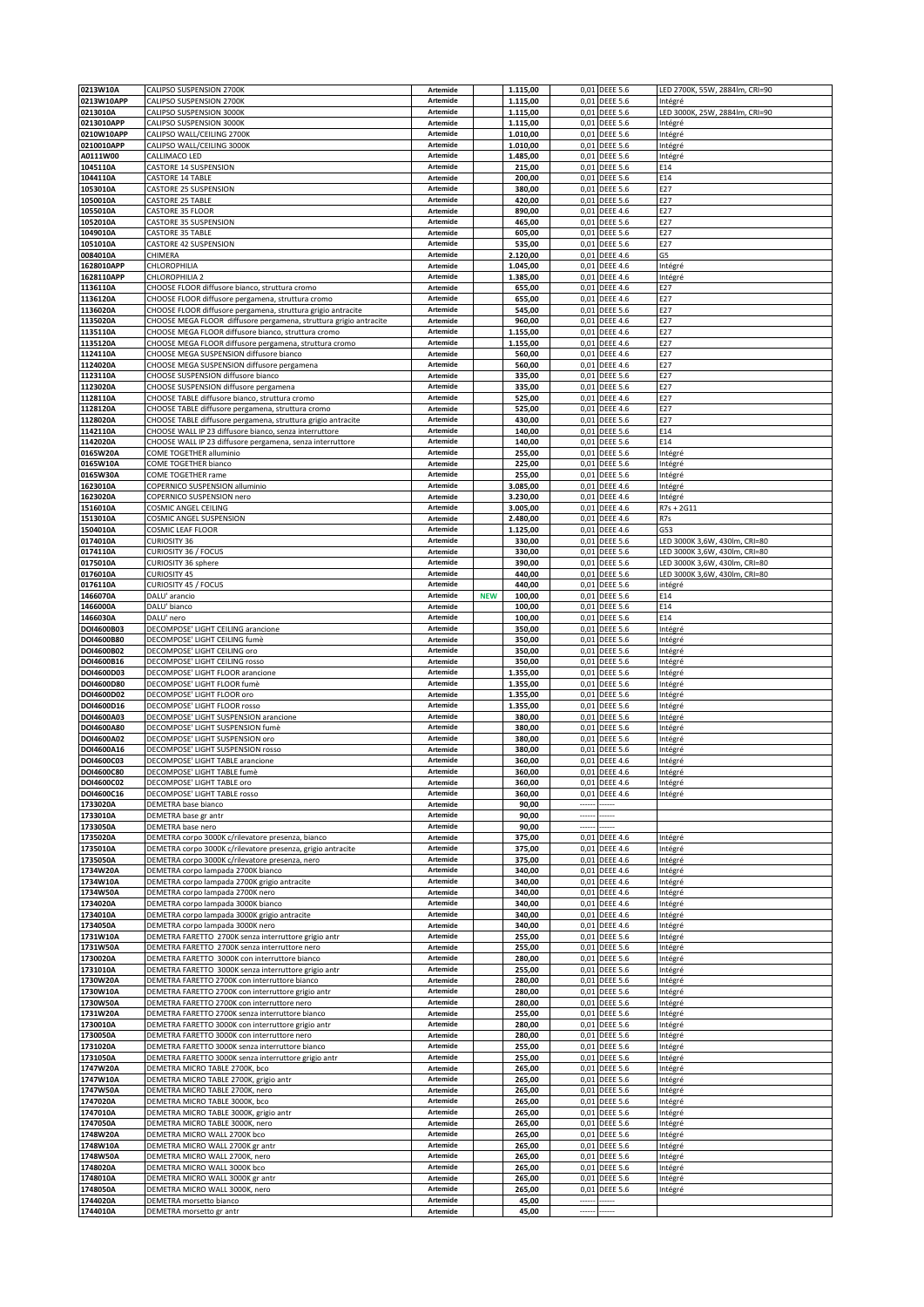| | | | | | | | |
|---|---|---|---|---|---|---|---|
| 0213W10A | CALIPSO SUSPENSION 2700K | Artemide | | 1.115,00 | 0,01 | DEEE 5.6 | LED 2700K, 55W, 2884lm, CRI=90 |
| 0213W10APP | CALIPSO SUSPENSION 2700K | Artemide | | 1.115,00 | 0,01 | DEEE 5.6 | Intégré |
| 0213010A | CALIPSO SUSPENSION 3000K | Artemide | | 1.115,00 | 0,01 | DEEE 5.6 | LED 3000K, 25W, 2884lm, CRI=90 |
| 0213010APP | CALIPSO SUSPENSION 3000K | Artemide | | 1.115,00 | 0,01 | DEEE 5.6 | Intégré |
| 0210W10APP | CALIPSO WALL/CEILING 2700K | Artemide | | 1.010,00 | 0,01 | DEEE 5.6 | Intégré |
| 0210010APP | CALIPSO WALL/CEILING 3000K | Artemide | | 1.010,00 | 0,01 | DEEE 5.6 | Intégré |
| A0111W00 | CALLIMACO LED | Artemide | | 1.485,00 | 0,01 | DEEE 5.6 | Intégré |
| 1045110A | CASTORE 14 SUSPENSION | Artemide | | 215,00 | 0,01 | DEEE 5.6 | E14 |
| 1044110A | CASTORE 14 TABLE | Artemide | | 200,00 | 0,01 | DEEE 5.6 | E14 |
| 1053010A | CASTORE 25 SUSPENSION | Artemide | | 380,00 | 0,01 | DEEE 5.6 | E27 |
| 1050010A | CASTORE 25 TABLE | Artemide | | 420,00 | 0,01 | DEEE 5.6 | E27 |
| 1055010A | CASTORE 35 FLOOR | Artemide | | 890,00 | 0,01 | DEEE 4.6 | E27 |
| 1052010A | CASTORE 35 SUSPENSION | Artemide | | 465,00 | 0,01 | DEEE 5.6 | E27 |
| 1049010A | CASTORE 35 TABLE | Artemide | | 605,00 | 0,01 | DEEE 5.6 | E27 |
| 1051010A | CASTORE 42 SUSPENSION | Artemide | | 535,00 | 0,01 | DEEE 5.6 | E27 |
| 0084010A | CHIMERA | Artemide | | 2.120,00 | 0,01 | DEEE 4.6 | G5 |
| 1628010APP | CHLOROPHILIA | Artemide | | 1.045,00 | 0,01 | DEEE 4.6 | Intégré |
| 1628110APP | CHLOROPHILIA 2 | Artemide | | 1.385,00 | 0,01 | DEEE 4.6 | Intégré |
| 1136110A | CHOOSE FLOOR diffusore bianco, struttura cromo | Artemide | | 655,00 | 0,01 | DEEE 4.6 | E27 |
| 1136120A | CHOOSE FLOOR diffusore pergamena, struttura cromo | Artemide | | 655,00 | 0,01 | DEEE 4.6 | E27 |
| 1136020A | CHOOSE FLOOR diffusore pergamena, struttura grigio antracite | Artemide | | 545,00 | 0,01 | DEEE 5.6 | E27 |
| 1135020A | CHOOSE MEGA FLOOR diffusore pergamena, struttura grigio antracite | Artemide | | 960,00 | 0,01 | DEEE 4.6 | E27 |
| 1135110A | CHOOSE MEGA FLOOR diffusore bianco, struttura cromo | Artemide | | 1.155,00 | 0,01 | DEEE 4.6 | E27 |
| 1135120A | CHOOSE MEGA FLOOR diffusore pergamena, struttura cromo | Artemide | | 1.155,00 | 0,01 | DEEE 4.6 | E27 |
| 1124110A | CHOOSE MEGA SUSPENSION diffusore bianco | Artemide | | 560,00 | 0,01 | DEEE 4.6 | E27 |
| 1124020A | CHOOSE MEGA SUSPENSION diffusore pergamena | Artemide | | 560,00 | 0,01 | DEEE 4.6 | E27 |
| 1123110A | CHOOSE SUSPENSION diffusore bianco | Artemide | | 335,00 | 0,01 | DEEE 5.6 | E27 |
| 1123020A | CHOOSE SUSPENSION diffusore pergamena | Artemide | | 335,00 | 0,01 | DEEE 5.6 | E27 |
| 1128110A | CHOOSE TABLE diffusore bianco, struttura cromo | Artemide | | 525,00 | 0,01 | DEEE 4.6 | E27 |
| 1128120A | CHOOSE TABLE diffusore pergamena, struttura cromo | Artemide | | 525,00 | 0,01 | DEEE 4.6 | E27 |
| 1128020A | CHOOSE TABLE diffusore pergamena, struttura grigio antracite | Artemide | | 430,00 | 0,01 | DEEE 5.6 | E27 |
| 1142110A | CHOOSE WALL IP 23 diffusore bianco, senza interruttore | Artemide | | 140,00 | 0,01 | DEEE 5.6 | E14 |
| 1142020A | CHOOSE WALL IP 23 diffusore pergamena, senza interruttore | Artemide | | 140,00 | 0,01 | DEEE 5.6 | E14 |
| 0165W20A | COME TOGETHER alluminio | Artemide | | 255,00 | 0,01 | DEEE 5.6 | Intégré |
| 0165W10A | COME TOGETHER bianco | Artemide | | 225,00 | 0,01 | DEEE 5.6 | Intégré |
| 0165W30A | COME TOGETHER rame | Artemide | | 255,00 | 0,01 | DEEE 5.6 | Intégré |
| 1623010A | COPERNICO SUSPENSION alluminio | Artemide | | 3.085,00 | 0,01 | DEEE 4.6 | Intégré |
| 1623020A | COPERNICO SUSPENSION nero | Artemide | | 3.230,00 | 0,01 | DEEE 4.6 | Intégré |
| 1516010A | COSMIC ANGEL CEILING | Artemide | | 3.005,00 | 0,01 | DEEE 4.6 | R7s + 2G11 |
| 1513010A | COSMIC ANGEL SUSPENSION | Artemide | | 2.480,00 | 0,01 | DEEE 4.6 | R7s |
| 1504010A | COSMIC LEAF FLOOR | Artemide | | 1.125,00 | 0,01 | DEEE 4.6 | G53 |
| 0174010A | CURIOSITY 36 | Artemide | | 330,00 | 0,01 | DEEE 5.6 | LED 3000K 3,6W, 430lm, CRI=80 |
| 0174110A | CURIOSITY 36 / FOCUS | Artemide | | 330,00 | 0,01 | DEEE 5.6 | LED 3000K 3,6W, 430lm, CRI=80 |
| 0175010A | CURIOSITY 36 sphere | Artemide | | 390,00 | 0,01 | DEEE 5.6 | LED 3000K 3,6W, 430lm, CRI=80 |
| 0176010A | CURIOSITY 45 | Artemide | | 440,00 | 0,01 | DEEE 5.6 | LED 3000K 3,6W, 430lm, CRI=80 |
| 0176110A | CURIOSITY 45 / FOCUS | Artemide | | 440,00 | 0,01 | DEEE 5.6 | intégré |
| 1466070A | DALU' arancio | Artemide | NEW | 100,00 | 0,01 | DEEE 5.6 | E14 |
| 1466000A | DALU' bianco | Artemide | | 100,00 | 0,01 | DEEE 5.6 | E14 |
| 1466030A | DALU' nero | Artemide | | 100,00 | 0,01 | DEEE 5.6 | E14 |
| DOI4600B03 | DECOMPOSE' LIGHT CEILING arancione | Artemide | | 350,00 | 0,01 | DEEE 5.6 | Intégré |
| DOI4600B80 | DECOMPOSE' LIGHT CEILING fumè | Artemide | | 350,00 | 0,01 | DEEE 5.6 | Intégré |
| DOI4600B02 | DECOMPOSE' LIGHT CEILING oro | Artemide | | 350,00 | 0,01 | DEEE 5.6 | Intégré |
| DOI4600B16 | DECOMPOSE' LIGHT CEILING rosso | Artemide | | 350,00 | 0,01 | DEEE 5.6 | Intégré |
| DOI4600D03 | DECOMPOSE' LIGHT FLOOR arancione | Artemide | | 1.355,00 | 0,01 | DEEE 5.6 | Intégré |
| DOI4600D80 | DECOMPOSE' LIGHT FLOOR fumè | Artemide | | 1.355,00 | 0,01 | DEEE 5.6 | Intégré |
| DOI4600D02 | DECOMPOSE' LIGHT FLOOR oro | Artemide | | 1.355,00 | 0,01 | DEEE 5.6 | Intégré |
| DOI4600D16 | DECOMPOSE' LIGHT FLOOR rosso | Artemide | | 1.355,00 | 0,01 | DEEE 5.6 | Intégré |
| DOI4600A03 | DECOMPOSE' LIGHT SUSPENSION arancione | Artemide | | 380,00 | 0,01 | DEEE 5.6 | Intégré |
| DOI4600A80 | DECOMPOSE' LIGHT SUSPENSION fumè | Artemide | | 380,00 | 0,01 | DEEE 5.6 | Intégré |
| DOI4600A02 | DECOMPOSE' LIGHT SUSPENSION oro | Artemide | | 380,00 | 0,01 | DEEE 5.6 | Intégré |
| DOI4600A16 | DECOMPOSE' LIGHT SUSPENSION rosso | Artemide | | 380,00 | 0,01 | DEEE 5.6 | Intégré |
| DOI4600C03 | DECOMPOSE' LIGHT TABLE arancione | Artemide | | 360,00 | 0,01 | DEEE 4.6 | Intégré |
| DOI4600C80 | DECOMPOSE' LIGHT TABLE fumè | Artemide | | 360,00 | 0,01 | DEEE 4.6 | Intégré |
| DOI4600C02 | DECOMPOSE' LIGHT TABLE oro | Artemide | | 360,00 | 0,01 | DEEE 4.6 | Intégré |
| DOI4600C16 | DECOMPOSE' LIGHT TABLE rosso | Artemide | | 360,00 | 0,01 | DEEE 4.6 | Intégré |
| 1733020A | DEMETRA base bianco | Artemide | | 90,00 | ------ | ------ | |
| 1733010A | DEMETRA base gr antr | Artemide | | 90,00 | ------ | ------ | |
| 1733050A | DEMETRA base nero | Artemide | | 90,00 | ------ | ------ | |
| 1735020A | DEMETRA corpo 3000K c/rilevatore presenza, bianco | Artemide | | 375,00 | 0,01 | DEEE 4.6 | Intégré |
| 1735010A | DEMETRA corpo 3000K c/rilevatore presenza, grigio antracite | Artemide | | 375,00 | 0,01 | DEEE 4.6 | Intégré |
| 1735050A | DEMETRA corpo 3000K c/rilevatore presenza, nero | Artemide | | 375,00 | 0,01 | DEEE 4.6 | Intégré |
| 1734W20A | DEMETRA corpo lampada 2700K bianco | Artemide | | 340,00 | 0,01 | DEEE 4.6 | Intégré |
| 1734W10A | DEMETRA corpo lampada 2700K grigio antracite | Artemide | | 340,00 | 0,01 | DEEE 4.6 | Intégré |
| 1734W50A | DEMETRA corpo lampada 2700K nero | Artemide | | 340,00 | 0,01 | DEEE 4.6 | Intégré |
| 1734020A | DEMETRA corpo lampada 3000K bianco | Artemide | | 340,00 | 0,01 | DEEE 4.6 | Intégré |
| 1734010A | DEMETRA corpo lampada 3000K grigio antracite | Artemide | | 340,00 | 0,01 | DEEE 4.6 | Intégré |
| 1734050A | DEMETRA corpo lampada 3000K nero | Artemide | | 340,00 | 0,01 | DEEE 4.6 | Intégré |
| 1731W10A | DEMETRA FARETTO 2700K senza interruttore grigio antr | Artemide | | 255,00 | 0,01 | DEEE 5.6 | Intégré |
| 1731W50A | DEMETRA FARETTO 2700K senza interruttore nero | Artemide | | 255,00 | 0,01 | DEEE 5.6 | Intégré |
| 1730020A | DEMETRA FARETTO 3000K con interruttore bianco | Artemide | | 280,00 | 0,01 | DEEE 5.6 | Intégré |
| 1731010A | DEMETRA FARETTO 3000K senza interruttore grigio antr | Artemide | | 255,00 | 0,01 | DEEE 5.6 | Intégré |
| 1730W20A | DEMETRA FARETTO 2700K con interruttore bianco | Artemide | | 280,00 | 0,01 | DEEE 5.6 | Intégré |
| 1730W10A | DEMETRA FARETTO 2700K con interruttore grigio antr | Artemide | | 280,00 | 0,01 | DEEE 5.6 | Intégré |
| 1730W50A | DEMETRA FARETTO 2700K con interruttore nero | Artemide | | 280,00 | 0,01 | DEEE 5.6 | Intégré |
| 1731W20A | DEMETRA FARETTO 2700K senza interruttore bianco | Artemide | | 255,00 | 0,01 | DEEE 5.6 | Intégré |
| 1730010A | DEMETRA FARETTO 3000K con interruttore grigio antr | Artemide | | 280,00 | 0,01 | DEEE 5.6 | Intégré |
| 1730050A | DEMETRA FARETTO 3000K con interruttore nero | Artemide | | 280,00 | 0,01 | DEEE 5.6 | Intégré |
| 1731020A | DEMETRA FARETTO 3000K senza interruttore bianco | Artemide | | 255,00 | 0,01 | DEEE 5.6 | Intégré |
| 1731050A | DEMETRA FARETTO 3000K senza interruttore grigio antr | Artemide | | 255,00 | 0,01 | DEEE 5.6 | Intégré |
| 1747W20A | DEMETRA MICRO TABLE 2700K, bco | Artemide | | 265,00 | 0,01 | DEEE 5.6 | Intégré |
| 1747W10A | DEMETRA MICRO TABLE 2700K, grigio antr | Artemide | | 265,00 | 0,01 | DEEE 5.6 | Intégré |
| 1747W50A | DEMETRA MICRO TABLE 2700K, nero | Artemide | | 265,00 | 0,01 | DEEE 5.6 | Intégré |
| 1747020A | DEMETRA MICRO TABLE 3000K, bco | Artemide | | 265,00 | 0,01 | DEEE 5.6 | Intégré |
| 1747010A | DEMETRA MICRO TABLE 3000K, grigio antr | Artemide | | 265,00 | 0,01 | DEEE 5.6 | Intégré |
| 1747050A | DEMETRA MICRO TABLE 3000K, nero | Artemide | | 265,00 | 0,01 | DEEE 5.6 | Intégré |
| 1748W20A | DEMETRA MICRO WALL 2700K bco | Artemide | | 265,00 | 0,01 | DEEE 5.6 | Intégré |
| 1748W10A | DEMETRA MICRO WALL 2700K gr antr | Artemide | | 265,00 | 0,01 | DEEE 5.6 | Intégré |
| 1748W50A | DEMETRA MICRO WALL 2700K, nero | Artemide | | 265,00 | 0,01 | DEEE 5.6 | Intégré |
| 1748020A | DEMETRA MICRO WALL 3000K bco | Artemide | | 265,00 | 0,01 | DEEE 5.6 | Intégré |
| 1748010A | DEMETRA MICRO WALL 3000K gr antr | Artemide | | 265,00 | 0,01 | DEEE 5.6 | Intégré |
| 1748050A | DEMETRA MICRO WALL 3000K, nero | Artemide | | 265,00 | 0,01 | DEEE 5.6 | Intégré |
| 1744020A | DEMETRA morsetto bianco | Artemide | | 45,00 | ------ | ------ | |
| 1744010A | DEMETRA morsetto gr antr | Artemide | | 45,00 | ------ | ------ | |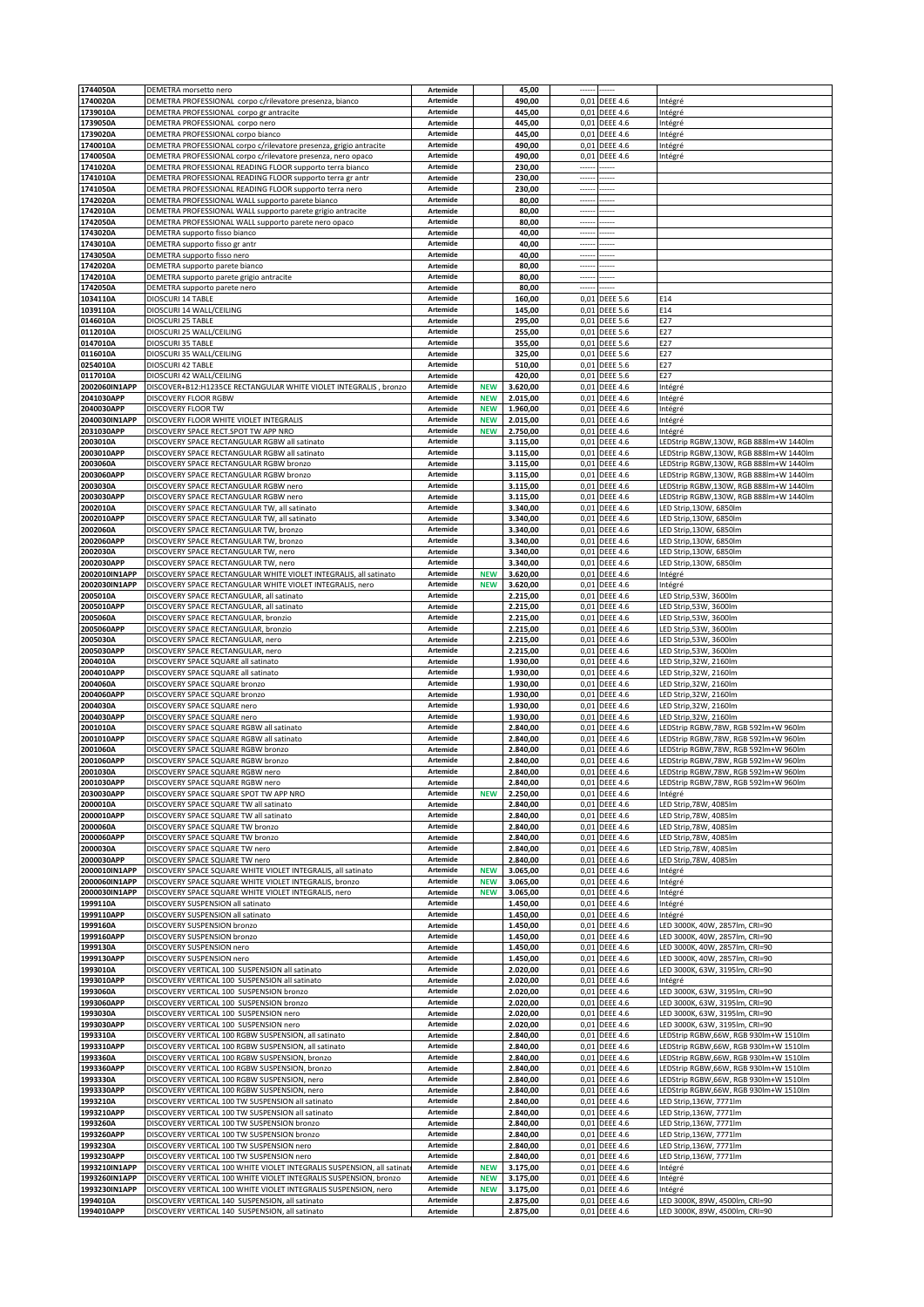| | | | | | | | |
|---|---|---|---|---|---|---|---|
| 1744050A | DEMETRA morsetto nero | Artemide | | 45,00 | ------ | ------ | |
| 1740020A | DEMETRA PROFESSIONAL corpo c/rilevatore presenza, bianco | Artemide | | 490,00 | 0,01 | DEEE 4.6 | Intégré |
| 1739010A | DEMETRA PROFESSIONAL corpo gr antracite | Artemide | | 445,00 | 0,01 | DEEE 4.6 | Intégré |
| 1739050A | DEMETRA PROFESSIONAL corpo nero | Artemide | | 445,00 | 0,01 | DEEE 4.6 | Intégré |
| 1739020A | DEMETRA PROFESSIONAL corpo bianco | Artemide | | 445,00 | 0,01 | DEEE 4.6 | Intégré |
| 1740010A | DEMETRA PROFESSIONAL corpo c/rilevatore presenza, grigio antracite | Artemide | | 490,00 | 0,01 | DEEE 4.6 | Intégré |
| 1740050A | DEMETRA PROFESSIONAL corpo c/rilevatore presenza, nero opaco | Artemide | | 490,00 | 0,01 | DEEE 4.6 | Intégré |
| 1741020A | DEMETRA PROFESSIONAL READING FLOOR supporto terra bianco | Artemide | | 230,00 | ------ | ------ | |
| 1741010A | DEMETRA PROFESSIONAL READING FLOOR supporto terra gr antr | Artemide | | 230,00 | ------ | ------ | |
| 1741050A | DEMETRA PROFESSIONAL READING FLOOR supporto terra nero | Artemide | | 230,00 | ------ | ------ | |
| 1742020A | DEMETRA PROFESSIONAL WALL supporto parete bianco | Artemide | | 80,00 | ------ | ------ | |
| 1742010A | DEMETRA PROFESSIONAL WALL supporto parete grigio antracite | Artemide | | 80,00 | ------ | ------ | |
| 1742050A | DEMETRA PROFESSIONAL WALL supporto parete nero opaco | Artemide | | 80,00 | ------ | ------ | |
| 1743020A | DEMETRA supporto fisso bianco | Artemide | | 40,00 | ------ | ------ | |
| 1743010A | DEMETRA supporto fisso gr antr | Artemide | | 40,00 | ------ | ------ | |
| 1743050A | DEMETRA supporto fisso nero | Artemide | | 40,00 | ------ | ------ | |
| 1742020A | DEMETRA supporto parete bianco | Artemide | | 80,00 | ------ | ------ | |
| 1742010A | DEMETRA supporto parete grigio antracite | Artemide | | 80,00 | ------ | ------ | |
| 1742050A | DEMETRA supporto parete nero | Artemide | | 80,00 | ------ | ------ | |
| 1034110A | DIOSCURI 14 TABLE | Artemide | | 160,00 | 0,01 | DEEE 5.6 | E14 |
| 1039110A | DIOSCURI 14 WALL/CEILING | Artemide | | 145,00 | 0,01 | DEEE 5.6 | E14 |
| 0146010A | DIOSCURI 25 TABLE | Artemide | | 295,00 | 0,01 | DEEE 5.6 | E27 |
| 0112010A | DIOSCURI 25 WALL/CEILING | Artemide | | 255,00 | 0,01 | DEEE 5.6 | E27 |
| 0147010A | DIOSCURI 35 TABLE | Artemide | | 355,00 | 0,01 | DEEE 5.6 | E27 |
| 0116010A | DIOSCURI 35 WALL/CEILING | Artemide | | 325,00 | 0,01 | DEEE 5.6 | E27 |
| 0254010A | DIOSCURI 42 TABLE | Artemide | | 510,00 | 0,01 | DEEE 5.6 | E27 |
| 0117010A | DIOSCURI 42 WALL/CEILING | Artemide | | 420,00 | 0,01 | DEEE 5.6 | E27 |
| 2002060IN1APP | DISCOVER+B12:H1235CE RECTANGULAR WHITE VIOLET INTEGRALIS , bronzo | Artemide | NEW | 3.620,00 | 0,01 | DEEE 4.6 | Intégré |
| 2041030APP | DISCOVERY FLOOR RGBW | Artemide | NEW | 2.015,00 | 0,01 | DEEE 4.6 | Intégré |
| 2040030APP | DISCOVERY FLOOR TW | Artemide | NEW | 1.960,00 | 0,01 | DEEE 4.6 | Intégré |
| 2040030IN1APP | DISCOVERY FLOOR WHITE VIOLET INTEGRALIS | Artemide | NEW | 2.015,00 | 0,01 | DEEE 4.6 | Intégré |
| 2031030APP | DISCOVERY SPACE RECT.SPOT TW APP NRO | Artemide | NEW | 2.750,00 | 0,01 | DEEE 4.6 | Intégré |
| 2003010A | DISCOVERY SPACE RECTANGULAR RGBW all satinato | Artemide | | 3.115,00 | 0,01 | DEEE 4.6 | LEDStrip RGBW,130W, RGB 888lm+W 1440lm |
| 2003010APP | DISCOVERY SPACE RECTANGULAR RGBW all satinato | Artemide | | 3.115,00 | 0,01 | DEEE 4.6 | LEDStrip RGBW,130W, RGB 888lm+W 1440lm |
| 2003060A | DISCOVERY SPACE RECTANGULAR RGBW bronzo | Artemide | | 3.115,00 | 0,01 | DEEE 4.6 | LEDStrip RGBW,130W, RGB 888lm+W 1440lm |
| 2003060APP | DISCOVERY SPACE RECTANGULAR RGBW bronzo | Artemide | | 3.115,00 | 0,01 | DEEE 4.6 | LEDStrip RGBW,130W, RGB 888lm+W 1440lm |
| 2003030A | DISCOVERY SPACE RECTANGULAR RGBW nero | Artemide | | 3.115,00 | 0,01 | DEEE 4.6 | LEDStrip RGBW,130W, RGB 888lm+W 1440lm |
| 2003030APP | DISCOVERY SPACE RECTANGULAR RGBW nero | Artemide | | 3.115,00 | 0,01 | DEEE 4.6 | LEDStrip RGBW,130W, RGB 888lm+W 1440lm |
| 2002010A | DISCOVERY SPACE RECTANGULAR TW, all satinato | Artemide | | 3.340,00 | 0,01 | DEEE 4.6 | LED Strip,130W, 6850lm |
| 2002010APP | DISCOVERY SPACE RECTANGULAR TW, all satinato | Artemide | | 3.340,00 | 0,01 | DEEE 4.6 | LED Strip,130W, 6850lm |
| 2002060A | DISCOVERY SPACE RECTANGULAR TW, bronzo | Artemide | | 3.340,00 | 0,01 | DEEE 4.6 | LED Strip,130W, 6850lm |
| 2002060APP | DISCOVERY SPACE RECTANGULAR TW, bronzo | Artemide | | 3.340,00 | 0,01 | DEEE 4.6 | LED Strip,130W, 6850lm |
| 2002030A | DISCOVERY SPACE RECTANGULAR TW, nero | Artemide | | 3.340,00 | 0,01 | DEEE 4.6 | LED Strip,130W, 6850lm |
| 2002030APP | DISCOVERY SPACE RECTANGULAR TW, nero | Artemide | | 3.340,00 | 0,01 | DEEE 4.6 | LED Strip,130W, 6850lm |
| 2002010IN1APP | DISCOVERY SPACE RECTANGULAR WHITE VIOLET INTEGRALIS, all satinato | Artemide | NEW | 3.620,00 | 0,01 | DEEE 4.6 | Intégré |
| 2002030IN1APP | DISCOVERY SPACE RECTANGULAR WHITE VIOLET INTEGRALIS, nero | Artemide | NEW | 3.620,00 | 0,01 | DEEE 4.6 | Intégré |
| 2005010A | DISCOVERY SPACE RECTANGULAR, all satinato | Artemide | | 2.215,00 | 0,01 | DEEE 4.6 | LED Strip,53W, 3600lm |
| 2005010APP | DISCOVERY SPACE RECTANGULAR, all satinato | Artemide | | 2.215,00 | 0,01 | DEEE 4.6 | LED Strip,53W, 3600lm |
| 2005060A | DISCOVERY SPACE RECTANGULAR, bronzio | Artemide | | 2.215,00 | 0,01 | DEEE 4.6 | LED Strip,53W, 3600lm |
| 2005060APP | DISCOVERY SPACE RECTANGULAR, bronzio | Artemide | | 2.215,00 | 0,01 | DEEE 4.6 | LED Strip,53W, 3600lm |
| 2005030A | DISCOVERY SPACE RECTANGULAR, nero | Artemide | | 2.215,00 | 0,01 | DEEE 4.6 | LED Strip,53W, 3600lm |
| 2005030APP | DISCOVERY SPACE RECTANGULAR, nero | Artemide | | 2.215,00 | 0,01 | DEEE 4.6 | LED Strip,53W, 3600lm |
| 2004010A | DISCOVERY SPACE SQUARE all satinato | Artemide | | 1.930,00 | 0,01 | DEEE 4.6 | LED Strip,32W, 2160lm |
| 2004010APP | DISCOVERY SPACE SQUARE all satinato | Artemide | | 1.930,00 | 0,01 | DEEE 4.6 | LED Strip,32W, 2160lm |
| 2004060A | DISCOVERY SPACE SQUARE bronzo | Artemide | | 1.930,00 | 0,01 | DEEE 4.6 | LED Strip,32W, 2160lm |
| 2004060APP | DISCOVERY SPACE SQUARE bronzo | Artemide | | 1.930,00 | 0,01 | DEEE 4.6 | LED Strip,32W, 2160lm |
| 2004030A | DISCOVERY SPACE SQUARE nero | Artemide | | 1.930,00 | 0,01 | DEEE 4.6 | LED Strip,32W, 2160lm |
| 2004030APP | DISCOVERY SPACE SQUARE nero | Artemide | | 1.930,00 | 0,01 | DEEE 4.6 | LED Strip,32W, 2160lm |
| 2001010A | DISCOVERY SPACE SQUARE RGBW all satinato | Artemide | | 2.840,00 | 0,01 | DEEE 4.6 | LEDStrip RGBW,78W, RGB 592lm+W 960lm |
| 2001010APP | DISCOVERY SPACE SQUARE RGBW all satinato | Artemide | | 2.840,00 | 0,01 | DEEE 4.6 | LEDStrip RGBW,78W, RGB 592lm+W 960lm |
| 2001060A | DISCOVERY SPACE SQUARE RGBW bronzo | Artemide | | 2.840,00 | 0,01 | DEEE 4.6 | LEDStrip RGBW,78W, RGB 592lm+W 960lm |
| 2001060APP | DISCOVERY SPACE SQUARE RGBW bronzo | Artemide | | 2.840,00 | 0,01 | DEEE 4.6 | LEDStrip RGBW,78W, RGB 592lm+W 960lm |
| 2001030A | DISCOVERY SPACE SQUARE RGBW nero | Artemide | | 2.840,00 | 0,01 | DEEE 4.6 | LEDStrip RGBW,78W, RGB 592lm+W 960lm |
| 2001030APP | DISCOVERY SPACE SQUARE RGBW nero | Artemide | | 2.840,00 | 0,01 | DEEE 4.6 | LEDStrip RGBW,78W, RGB 592lm+W 960lm |
| 2030030APP | DISCOVERY SPACE SQUARE SPOT TW APP NRO | Artemide | NEW | 2.250,00 | 0,01 | DEEE 4.6 | Intégré |
| 2000010A | DISCOVERY SPACE SQUARE TW all satinato | Artemide | | 2.840,00 | 0,01 | DEEE 4.6 | LED Strip,78W, 4085lm |
| 2000010APP | DISCOVERY SPACE SQUARE TW all satinato | Artemide | | 2.840,00 | 0,01 | DEEE 4.6 | LED Strip,78W, 4085lm |
| 2000060A | DISCOVERY SPACE SQUARE TW bronzo | Artemide | | 2.840,00 | 0,01 | DEEE 4.6 | LED Strip,78W, 4085lm |
| 2000060APP | DISCOVERY SPACE SQUARE TW bronzo | Artemide | | 2.840,00 | 0,01 | DEEE 4.6 | LED Strip,78W, 4085lm |
| 2000030A | DISCOVERY SPACE SQUARE TW nero | Artemide | | 2.840,00 | 0,01 | DEEE 4.6 | LED Strip,78W, 4085lm |
| 2000030APP | DISCOVERY SPACE SQUARE TW nero | Artemide | | 2.840,00 | 0,01 | DEEE 4.6 | LED Strip,78W, 4085lm |
| 2000010IN1APP | DISCOVERY SPACE SQUARE WHITE VIOLET INTEGRALIS, all satinato | Artemide | NEW | 3.065,00 | 0,01 | DEEE 4.6 | Intégré |
| 2000060IN1APP | DISCOVERY SPACE SQUARE WHITE VIOLET INTEGRALIS, bronzo | Artemide | NEW | 3.065,00 | 0,01 | DEEE 4.6 | Intégré |
| 2000030IN1APP | DISCOVERY SPACE SQUARE WHITE VIOLET INTEGRALIS, nero | Artemide | NEW | 3.065,00 | 0,01 | DEEE 4.6 | Intégré |
| 1999110A | DISCOVERY SUSPENSION all satinato | Artemide | | 1.450,00 | 0,01 | DEEE 4.6 | Intégré |
| 1999110APP | DISCOVERY SUSPENSION all satinato | Artemide | | 1.450,00 | 0,01 | DEEE 4.6 | Intégré |
| 1999160A | DISCOVERY SUSPENSION bronzo | Artemide | | 1.450,00 | 0,01 | DEEE 4.6 | LED 3000K, 40W, 2857lm, CRI=90 |
| 1999160APP | DISCOVERY SUSPENSION bronzo | Artemide | | 1.450,00 | 0,01 | DEEE 4.6 | LED 3000K, 40W, 2857lm, CRI=90 |
| 1999130A | DISCOVERY SUSPENSION nero | Artemide | | 1.450,00 | 0,01 | DEEE 4.6 | LED 3000K, 40W, 2857lm, CRI=90 |
| 1999130APP | DISCOVERY SUSPENSION nero | Artemide | | 1.450,00 | 0,01 | DEEE 4.6 | LED 3000K, 40W, 2857lm, CRI=90 |
| 1993010A | DISCOVERY VERTICAL 100 SUSPENSION all satinato | Artemide | | 2.020,00 | 0,01 | DEEE 4.6 | LED 3000K, 63W, 3195lm, CRI=90 |
| 1993010APP | DISCOVERY VERTICAL 100 SUSPENSION all satinato | Artemide | | 2.020,00 | 0,01 | DEEE 4.6 | Intégré |
| 1993060A | DISCOVERY VERTICAL 100 SUSPENSION bronzo | Artemide | | 2.020,00 | 0,01 | DEEE 4.6 | LED 3000K, 63W, 3195lm, CRI=90 |
| 1993060APP | DISCOVERY VERTICAL 100 SUSPENSION bronzo | Artemide | | 2.020,00 | 0,01 | DEEE 4.6 | LED 3000K, 63W, 3195lm, CRI=90 |
| 1993030A | DISCOVERY VERTICAL 100 SUSPENSION nero | Artemide | | 2.020,00 | 0,01 | DEEE 4.6 | LED 3000K, 63W, 3195lm, CRI=90 |
| 1993030APP | DISCOVERY VERTICAL 100 SUSPENSION nero | Artemide | | 2.020,00 | 0,01 | DEEE 4.6 | LED 3000K, 63W, 3195lm, CRI=90 |
| 1993310A | DISCOVERY VERTICAL 100 RGBW SUSPENSION, all satinato | Artemide | | 2.840,00 | 0,01 | DEEE 4.6 | LEDStrip RGBW,66W, RGB 930lm+W 1510lm |
| 1993310APP | DISCOVERY VERTICAL 100 RGBW SUSPENSION, all satinato | Artemide | | 2.840,00 | 0,01 | DEEE 4.6 | LEDStrip RGBW,66W, RGB 930lm+W 1510lm |
| 1993360A | DISCOVERY VERTICAL 100 RGBW SUSPENSION, bronzo | Artemide | | 2.840,00 | 0,01 | DEEE 4.6 | LEDStrip RGBW,66W, RGB 930lm+W 1510lm |
| 1993360APP | DISCOVERY VERTICAL 100 RGBW SUSPENSION, bronzo | Artemide | | 2.840,00 | 0,01 | DEEE 4.6 | LEDStrip RGBW,66W, RGB 930lm+W 1510lm |
| 1993330A | DISCOVERY VERTICAL 100 RGBW SUSPENSION, nero | Artemide | | 2.840,00 | 0,01 | DEEE 4.6 | LEDStrip RGBW,66W, RGB 930lm+W 1510lm |
| 1993330APP | DISCOVERY VERTICAL 100 RGBW SUSPENSION, nero | Artemide | | 2.840,00 | 0,01 | DEEE 4.6 | LEDStrip RGBW,66W, RGB 930lm+W 1510lm |
| 1993210A | DISCOVERY VERTICAL 100 TW SUSPENSION all satinato | Artemide | | 2.840,00 | 0,01 | DEEE 4.6 | LED Strip,136W, 7771lm |
| 1993210APP | DISCOVERY VERTICAL 100 TW SUSPENSION all satinato | Artemide | | 2.840,00 | 0,01 | DEEE 4.6 | LED Strip,136W, 7771lm |
| 1993260A | DISCOVERY VERTICAL 100 TW SUSPENSION bronzo | Artemide | | 2.840,00 | 0,01 | DEEE 4.6 | LED Strip,136W, 7771lm |
| 1993260APP | DISCOVERY VERTICAL 100 TW SUSPENSION bronzo | Artemide | | 2.840,00 | 0,01 | DEEE 4.6 | LED Strip,136W, 7771lm |
| 1993230A | DISCOVERY VERTICAL 100 TW SUSPENSION nero | Artemide | | 2.840,00 | 0,01 | DEEE 4.6 | LED Strip,136W, 7771lm |
| 1993230APP | DISCOVERY VERTICAL 100 TW SUSPENSION nero | Artemide | | 2.840,00 | 0,01 | DEEE 4.6 | LED Strip,136W, 7771lm |
| 1993210IN1APP | DISCOVERY VERTICAL 100 WHITE VIOLET INTEGRALIS SUSPENSION, all satinato | Artemide | NEW | 3.175,00 | 0,01 | DEEE 4.6 | Intégré |
| 1993260IN1APP | DISCOVERY VERTICAL 100 WHITE VIOLET INTEGRALIS SUSPENSION, bronzo | Artemide | NEW | 3.175,00 | 0,01 | DEEE 4.6 | Intégré |
| 1993230IN1APP | DISCOVERY VERTICAL 100 WHITE VIOLET INTEGRALIS SUSPENSION, nero | Artemide | NEW | 3.175,00 | 0,01 | DEEE 4.6 | Intégré |
| 1994010A | DISCOVERY VERTICAL 140 SUSPENSION, all satinato | Artemide | | 2.875,00 | 0,01 | DEEE 4.6 | LED 3000K, 89W, 4500lm, CRI=90 |
| 1994010APP | DISCOVERY VERTICAL 140 SUSPENSION, all satinato | Artemide | | 2.875,00 | 0,01 | DEEE 4.6 | LED 3000K, 89W, 4500lm, CRI=90 |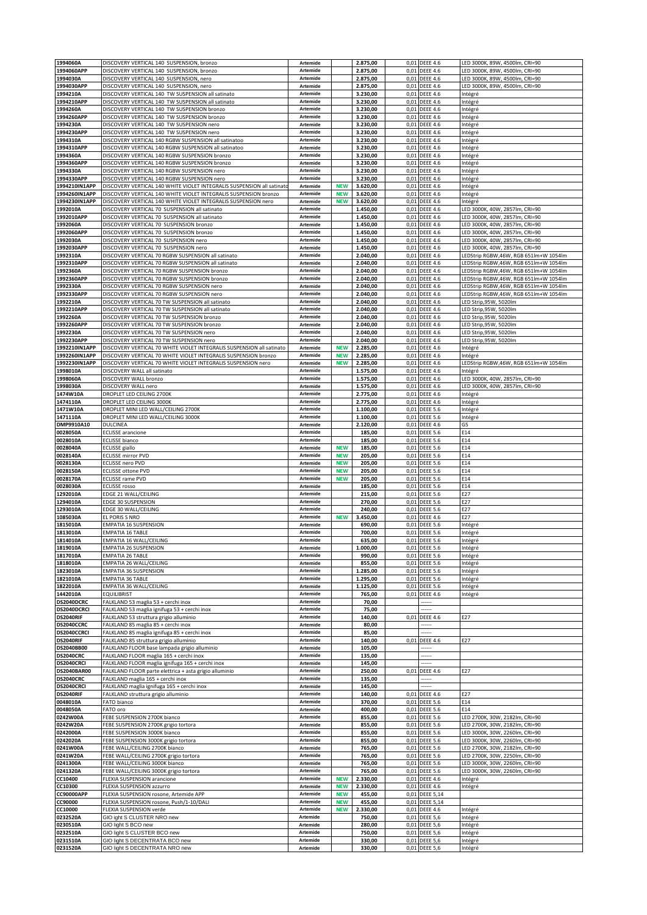| | | | | | | | |
|---|---|---|---|---|---|---|---|
| 1994060A | DISCOVERY VERTICAL 140 SUSPENSION, bronzo | Artemide | | 2.875,00 | 0,01 | DEEE 4.6 | LED 3000K, 89W, 4500lm, CRI=90 |
| 1994060APP | DISCOVERY VERTICAL 140 SUSPENSION, bronzo | Artemide | | 2.875,00 | 0,01 | DEEE 4.6 | LED 3000K, 89W, 4500lm, CRI=90 |
| 1994030A | DISCOVERY VERTICAL 140 SUSPENSION, nero | Artemide | | 2.875,00 | 0,01 | DEEE 4.6 | LED 3000K, 89W, 4500lm, CRI=90 |
| 1994030APP | DISCOVERY VERTICAL 140 SUSPENSION, nero | Artemide | | 2.875,00 | 0,01 | DEEE 4.6 | LED 3000K, 89W, 4500lm, CRI=90 |
| 1994210A | DISCOVERY VERTICAL 140 TW SUSPENSION all satinato | Artemide | | 3.230,00 | 0,01 | DEEE 4.6 | Intégré |
| 1994210APP | DISCOVERY VERTICAL 140 TW SUSPENSION all satinato | Artemide | | 3.230,00 | 0,01 | DEEE 4.6 | Intégré |
| 1994260A | DISCOVERY VERTICAL 140 TW SUSPENSION bronzo | Artemide | | 3.230,00 | 0,01 | DEEE 4.6 | Intégré |
| 1994260APP | DISCOVERY VERTICAL 140 TW SUSPENSION bronzo | Artemide | | 3.230,00 | 0,01 | DEEE 4.6 | Intégré |
| 1994230A | DISCOVERY VERTICAL 140 TW SUSPENSION nero | Artemide | | 3.230,00 | 0,01 | DEEE 4.6 | Intégré |
| 1994230APP | DISCOVERY VERTICAL 140 TW SUSPENSION nero | Artemide | | 3.230,00 | 0,01 | DEEE 4.6 | Intégré |
| 1994310A | DISCOVERY VERTICAL 140 RGBW SUSPENSION all satinatoo | Artemide | | 3.230,00 | 0,01 | DEEE 4.6 | Intégré |
| 1994310APP | DISCOVERY VERTICAL 140 RGBW SUSPENSION all satinatoo | Artemide | | 3.230,00 | 0,01 | DEEE 4.6 | Intégré |
| 1994360A | DISCOVERY VERTICAL 140 RGBW SUSPENSION bronzo | Artemide | | 3.230,00 | 0,01 | DEEE 4.6 | Intégré |
| 1994360APP | DISCOVERY VERTICAL 140 RGBW SUSPENSION bronzo | Artemide | | 3.230,00 | 0,01 | DEEE 4.6 | Intégré |
| 1994330A | DISCOVERY VERTICAL 140 RGBW SUSPENSION nero | Artemide | | 3.230,00 | 0,01 | DEEE 4.6 | Intégré |
| 1994330APP | DISCOVERY VERTICAL 140 RGBW SUSPENSION nero | Artemide | | 3.230,00 | 0,01 | DEEE 4.6 | Intégré |
| 1994210IN1APP | DISCOVERY VERTICAL 140 WHITE VIOLET INTEGRALIS SUSPENSION all satinato | Artemide | NEW | 3.620,00 | 0,01 | DEEE 4.6 | Intégré |
| 1994260IN1APP | DISCOVERY VERTICAL 140 WHITE VIOLET INTEGRALIS SUSPENSION bronzo | Artemide | NEW | 3.620,00 | 0,01 | DEEE 4.6 | Intégré |
| 1994230IN1APP | DISCOVERY VERTICAL 140 WHITE VIOLET INTEGRALIS SUSPENSION nero | Artemide | NEW | 3.620,00 | 0,01 | DEEE 4.6 | Intégré |
| 1992010A | DISCOVERY VERTICAL 70 SUSPENSION all satinato | Artemide | | 1.450,00 | 0,01 | DEEE 4.6 | LED 3000K, 40W, 2857lm, CRI=90 |
| 1992010APP | DISCOVERY VERTICAL 70 SUSPENSION all satinato | Artemide | | 1.450,00 | 0,01 | DEEE 4.6 | LED 3000K, 40W, 2857lm, CRI=90 |
| 1992060A | DISCOVERY VERTICAL 70 SUSPENSION bronzo | Artemide | | 1.450,00 | 0,01 | DEEE 4.6 | LED 3000K, 40W, 2857lm, CRI=90 |
| 1992060APP | DISCOVERY VERTICAL 70 SUSPENSION bronzo | Artemide | | 1.450,00 | 0,01 | DEEE 4.6 | LED 3000K, 40W, 2857lm, CRI=90 |
| 1992030A | DISCOVERY VERTICAL 70 SUSPENSION nero | Artemide | | 1.450,00 | 0,01 | DEEE 4.6 | LED 3000K, 40W, 2857lm, CRI=90 |
| 1992030APP | DISCOVERY VERTICAL 70 SUSPENSION nero | Artemide | | 1.450,00 | 0,01 | DEEE 4.6 | LED 3000K, 40W, 2857lm, CRI=90 |
| 1992310A | DISCOVERY VERTICAL 70 RGBW SUSPENSION all satinato | Artemide | | 2.040,00 | 0,01 | DEEE 4.6 | LEDStrip RGBW,46W, RGB 651lm+W 1054lm |
| 1992310APP | DISCOVERY VERTICAL 70 RGBW SUSPENSION all satinato | Artemide | | 2.040,00 | 0,01 | DEEE 4.6 | LEDStrip RGBW,46W, RGB 651lm+W 1054lm |
| 1992360A | DISCOVERY VERTICAL 70 RGBW SUSPENSION bronzo | Artemide | | 2.040,00 | 0,01 | DEEE 4.6 | LEDStrip RGBW,46W, RGB 651lm+W 1054lm |
| 1992360APP | DISCOVERY VERTICAL 70 RGBW SUSPENSION bronzo | Artemide | | 2.040,00 | 0,01 | DEEE 4.6 | LEDStrip RGBW,46W, RGB 651lm+W 1054lm |
| 1992330A | DISCOVERY VERTICAL 70 RGBW SUSPENSION nero | Artemide | | 2.040,00 | 0,01 | DEEE 4.6 | LEDStrip RGBW,46W, RGB 651lm+W 1054lm |
| 1992330APP | DISCOVERY VERTICAL 70 RGBW SUSPENSION nero | Artemide | | 2.040,00 | 0,01 | DEEE 4.6 | LEDStrip RGBW,46W, RGB 651lm+W 1054lm |
| 1992210A | DISCOVERY VERTICAL 70 TW SUSPENSION all satinato | Artemide | | 2.040,00 | 0,01 | DEEE 4.6 | LED Strip,95W, 5020lm |
| 1992210APP | DISCOVERY VERTICAL 70 TW SUSPENSION all satinato | Artemide | | 2.040,00 | 0,01 | DEEE 4.6 | LED Strip,95W, 5020lm |
| 1992260A | DISCOVERY VERTICAL 70 TW SUSPENSION bronzo | Artemide | | 2.040,00 | 0,01 | DEEE 4.6 | LED Strip,95W, 5020lm |
| 1992260APP | DISCOVERY VERTICAL 70 TW SUSPENSION bronzo | Artemide | | 2.040,00 | 0,01 | DEEE 4.6 | LED Strip,95W, 5020lm |
| 1992230A | DISCOVERY VERTICAL 70 TW SUSPENSION nero | Artemide | | 2.040,00 | 0,01 | DEEE 4.6 | LED Strip,95W, 5020lm |
| 1992230APP | DISCOVERY VERTICAL 70 TW SUSPENSION nero | Artemide | | 2.040,00 | 0,01 | DEEE 4.6 | LED Strip,95W, 5020lm |
| 1992210IN1APP | DISCOVERY VERTICAL 70 WHITE VIOLET INTEGRALIS SUSPENSION all satinato | Artemide | NEW | 2.285,00 | 0,01 | DEEE 4.6 | Intégré |
| 1992260IN1APP | DISCOVERY VERTICAL 70 WHITE VIOLET INTEGRALIS SUSPENSION bronzo | Artemide | NEW | 2.285,00 | 0,01 | DEEE 4.6 | Intégré |
| 1992230IN1APP | DISCOVERY VERTICAL 70 WHITE VIOLET INTEGRALIS SUSPENSION nero | Artemide | NEW | 2.285,00 | 0,01 | DEEE 4.6 | LEDStrip RGBW,46W, RGB 651lm+W 1054lm |
| 1998010A | DISCOVERY WALL all satinato | Artemide | | 1.575,00 | 0,01 | DEEE 4.6 | Intégré |
| 1998060A | DISCOVERY WALL bronzo | Artemide | | 1.575,00 | 0,01 | DEEE 4.6 | LED 3000K, 40W, 2857lm, CRI=90 |
| 1998030A | DISCOVERY WALL nero | Artemide | | 1.575,00 | 0,01 | DEEE 4.6 | LED 3000K, 40W, 2857lm, CRI=90 |
| 1474W10A | DROPLET LED CEILING 2700K | Artemide | | 2.775,00 | 0,01 | DEEE 4.6 | Intégré |
| 1474110A | DROPLET LED CEILING 3000K | Artemide | | 2.775,00 | 0,01 | DEEE 4.6 | Intégré |
| 1471W10A | DROPLET MINI LED WALL/CEILING 2700K | Artemide | | 1.100,00 | 0,01 | DEEE 5.6 | Intégré |
| 1471110A | DROPLET MINI LED WALL/CEILING 3000K | Artemide | | 1.100,00 | 0,01 | DEEE 5.6 | Intégré |
| DMP9910A10 | DULCINEA | Artemide | | 2.120,00 | 0,01 | DEEE 4.6 | G5 |
| 0028050A | ECLISSE arancione | Artemide | | 185,00 | 0,01 | DEEE 5.6 | E14 |
| 0028010A | ECLISSE bianco | Artemide | | 185,00 | 0,01 | DEEE 5.6 | E14 |
| 0028040A | ECLISSE giallo | Artemide | NEW | 185,00 | 0,01 | DEEE 5.6 | E14 |
| 0028140A | ECLISSE mirror PVD | Artemide | NEW | 205,00 | 0,01 | DEEE 5.6 | E14 |
| 0028130A | ECLISSE nero PVD | Artemide | NEW | 205,00 | 0,01 | DEEE 5.6 | E14 |
| 0028150A | ECLISSE ottone PVD | Artemide | NEW | 205,00 | 0,01 | DEEE 5.6 | E14 |
| 0028170A | ECLISSE rame PVD | Artemide | NEW | 205,00 | 0,01 | DEEE 5.6 | E14 |
| 0028030A | ECLISSE rosso | Artemide | | 185,00 | 0,01 | DEEE 5.6 | E14 |
| 1292010A | EDGE 21 WALL/CEILING | Artemide | | 215,00 | 0,01 | DEEE 5.6 | E27 |
| 1294010A | EDGE 30 SUSPENSION | Artemide | | 270,00 | 0,01 | DEEE 5.6 | E27 |
| 1293010A | EDGE 30 WALL/CEILING | Artemide | | 240,00 | 0,01 | DEEE 5.6 | E27 |
| 1085030A | EL PORIS S NRO | Artemide | NEW | 3.450,00 | 0,01 | DEEE 4.6 | E27 |
| 1815010A | EMPATIA 16 SUSPENSION | Artemide | | 690,00 | 0,01 | DEEE 5.6 | Intégré |
| 1813010A | EMPATIA 16 TABLE | Artemide | | 700,00 | 0,01 | DEEE 5.6 | Intégré |
| 1814010A | EMPATIA 16 WALL/CEILING | Artemide | | 635,00 | 0,01 | DEEE 5.6 | Intégré |
| 1819010A | EMPATIA 26 SUSPENSION | Artemide | | 1.000,00 | 0,01 | DEEE 5.6 | Intégré |
| 1817010A | EMPATIA 26 TABLE | Artemide | | 990,00 | 0,01 | DEEE 5.6 | Intégré |
| 1818010A | EMPATIA 26 WALL/CEILING | Artemide | | 855,00 | 0,01 | DEEE 5.6 | Intégré |
| 1823010A | EMPATIA 36 SUSPENSION | Artemide | | 1.285,00 | 0,01 | DEEE 5.6 | Intégré |
| 1821010A | EMPATIA 36 TABLE | Artemide | | 1.295,00 | 0,01 | DEEE 5.6 | Intégré |
| 1822010A | EMPATIA 36 WALL/CEILING | Artemide | | 1.125,00 | 0,01 | DEEE 5.6 | Intégré |
| 1442010A | EQUILIBRIST | Artemide | | 765,00 | 0,01 | DEEE 4.6 | Intégré |
| DS2040DCRC | FALKLAND 53 maglia 53 + cerchi inox | Artemide | | 70,00 | | ------ | |
| DS2040DCRCI | FALKLAND 53 maglia ignifuga 53 + cerchi inox | Artemide | | 75,00 | | ------ | |
| DS2040RIF | FALKLAND 53 struttura grigio alluminio | Artemide | | 140,00 | 0,01 | DEEE 4.6 | E27 |
| DS2040CCRC | FALKLAND 85 maglia 85 + cerchi inox | Artemide | | 80,00 | | ------ | |
| DS2040CCRCI | FALKLAND 85 maglia ignifuga 85 + cerchi inox | Artemide | | 85,00 | | ------ | |
| DS2040RIF | FALKLAND 85 struttura grigio alluminio | Artemide | | 140,00 | 0,01 | DEEE 4.6 | E27 |
| DS2040BB00 | FALKLAND FLOOR base lampada grigio alluminio | Artemide | | 105,00 | | ------ | |
| DS2040CRC | FALKLAND FLOOR maglia 165 + cerchi inox | Artemide | | 135,00 | | ------ | |
| DS2040CRCI | FALKLAND FLOOR maglia ignifuga 165 + cerchi inox | Artemide | | 145,00 | | ------ | |
| DS2040BAR00 | FALKLAND FLOOR parte elettrica + asta grigio alluminio | Artemide | | 250,00 | 0,01 | DEEE 4.6 | E27 |
| DS2040CRC | FALKLAND maglia 165 + cerchi inox | Artemide | | 135,00 | | ------ | |
| DS2040CRCI | FALKLAND maglia ignifuga 165 + cerchi inox | Artemide | | 145,00 | | ------ | |
| DS2040RIF | FALKLAND struttura grigio alluminio | Artemide | | 140,00 | 0,01 | DEEE 4.6 | E27 |
| 0048010A | FATO bianco | Artemide | | 370,00 | 0,01 | DEEE 5.6 | E14 |
| 0048050A | FATO oro | Artemide | | 400,00 | 0,01 | DEEE 5.6 | E14 |
| 0242W00A | FEBE SUSPENSION 2700K bianco | Artemide | | 855,00 | 0,01 | DEEE 5.6 | LED 2700K, 30W, 2182lm, CRI=90 |
| 0242W20A | FEBE SUSPENSION 2700K grigio tortora | Artemide | | 855,00 | 0,01 | DEEE 5.6 | LED 2700K, 30W, 2182lm, CRI=90 |
| 0242000A | FEBE SUSPENSION 3000K bianco | Artemide | | 855,00 | 0,01 | DEEE 5.6 | LED 3000K, 30W, 2260lm, CRI=90 |
| 0242020A | FEBE SUSPENSION 3000K grigio tortora | Artemide | | 855,00 | 0,01 | DEEE 5.6 | LED 3000K, 30W, 2260lm, CRI=90 |
| 0241W00A | FEBE WALL/CEILING 2700K bianco | Artemide | | 765,00 | 0,01 | DEEE 5.6 | LED 2700K, 30W, 2182lm, CRI=90 |
| 0241W20A | FEBE WALL/CEILING 2700K grigio tortora | Artemide | | 765,00 | 0,01 | DEEE 5.6 | LED 2700K, 30W, 2250lm, CRI=90 |
| 0241300A | FEBE WALL/CEILING 3000K bianco | Artemide | | 765,00 | 0,01 | DEEE 5.6 | LED 3000K, 30W, 2260lm, CRI=90 |
| 0241320A | FEBE WALL/CEILING 3000K grigio tortora | Artemide | | 765,00 | 0,01 | DEEE 5.6 | LED 3000K, 30W, 2260lm, CRI=90 |
| CC10400 | FLEXIA SUSPENSION arancione | Artemide | NEW | 2.330,00 | 0,01 | DEEE 4.6 | Intégré |
| CC10300 | FLEXIA SUSPENSION azzurro | Artemide | NEW | 2.330,00 | 0,01 | DEEE 4.6 | Intégré |
| CC90000APP | FLEXIA SUSPENSION rosone, Artemide APP | Artemide | NEW | 455,00 | 0,01 | DEEE 5,14 | |
| CC90000 | FLEXIA SUSPENSION rosone, Push/1-10/DALI | Artemide | NEW | 455,00 | 0,01 | DEEE 5,14 | |
| CC10000 | FLEXIA SUSPENSION verde | Artemide | NEW | 2.330,00 | 0,01 | DEEE 4.6 | Intégré |
| 0232520A | GIO ight S CLUSTER NRO new | Artemide | | 750,00 | 0,01 | DEEE 5,6 | Intégré |
| 0230510A | GIO light S BCO new | Artemide | | 280,00 | 0,01 | DEEE 5,6 | Intégré |
| 0232510A | GIO light S CLUSTER BCO new | Artemide | | 750,00 | 0,01 | DEEE 5,6 | Intégré |
| 0231510A | GIO light S DECENTRATA BCO new | Artemide | | 330,00 | 0,01 | DEEE 5,6 | Intégré |
| 0231520A | GIO light S DECENTRATA NRO new | Artemide | | 330,00 | 0,01 | DEEE 5,6 | Intégré |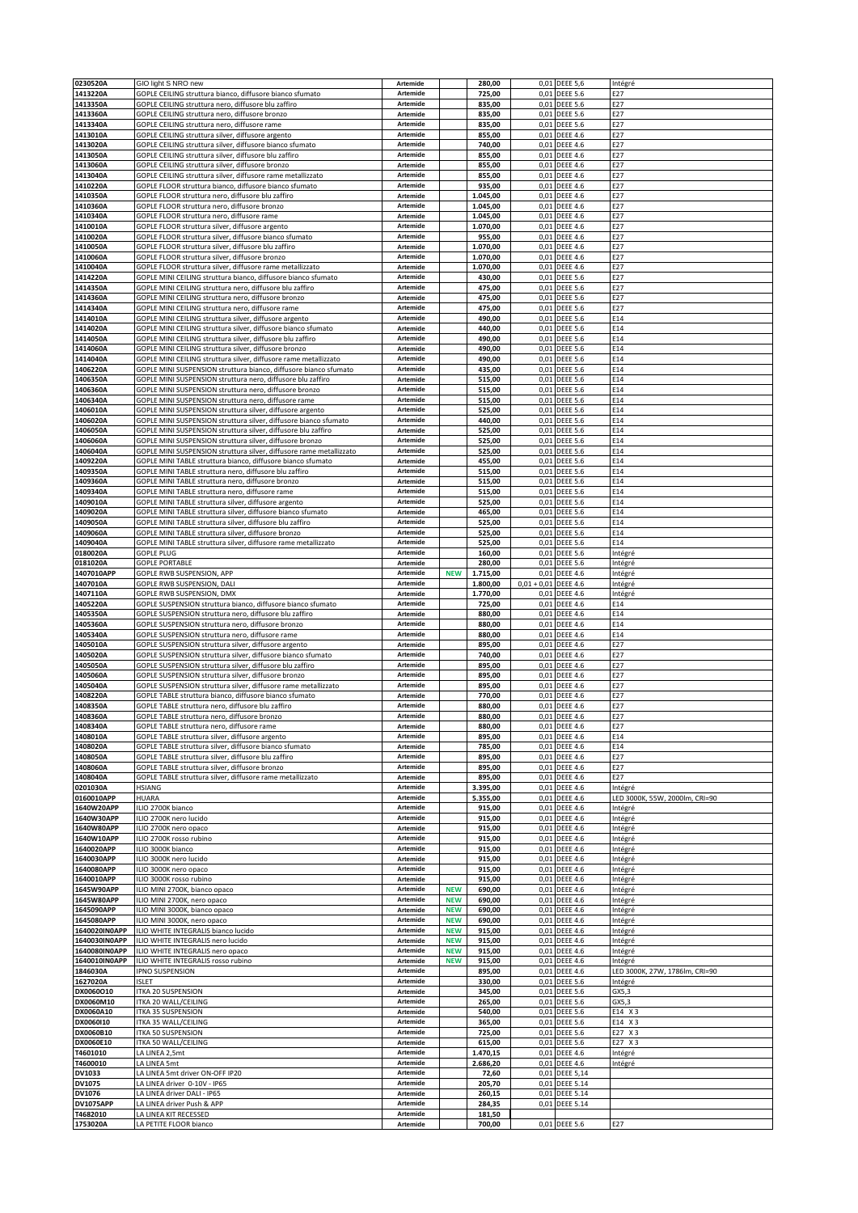| | | | | | | | |
|---|---|---|---|---|---|---|---|
| 0230520A | GIO light S NRO new | Artemide | | 280,00 | 0,01 | DEEE 5,6 | Intégré |
| 1413220A | GOPLE CEILING struttura bianco, diffusore bianco sfumato | Artemide | | 725,00 | 0,01 | DEEE 5.6 | E27 |
| 1413350A | GOPLE CEILING struttura nero, diffusore blu zaffiro | Artemide | | 835,00 | 0,01 | DEEE 5.6 | E27 |
| 1413360A | GOPLE CEILING struttura nero, diffusore bronzo | Artemide | | 835,00 | 0,01 | DEEE 5.6 | E27 |
| 1413340A | GOPLE CEILING struttura nero, diffusore rame | Artemide | | 835,00 | 0,01 | DEEE 5.6 | E27 |
| 1413010A | GOPLE CEILING struttura silver, diffusore argento | Artemide | | 855,00 | 0,01 | DEEE 4.6 | E27 |
| 1413020A | GOPLE CEILING struttura silver, diffusore bianco sfumato | Artemide | | 740,00 | 0,01 | DEEE 4.6 | E27 |
| 1413050A | GOPLE CEILING struttura silver, diffusore blu zaffiro | Artemide | | 855,00 | 0,01 | DEEE 4.6 | E27 |
| 1413060A | GOPLE CEILING struttura silver, diffusore bronzo | Artemide | | 855,00 | 0,01 | DEEE 4.6 | E27 |
| 1413040A | GOPLE CEILING struttura silver, diffusore rame metallizzato | Artemide | | 855,00 | 0,01 | DEEE 4.6 | E27 |
| 1410220A | GOPLE FLOOR struttura bianco, diffusore bianco sfumato | Artemide | | 935,00 | 0,01 | DEEE 4.6 | E27 |
| 1410350A | GOPLE FLOOR struttura nero, diffusore blu zaffiro | Artemide | | 1.045,00 | 0,01 | DEEE 4.6 | E27 |
| 1410360A | GOPLE FLOOR struttura nero, diffusore bronzo | Artemide | | 1.045,00 | 0,01 | DEEE 4.6 | E27 |
| 1410340A | GOPLE FLOOR struttura nero, diffusore rame | Artemide | | 1.045,00 | 0,01 | DEEE 4.6 | E27 |
| 1410010A | GOPLE FLOOR struttura silver, diffusore argento | Artemide | | 1.070,00 | 0,01 | DEEE 4.6 | E27 |
| 1410020A | GOPLE FLOOR struttura silver, diffusore bianco sfumato | Artemide | | 955,00 | 0,01 | DEEE 4.6 | E27 |
| 1410050A | GOPLE FLOOR struttura silver, diffusore blu zaffiro | Artemide | | 1.070,00 | 0,01 | DEEE 4.6 | E27 |
| 1410060A | GOPLE FLOOR struttura silver, diffusore bronzo | Artemide | | 1.070,00 | 0,01 | DEEE 4.6 | E27 |
| 1410040A | GOPLE FLOOR struttura silver, diffusore rame metallizzato | Artemide | | 1.070,00 | 0,01 | DEEE 4.6 | E27 |
| 1414220A | GOPLE MINI CEILING struttura bianco, diffusore bianco sfumato | Artemide | | 430,00 | 0,01 | DEEE 5.6 | E27 |
| 1414350A | GOPLE MINI CEILING struttura nero, diffusore blu zaffiro | Artemide | | 475,00 | 0,01 | DEEE 5.6 | E27 |
| 1414360A | GOPLE MINI CEILING struttura nero, diffusore bronzo | Artemide | | 475,00 | 0,01 | DEEE 5.6 | E27 |
| 1414340A | GOPLE MINI CEILING struttura nero, diffusore rame | Artemide | | 475,00 | 0,01 | DEEE 5.6 | E27 |
| 1414010A | GOPLE MINI CEILING struttura silver, diffusore argento | Artemide | | 490,00 | 0,01 | DEEE 5.6 | E14 |
| 1414020A | GOPLE MINI CEILING struttura silver, diffusore bianco sfumato | Artemide | | 440,00 | 0,01 | DEEE 5.6 | E14 |
| 1414050A | GOPLE MINI CEILING struttura silver, diffusore blu zaffiro | Artemide | | 490,00 | 0,01 | DEEE 5.6 | E14 |
| 1414060A | GOPLE MINI CEILING struttura silver, diffusore bronzo | Artemide | | 490,00 | 0,01 | DEEE 5.6 | E14 |
| 1414040A | GOPLE MINI CEILING struttura silver, diffusore rame metallizzato | Artemide | | 490,00 | 0,01 | DEEE 5.6 | E14 |
| 1406220A | GOPLE MINI SUSPENSION struttura bianco, diffusore bianco sfumato | Artemide | | 435,00 | 0,01 | DEEE 5.6 | E14 |
| 1406350A | GOPLE MINI SUSPENSION struttura nero, diffusore blu zaffiro | Artemide | | 515,00 | 0,01 | DEEE 5.6 | E14 |
| 1406360A | GOPLE MINI SUSPENSION struttura nero, diffusore bronzo | Artemide | | 515,00 | 0,01 | DEEE 5.6 | E14 |
| 1406340A | GOPLE MINI SUSPENSION struttura nero, diffusore rame | Artemide | | 515,00 | 0,01 | DEEE 5.6 | E14 |
| 1406010A | GOPLE MINI SUSPENSION struttura silver, diffusore argento | Artemide | | 525,00 | 0,01 | DEEE 5.6 | E14 |
| 1406020A | GOPLE MINI SUSPENSION struttura silver, diffusore bianco sfumato | Artemide | | 440,00 | 0,01 | DEEE 5.6 | E14 |
| 1406050A | GOPLE MINI SUSPENSION struttura silver, diffusore blu zaffiro | Artemide | | 525,00 | 0,01 | DEEE 5.6 | E14 |
| 1406060A | GOPLE MINI SUSPENSION struttura silver, diffusore bronzo | Artemide | | 525,00 | 0,01 | DEEE 5.6 | E14 |
| 1406040A | GOPLE MINI SUSPENSION struttura silver, diffusore rame metallizzato | Artemide | | 525,00 | 0,01 | DEEE 5.6 | E14 |
| 1409220A | GOPLE MINI TABLE struttura bianco, diffusore bianco sfumato | Artemide | | 455,00 | 0,01 | DEEE 5.6 | E14 |
| 1409350A | GOPLE MINI TABLE struttura nero, diffusore blu zaffiro | Artemide | | 515,00 | 0,01 | DEEE 5.6 | E14 |
| 1409360A | GOPLE MINI TABLE struttura nero, diffusore bronzo | Artemide | | 515,00 | 0,01 | DEEE 5.6 | E14 |
| 1409340A | GOPLE MINI TABLE struttura nero, diffusore rame | Artemide | | 515,00 | 0,01 | DEEE 5.6 | E14 |
| 1409010A | GOPLE MINI TABLE struttura silver, diffusore argento | Artemide | | 525,00 | 0,01 | DEEE 5.6 | E14 |
| 1409020A | GOPLE MINI TABLE struttura silver, diffusore bianco sfumato | Artemide | | 465,00 | 0,01 | DEEE 5.6 | E14 |
| 1409050A | GOPLE MINI TABLE struttura silver, diffusore blu zaffiro | Artemide | | 525,00 | 0,01 | DEEE 5.6 | E14 |
| 1409060A | GOPLE MINI TABLE struttura silver, diffusore bronzo | Artemide | | 525,00 | 0,01 | DEEE 5.6 | E14 |
| 1409040A | GOPLE MINI TABLE struttura silver, diffusore rame metallizzato | Artemide | | 525,00 | 0,01 | DEEE 5.6 | E14 |
| 0180020A | GOPLE PLUG | Artemide | | 160,00 | 0,01 | DEEE 5.6 | Intégré |
| 0181020A | GOPLE PORTABLE | Artemide | | 280,00 | 0,01 | DEEE 5.6 | Intégré |
| 1407010APP | GOPLE RWB SUSPENSION, APP | Artemide | NEW | 1.715,00 | 0,01 | DEEE 4.6 | Intégré |
| 1407010A | GOPLE RWB SUSPENSION, DALI | Artemide | | 1.800,00 | 0,01 + 0,01 | DEEE 4.6 | Intégré |
| 1407110A | GOPLE RWB SUSPENSION, DMX | Artemide | | 1.770,00 | 0,01 | DEEE 4.6 | Intégré |
| 1405220A | GOPLE SUSPENSION struttura bianco, diffusore bianco sfumato | Artemide | | 725,00 | 0,01 | DEEE 4.6 | E14 |
| 1405350A | GOPLE SUSPENSION struttura nero, diffusore blu zaffiro | Artemide | | 880,00 | 0,01 | DEEE 4.6 | E14 |
| 1405360A | GOPLE SUSPENSION struttura nero, diffusore bronzo | Artemide | | 880,00 | 0,01 | DEEE 4.6 | E14 |
| 1405340A | GOPLE SUSPENSION struttura nero, diffusore rame | Artemide | | 880,00 | 0,01 | DEEE 4.6 | E14 |
| 1405010A | GOPLE SUSPENSION struttura silver, diffusore argento | Artemide | | 895,00 | 0,01 | DEEE 4.6 | E27 |
| 1405020A | GOPLE SUSPENSION struttura silver, diffusore bianco sfumato | Artemide | | 740,00 | 0,01 | DEEE 4.6 | E27 |
| 1405050A | GOPLE SUSPENSION struttura silver, diffusore blu zaffiro | Artemide | | 895,00 | 0,01 | DEEE 4.6 | E27 |
| 1405060A | GOPLE SUSPENSION struttura silver, diffusore bronzo | Artemide | | 895,00 | 0,01 | DEEE 4.6 | E27 |
| 1405040A | GOPLE SUSPENSION struttura silver, diffusore rame metallizzato | Artemide | | 895,00 | 0,01 | DEEE 4.6 | E27 |
| 1408220A | GOPLE TABLE struttura bianco, diffusore bianco sfumato | Artemide | | 770,00 | 0,01 | DEEE 4.6 | E27 |
| 1408350A | GOPLE TABLE struttura nero, diffusore blu zaffiro | Artemide | | 880,00 | 0,01 | DEEE 4.6 | E27 |
| 1408360A | GOPLE TABLE struttura nero, diffusore bronzo | Artemide | | 880,00 | 0,01 | DEEE 4.6 | E27 |
| 1408340A | GOPLE TABLE struttura nero, diffusore rame | Artemide | | 880,00 | 0,01 | DEEE 4.6 | E27 |
| 1408010A | GOPLE TABLE struttura silver, diffusore argento | Artemide | | 895,00 | 0,01 | DEEE 4.6 | E14 |
| 1408020A | GOPLE TABLE struttura silver, diffusore bianco sfumato | Artemide | | 785,00 | 0,01 | DEEE 4.6 | E14 |
| 1408050A | GOPLE TABLE struttura silver, diffusore blu zaffiro | Artemide | | 895,00 | 0,01 | DEEE 4.6 | E27 |
| 1408060A | GOPLE TABLE struttura silver, diffusore bronzo | Artemide | | 895,00 | 0,01 | DEEE 4.6 | E27 |
| 1408040A | GOPLE TABLE struttura silver, diffusore rame metallizzato | Artemide | | 895,00 | 0,01 | DEEE 4.6 | E27 |
| 0201030A | HSIANG | Artemide | | 3.395,00 | 0,01 | DEEE 4.6 | Intégré |
| 0160010APP | HUARA | Artemide | | 5.355,00 | 0,01 | DEEE 4.6 | LED 3000K, 55W, 2000lm, CRI=90 |
| 1640W20APP | ILIO 2700K bianco | Artemide | | 915,00 | 0,01 | DEEE 4.6 | Intégré |
| 1640W30APP | ILIO 2700K nero lucido | Artemide | | 915,00 | 0,01 | DEEE 4.6 | Intégré |
| 1640W80APP | ILIO 2700K nero opaco | Artemide | | 915,00 | 0,01 | DEEE 4.6 | Intégré |
| 1640W10APP | ILIO 2700K rosso rubino | Artemide | | 915,00 | 0,01 | DEEE 4.6 | Intégré |
| 1640020APP | ILIO 3000K bianco | Artemide | | 915,00 | 0,01 | DEEE 4.6 | Intégré |
| 1640030APP | ILIO 3000K nero lucido | Artemide | | 915,00 | 0,01 | DEEE 4.6 | Intégré |
| 1640080APP | ILIO 3000K nero opaco | Artemide | | 915,00 | 0,01 | DEEE 4.6 | Intégré |
| 1640010APP | ILIO 3000K rosso rubino | Artemide | | 915,00 | 0,01 | DEEE 4.6 | Intégré |
| 1645W90APP | ILIO MINI 2700K, bianco opaco | Artemide | NEW | 690,00 | 0,01 | DEEE 4.6 | Intégré |
| 1645W80APP | ILIO MINI 2700K, nero opaco | Artemide | NEW | 690,00 | 0,01 | DEEE 4.6 | Intégré |
| 1645090APP | ILIO MINI 3000K, bianco opaco | Artemide | NEW | 690,00 | 0,01 | DEEE 4.6 | Intégré |
| 1645080APP | ILIO MINI 3000K, nero opaco | Artemide | NEW | 690,00 | 0,01 | DEEE 4.6 | Intégré |
| 1640020INOAPP | ILIO WHITE INTEGRALIS bianco lucido | Artemide | NEW | 915,00 | 0,01 | DEEE 4.6 | Intégré |
| 1640030INOAPP | ILIO WHITE INTEGRALIS nero lucido | Artemide | NEW | 915,00 | 0,01 | DEEE 4.6 | Intégré |
| 1640080INOAPP | ILIO WHITE INTEGRALIS nero opaco | Artemide | NEW | 915,00 | 0,01 | DEEE 4.6 | Intégré |
| 1640010INOAPP | ILIO WHITE INTEGRALIS rosso rubino | Artemide | NEW | 915,00 | 0,01 | DEEE 4.6 | Intégré |
| 1846030A | IPNO SUSPENSION | Artemide | | 895,00 | 0,01 | DEEE 4.6 | LED 3000K, 27W, 1786lm, CRI=90 |
| 1627020A | ISLET | Artemide | | 330,00 | 0,01 | DEEE 5.6 | Intégré |
| DX0060O10 | ITKA 20 SUSPENSION | Artemide | | 345,00 | 0,01 | DEEE 5.6 | GX5,3 |
| DX0060M10 | ITKA 20 WALL/CEILING | Artemide | | 265,00 | 0,01 | DEEE 5.6 | GX5,3 |
| DX0060A10 | ITKA 35 SUSPENSION | Artemide | | 540,00 | 0,01 | DEEE 5.6 | E14 X 3 |
| DX0060I10 | ITKA 35 WALL/CEILING | Artemide | | 365,00 | 0,01 | DEEE 5.6 | E14 X 3 |
| DX0060B10 | ITKA 50 SUSPENSION | Artemide | | 725,00 | 0,01 | DEEE 5.6 | E27 X 3 |
| DX0060E10 | ITKA 50 WALL/CEILING | Artemide | | 615,00 | 0,01 | DEEE 5.6 | E27 X 3 |
| T4601010 | LA LINEA 2,5mt | Artemide | | 1.470,15 | 0,01 | DEEE 4.6 | Intégré |
| T4600010 | LA LINEA 5mt | Artemide | | 2.686,20 | 0,01 | DEEE 4.6 | Intégré |
| DV1033 | LA LINEA 5mt driver ON-OFF IP20 | Artemide | | 72,60 | 0,01 | DEEE 5,14 | |
| DV1075 | LA LINEA driver 0-10V - IP65 | Artemide | | 205,70 | 0,01 | DEEE 5.14 | |
| DV1076 | LA LINEA driver DALI - IP65 | Artemide | | 260,15 | 0,01 | DEEE 5.14 | |
| DV1075APP | LA LINEA driver Push & APP | Artemide | | 284,35 | 0,01 | DEEE 5.14 | |
| T4682010 | LA LINEA KIT RECESSED | Artemide | | 181,50 | | | |
| 1753020A | LA PETITE FLOOR bianco | Artemide | | 700,00 | 0,01 | DEEE 5.6 | E27 |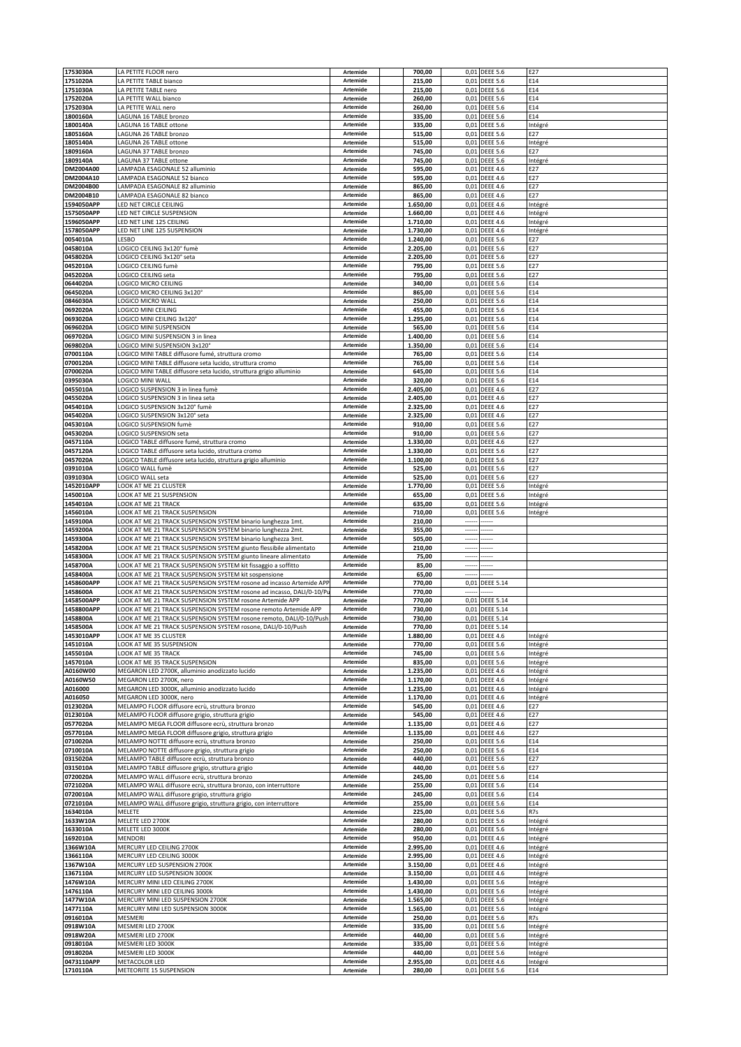| | | | | | | |
|---|---|---|---|---|---|---|
| 1753030A | LA PETITE FLOOR nero | Artemide | 700,00 | 0,01 | DEEE 5.6 | E27 |
| 1751020A | LA PETITE TABLE bianco | Artemide | 215,00 | 0,01 | DEEE 5.6 | E14 |
| 1751030A | LA PETITE TABLE nero | Artemide | 215,00 | 0,01 | DEEE 5.6 | E14 |
| 1752020A | LA PETITE WALL bianco | Artemide | 260,00 | 0,01 | DEEE 5.6 | E14 |
| 1752030A | LA PETITE WALL nero | Artemide | 260,00 | 0,01 | DEEE 5.6 | E14 |
| 1800160A | LAGUNA 16 TABLE bronzo | Artemide | 335,00 | 0,01 | DEEE 5.6 | E14 |
| 1800140A | LAGUNA 16 TABLE ottone | Artemide | 335,00 | 0,01 | DEEE 5.6 | Intégré |
| 1805160A | LAGUNA 26 TABLE bronzo | Artemide | 515,00 | 0,01 | DEEE 5.6 | E27 |
| 1805140A | LAGUNA 26 TABLE ottone | Artemide | 515,00 | 0,01 | DEEE 5.6 | Intégré |
| 1809160A | LAGUNA 37 TABLE bronzo | Artemide | 745,00 | 0,01 | DEEE 5.6 | E27 |
| 1809140A | LAGUNA 37 TABLE ottone | Artemide | 745,00 | 0,01 | DEEE 5.6 | Intégré |
| DM2004A00 | LAMPADA ESAGONALE 52 alluminio | Artemide | 595,00 | 0,01 | DEEE 4.6 | E27 |
| DM2004A10 | LAMPADA ESAGONALE 52 bianco | Artemide | 595,00 | 0,01 | DEEE 4.6 | E27 |
| DM2004B00 | LAMPADA ESAGONALE 82 alluminio | Artemide | 865,00 | 0,01 | DEEE 4.6 | E27 |
| DM2004B10 | LAMPADA ESAGONALE 82 bianco | Artemide | 865,00 | 0,01 | DEEE 4.6 | E27 |
| 1594050APP | LED NET CIRCLE CEILING | Artemide | 1.650,00 | 0,01 | DEEE 4.6 | Intégré |
| 1575050APP | LED NET CIRCLE SUSPENSION | Artemide | 1.660,00 | 0,01 | DEEE 4.6 | Intégré |
| 1596050APP | LED NET LINE 125 CEILING | Artemide | 1.710,00 | 0,01 | DEEE 4.6 | Intégré |
| 1578050APP | LED NET LINE 125 SUSPENSION | Artemide | 1.730,00 | 0,01 | DEEE 4.6 | Intégré |
| 0054010A | LESBO | Artemide | 1.240,00 | 0,01 | DEEE 5.6 | E27 |
| 0458010A | LOGICO CEILING 3x120° fumè | Artemide | 2.205,00 | 0,01 | DEEE 5.6 | E27 |
| 0458020A | LOGICO CEILING 3x120° seta | Artemide | 2.205,00 | 0,01 | DEEE 5.6 | E27 |
| 0452010A | LOGICO CEILING fumè | Artemide | 795,00 | 0,01 | DEEE 5.6 | E27 |
| 0452020A | LOGICO CEILING seta | Artemide | 795,00 | 0,01 | DEEE 5.6 | E27 |
| 0644020A | LOGICO MICRO CEILING | Artemide | 340,00 | 0,01 | DEEE 5.6 | E14 |
| 0645020A | LOGICO MICRO CEILING 3x120° | Artemide | 865,00 | 0,01 | DEEE 5.6 | E14 |
| 0846030A | LOGICO MICRO WALL | Artemide | 250,00 | 0,01 | DEEE 5.6 | E14 |
| 0692020A | LOGICO MINI CEILING | Artemide | 455,00 | 0,01 | DEEE 5.6 | E14 |
| 0693020A | LOGICO MINI CEILING 3x120° | Artemide | 1.295,00 | 0,01 | DEEE 5.6 | E14 |
| 0696020A | LOGICO MINI SUSPENSION | Artemide | 565,00 | 0,01 | DEEE 5.6 | E14 |
| 0697020A | LOGICO MINI SUSPENSION 3 in linea | Artemide | 1.400,00 | 0,01 | DEEE 5.6 | E14 |
| 0698020A | LOGICO MINI SUSPENSION 3x120° | Artemide | 1.350,00 | 0,01 | DEEE 5.6 | E14 |
| 0700110A | LOGICO MINI TABLE diffusore fumé, struttura cromo | Artemide | 765,00 | 0,01 | DEEE 5.6 | E14 |
| 0700120A | LOGICO MINI TABLE diffusore seta lucido, struttura cromo | Artemide | 765,00 | 0,01 | DEEE 5.6 | E14 |
| 0700020A | LOGICO MINI TABLE diffusore seta lucido, struttura grigio alluminio | Artemide | 645,00 | 0,01 | DEEE 5.6 | E14 |
| 0395030A | LOGICO MINI WALL | Artemide | 320,00 | 0,01 | DEEE 5.6 | E14 |
| 0455010A | LOGICO SUSPENSION 3 in linea fumè | Artemide | 2.405,00 | 0,01 | DEEE 4.6 | E27 |
| 0455020A | LOGICO SUSPENSION 3 in linea seta | Artemide | 2.405,00 | 0,01 | DEEE 4.6 | E27 |
| 0454010A | LOGICO SUSPENSION 3x120° fumè | Artemide | 2.325,00 | 0,01 | DEEE 4.6 | E27 |
| 0454020A | LOGICO SUSPENSION 3x120° seta | Artemide | 2.325,00 | 0,01 | DEEE 4.6 | E27 |
| 0453010A | LOGICO SUSPENSION fumè | Artemide | 910,00 | 0,01 | DEEE 5.6 | E27 |
| 0453020A | LOGICO SUSPENSION seta | Artemide | 910,00 | 0,01 | DEEE 5.6 | E27 |
| 0457110A | LOGICO TABLE diffusore fumé, struttura cromo | Artemide | 1.330,00 | 0,01 | DEEE 4.6 | E27 |
| 0457120A | LOGICO TABLE diffusore seta lucido, struttura cromo | Artemide | 1.330,00 | 0,01 | DEEE 5.6 | E27 |
| 0457020A | LOGICO TABLE diffusore seta lucido, struttura grigio alluminio | Artemide | 1.100,00 | 0,01 | DEEE 5.6 | E27 |
| 0391010A | LOGICO WALL fumè | Artemide | 525,00 | 0,01 | DEEE 5.6 | E27 |
| 0391030A | LOGICO WALL seta | Artemide | 525,00 | 0,01 | DEEE 5.6 | E27 |
| 1452010APP | LOOK AT ME 21 CLUSTER | Artemide | 1.770,00 | 0,01 | DEEE 5.6 | Intégré |
| 1450010A | LOOK AT ME 21 SUSPENSION | Artemide | 655,00 | 0,01 | DEEE 5.6 | Intégré |
| 1454010A | LOOK AT ME 21 TRACK | Artemide | 635,00 | 0,01 | DEEE 5.6 | Intégré |
| 1456010A | LOOK AT ME 21 TRACK SUSPENSION | Artemide | 710,00 | 0,01 | DEEE 5.6 | Intégré |
| 1459100A | LOOK AT ME 21 TRACK SUSPENSION SYSTEM binario lunghezza 1mt. | Artemide | 210,00 | ------ | ------ | |
| 1459200A | LOOK AT ME 21 TRACK SUSPENSION SYSTEM binario lunghezza 2mt. | Artemide | 355,00 | ------ | ------ | |
| 1459300A | LOOK AT ME 21 TRACK SUSPENSION SYSTEM binario lunghezza 3mt. | Artemide | 505,00 | ------ | ------ | |
| 1458200A | LOOK AT ME 21 TRACK SUSPENSION SYSTEM giunto flessibile alimentato | Artemide | 210,00 | ------ | ------ | |
| 1458300A | LOOK AT ME 21 TRACK SUSPENSION SYSTEM giunto lineare alimentato | Artemide | 75,00 | ------ | ------ | |
| 1458700A | LOOK AT ME 21 TRACK SUSPENSION SYSTEM kit fissaggio a soffitto | Artemide | 85,00 | ------ | ------ | |
| 1458400A | LOOK AT ME 21 TRACK SUSPENSION SYSTEM kit sospensione | Artemide | 65,00 | ------ | ------ | |
| 1458600APP | LOOK AT ME 21 TRACK SUSPENSION SYSTEM rosone ad incasso Artemide APP | Artemide | 770,00 | 0,01 | DEEE 5.14 | |
| 1458600A | LOOK AT ME 21 TRACK SUSPENSION SYSTEM rosone ad incasso, DALI/0-10/Pu | Artemide | 770,00 | ------ | ------ | |
| 1458500APP | LOOK AT ME 21 TRACK SUSPENSION SYSTEM rosone Artemide APP | Artemide | 770,00 | 0,01 | DEEE 5.14 | |
| 1458800APP | LOOK AT ME 21 TRACK SUSPENSION SYSTEM rosone remoto Artemide APP | Artemide | 730,00 | 0,01 | DEEE 5.14 | |
| 1458800A | LOOK AT ME 21 TRACK SUSPENSION SYSTEM rosone remoto, DALI/0-10/Push | Artemide | 730,00 | 0,01 | DEEE 5.14 | |
| 1458500A | LOOK AT ME 21 TRACK SUSPENSION SYSTEM rosone, DALI/0-10/Push | Artemide | 770,00 | 0,01 | DEEE 5.14 | |
| 1453010APP | LOOK AT ME 35 CLUSTER | Artemide | 1.880,00 | 0,01 | DEEE 4.6 | Intégré |
| 1451010A | LOOK AT ME 35 SUSPENSION | Artemide | 770,00 | 0,01 | DEEE 5.6 | Intégré |
| 1455010A | LOOK AT ME 35 TRACK | Artemide | 745,00 | 0,01 | DEEE 5.6 | Intégré |
| 1457010A | LOOK AT ME 35 TRACK SUSPENSION | Artemide | 835,00 | 0,01 | DEEE 5.6 | Intégré |
| A0160W00 | MEGARON LED 2700K, alluminio anodizzato lucido | Artemide | 1.235,00 | 0,01 | DEEE 4.6 | Intégré |
| A0160W50 | MEGARON LED 2700K, nero | Artemide | 1.170,00 | 0,01 | DEEE 4.6 | Intégré |
| A016000 | MEGARON LED 3000K, alluminio anodizzato lucido | Artemide | 1.235,00 | 0,01 | DEEE 4.6 | Intégré |
| A016050 | MEGARON LED 3000K, nero | Artemide | 1.170,00 | 0,01 | DEEE 4.6 | Intégré |
| 0123020A | MELAMPO FLOOR diffusore ecrù, struttura bronzo | Artemide | 545,00 | 0,01 | DEEE 4.6 | E27 |
| 0123010A | MELAMPO FLOOR diffusore grigio, struttura grigio | Artemide | 545,00 | 0,01 | DEEE 4.6 | E27 |
| 0577020A | MELAMPO MEGA FLOOR diffusore ecrù, struttura bronzo | Artemide | 1.135,00 | 0,01 | DEEE 4.6 | E27 |
| 0577010A | MELAMPO MEGA FLOOR diffusore grigio, struttura grigio | Artemide | 1.135,00 | 0,01 | DEEE 4.6 | E27 |
| 0710020A | MELAMPO NOTTE diffusore ecrù, struttura bronzo | Artemide | 250,00 | 0,01 | DEEE 5.6 | E14 |
| 0710010A | MELAMPO NOTTE diffusore grigio, struttura grigio | Artemide | 250,00 | 0,01 | DEEE 5.6 | E14 |
| 0315020A | MELAMPO TABLE diffusore ecrù, struttura bronzo | Artemide | 440,00 | 0,01 | DEEE 5.6 | E27 |
| 0315010A | MELAMPO TABLE diffusore grigio, struttura grigio | Artemide | 440,00 | 0,01 | DEEE 5.6 | E27 |
| 0720020A | MELAMPO WALL diffusore ecrù, struttura bronzo | Artemide | 245,00 | 0,01 | DEEE 5.6 | E14 |
| 0721020A | MELAMPO WALL diffusore ecrù, struttura bronzo, con interruttore | Artemide | 255,00 | 0,01 | DEEE 5.6 | E14 |
| 0720010A | MELAMPO WALL diffusore grigio, struttura grigio | Artemide | 245,00 | 0,01 | DEEE 5.6 | E14 |
| 0721010A | MELAMPO WALL diffusore grigio, struttura grigio, con interruttore | Artemide | 255,00 | 0,01 | DEEE 5.6 | E14 |
| 1634010A | MELETE | Artemide | 225,00 | 0,01 | DEEE 5.6 | R7s |
| 1633W10A | MELETE LED 2700K | Artemide | 280,00 | 0,01 | DEEE 5.6 | Intégré |
| 1633010A | MELETE LED 3000K | Artemide | 280,00 | 0,01 | DEEE 5.6 | Intégré |
| 1692010A | MENDORI | Artemide | 950,00 | 0,01 | DEEE 4.6 | Intégré |
| 1366W10A | MERCURY LED CEILING 2700K | Artemide | 2.995,00 | 0,01 | DEEE 4.6 | Intégré |
| 1366110A | MERCURY LED CEILING 3000K | Artemide | 2.995,00 | 0,01 | DEEE 4.6 | Intégré |
| 1367W10A | MERCURY LED SUSPENSION 2700K | Artemide | 3.150,00 | 0,01 | DEEE 4.6 | Intégré |
| 1367110A | MERCURY LED SUSPENSION 3000K | Artemide | 3.150,00 | 0,01 | DEEE 4.6 | Intégré |
| 1476W10A | MERCURY MINI LED CEILING 2700K | Artemide | 1.430,00 | 0,01 | DEEE 5.6 | Intégré |
| 1476110A | MERCURY MINI LED CEILING 3000k | Artemide | 1.430,00 | 0,01 | DEEE 5.6 | Intégré |
| 1477W10A | MERCURY MINI LED SUSPENSION 2700K | Artemide | 1.565,00 | 0,01 | DEEE 5.6 | Intégré |
| 1477110A | MERCURY MINI LED SUSPENSION 3000K | Artemide | 1.565,00 | 0,01 | DEEE 5.6 | Intégré |
| 0916010A | MESMERI | Artemide | 250,00 | 0,01 | DEEE 5.6 | R7s |
| 0918W10A | MESMERI LED 2700K | Artemide | 335,00 | 0,01 | DEEE 5.6 | Intégré |
| 0918W20A | MESMERI LED 2700K | Artemide | 440,00 | 0,01 | DEEE 5.6 | Intégré |
| 0918010A | MESMERI LED 3000K | Artemide | 335,00 | 0,01 | DEEE 5.6 | Intégré |
| 0918020A | MESMERI LED 3000K | Artemide | 440,00 | 0,01 | DEEE 5.6 | Intégré |
| 0473110APP | METACOLOR LED | Artemide | 2.955,00 | 0,01 | DEEE 4.6 | Intégré |
| 1710110A | METEORITE 15 SUSPENSION | Artemide | 280,00 | 0,01 | DEEE 5.6 | E14 |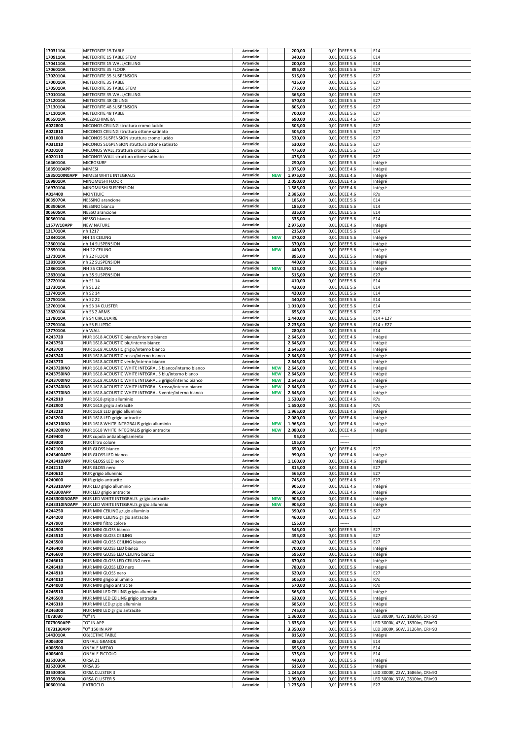| | | | | | | | |
|---|---|---|---|---|---|---|---|
| 1703110A | METEORITE 15 TABLE | Artemide | | 200,00 | 0,01 | DEEE 5.6 | E14 |
| 1709110A | METEORITE 15 TABLE STEM | Artemide | | 340,00 | 0,01 | DEEE 5.6 | E14 |
| 1704110A | METEORITE 15 WALL/CEILING | Artemide | | 200,00 | 0,01 | DEEE 5.6 | E14 |
| 1706010A | METEORITE 35 FLOOR | Artemide | | 895,00 | 0,01 | DEEE 5.6 | E27 |
| 1702010A | METEORITE 35 SUSPENSION | Artemide | | 515,00 | 0,01 | DEEE 5.6 | E27 |
| 1700010A | METEORITE 35 TABLE | Artemide | | 425,00 | 0,01 | DEEE 5.6 | E27 |
| 1705010A | METEORITE 35 TABLE STEM | Artemide | | 775,00 | 0,01 | DEEE 5.6 | E27 |
| 1701010A | METEORITE 35 WALL/CEILING | Artemide | | 365,00 | 0,01 | DEEE 5.6 | E27 |
| 1712010A | METEORITE 48 CEILING | Artemide | | 670,00 | 0,01 | DEEE 5.6 | E27 |
| 1713010A | METEORITE 48 SUSPENSION | Artemide | | 805,00 | 0,01 | DEEE 5.6 | E27 |
| 1711010A | METEORITE 48 TABLE | Artemide | | 700,00 | 0,01 | DEEE 5.6 | E27 |
| 0055010A | MEZZACHIMERA | Artemide | | 690,00 | 0,01 | DEEE 4.6 | E27 |
| A022800 | MICONOS CEILING struttura cromo lucido | Artemide | | 505,00 | 0,01 | DEEE 5.6 | E27 |
| A022810 | MICONOS CEILING struttura ottone satinato | Artemide | | 505,00 | 0,01 | DEEE 5.6 | E27 |
| A031000 | MICONOS SUSPENSION struttura cromo lucido | Artemide | | 530,00 | 0,01 | DEEE 5.6 | E27 |
| A031010 | MICONOS SUSPENSION struttura ottone satinato | Artemide | | 530,00 | 0,01 | DEEE 5.6 | E27 |
| A020100 | MICONOS WALL struttura cromo lucido | Artemide | | 475,00 | 0,01 | DEEE 5.6 | E27 |
| A020110 | MICONOS WALL struttura ottone satinato | Artemide | | 475,00 | 0,01 | DEEE 5.6 | E27 |
| 1646010A | MICROSURF | Artemide | | 290,00 | 0,01 | DEEE 5.6 | Intégré |
| 1835010APP | MIMESI | Artemide | | 1.975,00 | 0,01 | DEEE 4.6 | Intégré |
| 1835010IN0APP | MIMESI WHITE INTEGRALIS | Artemide | NEW | 1.975,00 | 0,01 | DEEE 4.6 | Intégré |
| 1698010A | MINOMUSHI FLOOR | Artemide | | 2.050,00 | 0,01 | DEEE 4.6 | Intégré |
| 1697010A | MINOMUSHI SUSPENSION | Artemide | | 1.585,00 | 0,01 | DEEE 4.6 | Intégré |
| A014400 | MONTJUIC | Artemide | | 2.385,00 | 0,01 | DEEE 4.6 | R7s |
| 0039070A | NESSINO arancione | Artemide | | 185,00 | 0,01 | DEEE 5.6 | E14 |
| 0039060A | NESSINO bianco | Artemide | | 185,00 | 0,01 | DEEE 5.6 | E14 |
| 0056050A | NESSO arancione | Artemide | | 335,00 | 0,01 | DEEE 5.6 | E14 |
| 0056010A | NESSO bianco | Artemide | | 335,00 | 0,01 | DEEE 5.6 | E14 |
| 1157W10APP | NEW NATURE | Artemide | | 2.975,00 | 0,01 | DEEE 4.6 | Intégré |
| 1217010A | nh 1217 | Artemide | | 215,00 | 0,01 | DEEE 5.6 | E14 |
| 1284010A | NH 14 CEILING | Artemide | NEW | 370,00 | 0,01 | DEEE 5.6 | Intégré |
| 1280010A | nh 14 SUSPENSION | Artemide | | 370,00 | 0,01 | DEEE 5.6 | Intégré |
| 1285010A | NH 22 CEILING | Artemide | NEW | 440,00 | 0,01 | DEEE 5.6 | Intégré |
| 1271010A | nh 22 FLOOR | Artemide | | 895,00 | 0,01 | DEEE 5.6 | Intégré |
| 1281010A | nh 22 SUSPENSION | Artemide | | 440,00 | 0,01 | DEEE 5.6 | Intégré |
| 1286010A | NH 35 CEILING | Artemide | NEW | 515,00 | 0,01 | DEEE 5.6 | Intégré |
| 1283010A | nh 35 SUSPENSION | Artemide | | 515,00 | 0,01 | DEEE 5.6 | E27 |
| 1272010A | nh S1 14 | Artemide | | 410,00 | 0,01 | DEEE 5.6 | E14 |
| 1273010A | nh S1 22 | Artemide | | 430,00 | 0,01 | DEEE 5.6 | E14 |
| 1274010A | nh S2 14 | Artemide | | 420,00 | 0,01 | DEEE 5.6 | E14 |
| 1275010A | nh S2 22 | Artemide | | 440,00 | 0,01 | DEEE 5.6 | E14 |
| 1276010A | nh S3 14 CLUSTER | Artemide | | 1.010,00 | 0,01 | DEEE 5.6 | E14 |
| 1282010A | nh S3 2 ARMS | Artemide | | 655,00 | 0,01 | DEEE 5.6 | E27 |
| 1278010A | nh S4 CIRCULAIRE | Artemide | | 1.440,00 | 0,01 | DEEE 5.6 | E14 + E27 |
| 1279010A | nh S5 ELLIPTIC | Artemide | | 2.235,00 | 0,01 | DEEE 5.6 | E14 + E27 |
| 1277010A | nh WALL | Artemide | | 280,00 | 0,01 | DEEE 5.6 | E14 |
| A243720 | NUR 1618 ACOUSTIC bianco/interno bianco | Artemide | | 2.645,00 | 0,01 | DEEE 4.6 | Intégré |
| A243750 | NUR 1618 ACOUSTIC blu/interno bianco | Artemide | | 2.645,00 | 0,01 | DEEE 4.6 | Intégré |
| A243700 | NUR 1618 ACOUSTIC grigio/interno bianco | Artemide | | 2.645,00 | 0,01 | DEEE 4.6 | Intégré |
| A243740 | NUR 1618 ACOUSTIC rosso/interno bianco | Artemide | | 2.645,00 | 0,01 | DEEE 4.6 | Intégré |
| A243770 | NUR 1618 ACOUSTIC verde/interno bianco | Artemide | | 2.645,00 | 0,01 | DEEE 4.6 | Intégré |
| A243720IN0 | NUR 1618 ACOUSTIC WHITE INTEGRALIS bianco/interno bianco | Artemide | NEW | 2.645,00 | 0,01 | DEEE 4.6 | Intégré |
| A243750IN0 | NUR 1618 ACOUSTIC WHITE INTEGRALIS blu/interno bianco | Artemide | NEW | 2.645,00 | 0,01 | DEEE 4.6 | Intégré |
| A243700IN0 | NUR 1618 ACOUSTIC WHITE INTEGRALIS grigio/interno bianco | Artemide | NEW | 2.645,00 | 0,01 | DEEE 4.6 | Intégré |
| A243740IN0 | NUR 1618 ACOUSTIC WHITE INTEGRALIS rosso/interno bianco | Artemide | NEW | 2.645,00 | 0,01 | DEEE 4.6 | Intégré |
| A243770IN0 | NUR 1618 ACOUSTIC WHITE INTEGRALIS verde/interno bianco | Artemide | NEW | 2.645,00 | 0,01 | DEEE 4.6 | Intégré |
| A242910 | NUR 1618 grigio alluminio | Artemide | | 1.530,00 | 0,01 | DEEE 4.6 | R7s |
| A242900 | NUR 1618 grigio antracite | Artemide | | 1.650,00 | 0,01 | DEEE 4.6 | R7s |
| A243210 | NUR 1618 LED grigio alluminio | Artemide | | 1.965,00 | 0,01 | DEEE 4.6 | Intégré |
| A243200 | NUR 1618 LED grigio antracite | Artemide | | 2.080,00 | 0,01 | DEEE 4.6 | Intégré |
| A243210IN0 | NUR 1618 WHITE INTEGRALIS grigio alluminio | Artemide | NEW | 1.965,00 | 0,01 | DEEE 4.6 | Intégré |
| A243200IN0 | NUR 1618 WHITE INTEGRALIS grigio antracite | Artemide | NEW | 2.080,00 | 0,01 | DEEE 4.6 | Intégré |
| A249400 | NUR cupola antiabbagliamento | Artemide | | 95,00 | | ------ | |
| A249300 | NUR filtro colore | Artemide | | 195,00 | | ------ | |
| A242100 | NUR GLOSS bianco | Artemide | | 650,00 | 0,01 | DEEE 4.6 | E27 |
| A243400APP | NUR GLOSS LED bianco | Artemide | | 990,00 | 0,01 | DEEE 4.6 | Intégré |
| A243410APP | NUR GLOSS LED nero | Artemide | | 1.160,00 | 0,01 | DEEE 4.6 | Intégré |
| A242110 | NUR GLOSS nero | Artemide | | 815,00 | 0,01 | DEEE 4.6 | E27 |
| A240610 | NUR grigio alluminio | Artemide | | 565,00 | 0,01 | DEEE 4.6 | E27 |
| A240600 | NUR grigio antracite | Artemide | | 745,00 | 0,01 | DEEE 4.6 | E27 |
| A243310APP | NUR LED grigio alluminio | Artemide | | 905,00 | 0,01 | DEEE 4.6 | Intégré |
| A243300APP | NUR LED grigio antracite | Artemide | | 905,00 | 0,01 | DEEE 4.6 | Intégré |
| A243300IN0APP | NUR LED WHITE INTEGRALIS grigio antracite | Artemide | NEW | 905,00 | 0,01 | DEEE 4.6 | Intégré |
| A243310IN0APP | NUR LED WHITE INTEGRALIS grigio alluminio | Artemide | NEW | 905,00 | 0,01 | DEEE 4.6 | Intégré |
| A244250 | NUR MINI CEILING grigio alluminio | Artemide | | 390,00 | 0,01 | DEEE 5.6 | E27 |
| A244200 | NUR MINI CEILING grigio antracite | Artemide | | 460,00 | 0,01 | DEEE 5.6 | E27 |
| A247900 | NUR MINI filtro colore | Artemide | | 155,00 | | ------ | |
| A244900 | NUR MINI GLOSS bianco | Artemide | | 545,00 | 0,01 | DEEE 5.6 | E27 |
| A245510 | NUR MINI GLOSS CEILING | Artemide | | 495,00 | 0,01 | DEEE 5.6 | E27 |
| A245500 | NUR MINI GLOSS CEILING bianco | Artemide | | 420,00 | 0,01 | DEEE 5.6 | E27 |
| A246400 | NUR MINI GLOSS LED bianco | Artemide | | 700,00 | 0,01 | DEEE 5.6 | Intégré |
| A246600 | NUR MINI GLOSS LED CEILING bianco | Artemide | | 595,00 | 0,01 | DEEE 5.6 | Intégré |
| A246610 | NUR MINI GLOSS LED CEILING nero | Artemide | | 670,00 | 0,01 | DEEE 5.6 | Intégré |
| A246410 | NUR MINI GLOSS LED nero | Artemide | | 780,00 | 0,01 | DEEE 5.6 | Intégré |
| A244910 | NUR MINI GLOSS nero | Artemide | | 620,00 | 0,01 | DEEE 5.6 | E27 |
| A244010 | NUR MINI grigio alluminio | Artemide | | 505,00 | 0,01 | DEEE 5.6 | R7s |
| A244000 | NUR MINI grigio antracite | Artemide | | 570,00 | 0,01 | DEEE 5.6 | R7s |
| A246510 | NUR MINI LED CEILING grigio alluminio | Artemide | | 565,00 | 0,01 | DEEE 5.6 | Intégré |
| A246500 | NUR MINI LED CEILING grigio antracite | Artemide | | 630,00 | 0,01 | DEEE 5.6 | Intégré |
| A246310 | NUR MINI LED grigio alluminio | Artemide | | 685,00 | 0,01 | DEEE 5.6 | Intégré |
| A246300 | NUR MINI LED grigio antracite | Artemide | | 745,00 | 0,01 | DEEE 5.6 | Intégré |
| T073030 | "O" IN | Artemide | | 1.360,00 | 0,01 | DEEE 5.6 | LED 3000K, 43W, 1830lm, CRI=90 |
| T073030APP | "O" IN APP | Artemide | | 1.635,00 | 0,01 | DEEE 5.6 | LED 3000K, 43W, 1830lm, CRI=90 |
| T073130APP | "O" 150 IN APP | Artemide | | 3.350,00 | 0,01 | DEEE 5.6 | LED 3000K, 60W, 3126lm, CRI=90 |
| 1443010A | OBJECTIVE TABLE | Artemide | | 815,00 | 0,01 | DEEE 5.6 | Intégré |
| A006300 | ONFALE GRANDE | Artemide | | 885,00 | 0,01 | DEEE 5.6 | E14 |
| A006500 | ONFALE MEDIO | Artemide | | 655,00 | 0,01 | DEEE 5.6 | E14 |
| A006400 | ONFALE PICCOLO | Artemide | | 375,00 | 0,01 | DEEE 5.6 | E14 |
| 0351030A | ORSA 21 | Artemide | | 440,00 | 0,01 | DEEE 5.6 | Intégré |
| 0352030A | ORSA 35 | Artemide | | 615,00 | 0,01 | DEEE 5.6 | Intégré |
| 0353030A | ORSA CLUSTER 3 | Artemide | | 1.245,00 | 0,01 | DEEE 5.6 | LED 3000K, 22W, 1686lm, CRI=90 |
| 0355030A | ORSA CLUSTER 5 | Artemide | | 1.990,00 | 0,01 | DEEE 5.6 | LED 3000K, 37W, 2810lm, CRI=90 |
| 0060010A | PATROCLO | Artemide | | 1.235,00 | 0,01 | DEEE 5.6 | E27 |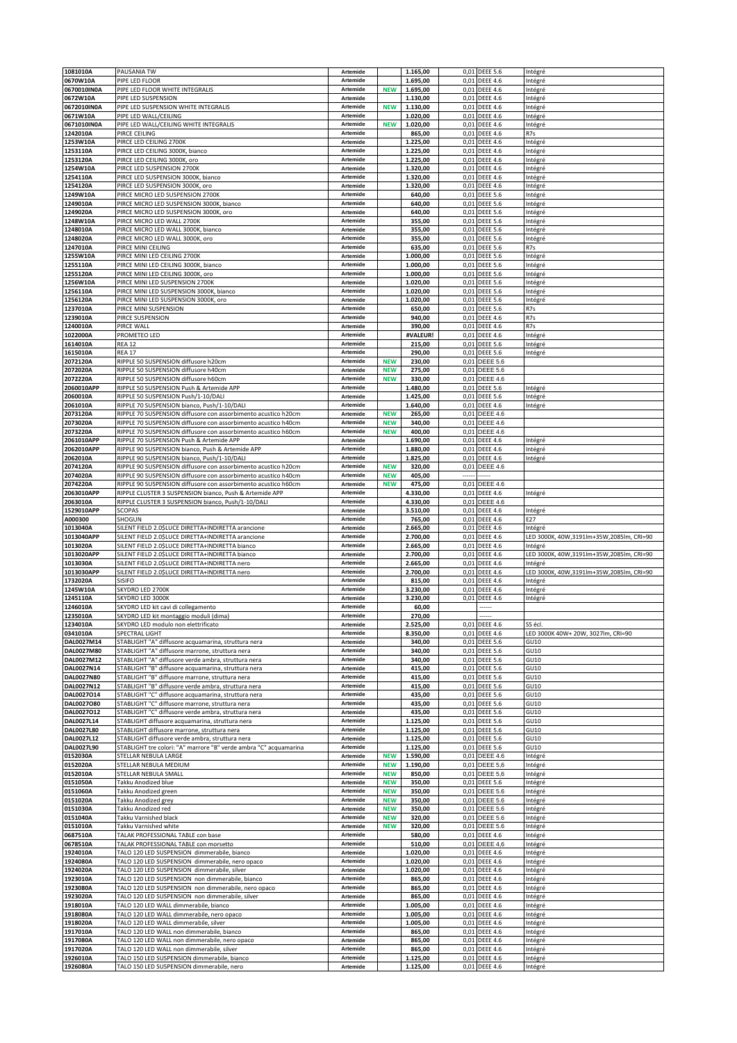| 1081010A | PAUSANIA TW | Artemide | | 1.165,00 | 0,01 | DEEE 5.6 | Intégré |
|---|---|---|---|---|---|---|---|
| 0670W10A | PIPE LED FLOOR | Artemide | | 1.695,00 | 0,01 | DEEE 4.6 | Intégré |
| 0670010IN0A | PIPE LED FLOOR WHITE INTEGRALIS | Artemide | NEW | 1.695,00 | 0,01 | DEEE 4.6 | Intégré |
| 0672W10A | PIPE LED SUSPENSION | Artemide | | 1.130,00 | 0,01 | DEEE 4.6 | Intégré |
| 0672010IN0A | PIPE LED SUSPENSION WHITE INTEGRALIS | Artemide | NEW | 1.130,00 | 0,01 | DEEE 4.6 | Intégré |
| 0671W10A | PIPE LED WALL/CEILING | Artemide | | 1.020,00 | 0,01 | DEEE 4.6 | Intégré |
| 0671010IN0A | PIPE LED WALL/CEILING WHITE INTEGRALIS | Artemide | NEW | 1.020,00 | 0,01 | DEEE 4.6 | Intégré |
| 1242010A | PIRCE CEILING | Artemide | | 865,00 | 0,01 | DEEE 4.6 | R7s |
| 1253W10A | PIRCE LED CEILING 2700K | Artemide | | 1.225,00 | 0,01 | DEEE 4.6 | Intégré |
| 1253110A | PIRCE LED CEILING 3000K, bianco | Artemide | | 1.225,00 | 0,01 | DEEE 4.6 | Intégré |
| 1253120A | PIRCE LED CEILING 3000K, oro | Artemide | | 1.225,00 | 0,01 | DEEE 4.6 | Intégré |
| 1254W10A | PIRCE LED SUSPENSION 2700K | Artemide | | 1.320,00 | 0,01 | DEEE 4.6 | Intégré |
| 1254110A | PIRCE LED SUSPENSION 3000K, bianco | Artemide | | 1.320,00 | 0,01 | DEEE 4.6 | Intégré |
| 1254120A | PIRCE LED SUSPENSION 3000K, oro | Artemide | | 1.320,00 | 0,01 | DEEE 4.6 | Intégré |
| 1249W10A | PIRCE MICRO LED SUSPENSION 2700K | Artemide | | 640,00 | 0,01 | DEEE 5.6 | Intégré |
| 1249010A | PIRCE MICRO LED SUSPENSION 3000K, bianco | Artemide | | 640,00 | 0,01 | DEEE 5.6 | Intégré |
| 1249020A | PIRCE MICRO LED SUSPENSION 3000K, oro | Artemide | | 640,00 | 0,01 | DEEE 5.6 | Intégré |
| 1248W10A | PIRCE MICRO LED WALL 2700K | Artemide | | 355,00 | 0,01 | DEEE 5.6 | Intégré |
| 1248010A | PIRCE MICRO LED WALL 3000K, bianco | Artemide | | 355,00 | 0,01 | DEEE 5.6 | Intégré |
| 1248020A | PIRCE MICRO LED WALL 3000K, oro | Artemide | | 355,00 | 0,01 | DEEE 5.6 | Intégré |
| 1247010A | PIRCE MINI CEILING | Artemide | | 635,00 | 0,01 | DEEE 5.6 | R7s |
| 1255W10A | PIRCE MINI LED CEILING 2700K | Artemide | | 1.000,00 | 0,01 | DEEE 5.6 | Intégré |
| 1255110A | PIRCE MINI LED CEILING 3000K, bianco | Artemide | | 1.000,00 | 0,01 | DEEE 5.6 | Intégré |
| 1255120A | PIRCE MINI LED CEILING 3000K, oro | Artemide | | 1.000,00 | 0,01 | DEEE 5.6 | Intégré |
| 1256W10A | PIRCE MINI LED SUSPENSION 2700K | Artemide | | 1.020,00 | 0,01 | DEEE 5.6 | Intégré |
| 1256110A | PIRCE MINI LED SUSPENSION 3000K, bianco | Artemide | | 1.020,00 | 0,01 | DEEE 5.6 | Intégré |
| 1256120A | PIRCE MINI LED SUSPENSION 3000K, oro | Artemide | | 1.020,00 | 0,01 | DEEE 5.6 | Intégré |
| 1237010A | PIRCE MINI SUSPENSION | Artemide | | 650,00 | 0,01 | DEEE 5.6 | R7s |
| 1239010A | PIRCE SUSPENSION | Artemide | | 940,00 | 0,01 | DEEE 4.6 | R7s |
| 1240010A | PIRCE WALL | Artemide | | 390,00 | 0,01 | DEEE 4.6 | R7s |
| 1022000A | PROMETEO LED | Artemide | | #VALEUR! | 0,01 | DEEE 4.6 | Intégré |
| 1614010A | REA 12 | Artemide | | 215,00 | 0,01 | DEEE 5.6 | Intégré |
| 1615010A | REA 17 | Artemide | | 290,00 | 0,01 | DEEE 5.6 | Intégré |
| 2072120A | RIPPLE 50 SUSPENSION diffusore h20cm | Artemide | NEW | 230,00 | 0,01 | DEEE 5.6 | |
| 2072020A | RIPPLE 50 SUSPENSION diffusore h40cm | Artemide | NEW | 275,00 | 0,01 | DEEE 5.6 | |
| 2072220A | RIPPLE 50 SUSPENSION diffusore h60cm | Artemide | NEW | 330,00 | 0,01 | DEEE 4.6 | |
| 2060010APP | RIPPLE 50 SUSPENSION Push & Artemide APP | Artemide | | 1.480,00 | 0,01 | DEEE 5.6 | Intégré |
| 2060010A | RIPPLE 50 SUSPENSION Push/1-10/DALI | Artemide | | 1.425,00 | 0,01 | DEEE 5.6 | Intégré |
| 2061010A | RIPPLE 70 SUSPENSION bianco, Push/1-10/DALI | Artemide | | 1.640,00 | 0,01 | DEEE 4.6 | Intégré |
| 2073120A | RIPPLE 70 SUSPENSION diffusore con assorbimento acustico h20cm | Artemide | NEW | 265,00 | 0,01 | DEEE 4.6 | |
| 2073020A | RIPPLE 70 SUSPENSION diffusore con assorbimento acustico h40cm | Artemide | NEW | 340,00 | 0,01 | DEEE 4.6 | |
| 2073220A | RIPPLE 70 SUSPENSION diffusore con assorbimento acustico h60cm | Artemide | NEW | 400,00 | 0,01 | DEEE 4.6 | |
| 2061010APP | RIPPLE 70 SUSPENSION Push & Artemide APP | Artemide | | 1.690,00 | 0,01 | DEEE 4.6 | Intégré |
| 2062010APP | RIPPLE 90 SUSPENSION bianco, Push & Artemide APP | Artemide | | 1.880,00 | 0,01 | DEEE 4.6 | Intégré |
| 2062010A | RIPPLE 90 SUSPENSION bianco, Push/1-10/DALI | Artemide | | 1.825,00 | 0,01 | DEEE 4.6 | Intégré |
| 2074120A | RIPPLE 90 SUSPENSION diffusore con assorbimento acustico h20cm | Artemide | NEW | 320,00 | 0,01 | DEEE 4.6 | |
| 2074020A | RIPPLE 90 SUSPENSION diffusore con assorbimento acustico h40cm | Artemide | NEW | 405,00 | ------ | ------ | |
| 2074220A | RIPPLE 90 SUSPENSION diffusore con assorbimento acustico h60cm | Artemide | NEW | 475,00 | 0,01 | DEEE 4.6 | |
| 2063010APP | RIPPLE CLUSTER 3 SUSPENSION bianco, Push & Artemide APP | Artemide | | 4.330,00 | 0,01 | DEEE 4.6 | Intégré |
| 2063010A | RIPPLE CLUSTER 3 SUSPENSION bianco, Push/1-10/DALI | Artemide | | 4.330,00 | 0,01 | DEEE 4.6 | |
| 1529010APP | SCOPAS | Artemide | | 3.510,00 | 0,01 | DEEE 4.6 | Intégré |
| A000300 | SHOGUN | Artemide | | 765,00 | 0,01 | DEEE 4.6 | E27 |
| 1013040A | SILENT FIELD 2.0$LUCE DIRETTA+INDIRETTA arancione | Artemide | | 2.665,00 | 0,01 | DEEE 4.6 | Intégré |
| 1013040APP | SILENT FIELD 2.0$LUCE DIRETTA+INDIRETTA arancione | Artemide | | 2.700,00 | 0,01 | DEEE 4.6 | LED 3000K, 40W,3191lm+35W,2085lm, CRI=90 |
| 1013020A | SILENT FIELD 2.0$LUCE DIRETTA+INDIRETTA bianco | Artemide | | 2.665,00 | 0,01 | DEEE 4.6 | Intégré |
| 1013020APP | SILENT FIELD 2.0$LUCE DIRETTA+INDIRETTA bianco | Artemide | | 2.700,00 | 0,01 | DEEE 4.6 | LED 3000K, 40W,3191lm+35W,2085lm, CRI=90 |
| 1013030A | SILENT FIELD 2.0$LUCE DIRETTA+INDIRETTA nero | Artemide | | 2.665,00 | 0,01 | DEEE 4.6 | Intégré |
| 1013030APP | SILENT FIELD 2.0$LUCE DIRETTA+INDIRETTA nero | Artemide | | 2.700,00 | 0,01 | DEEE 4.6 | LED 3000K, 40W,3191lm+35W,2085lm, CRI=90 |
| 1732020A | SISIFO | Artemide | | 815,00 | 0,01 | DEEE 4.6 | Intégré |
| 1245W10A | SKYDRO LED 2700K | Artemide | | 3.230,00 | 0,01 | DEEE 4.6 | Intégré |
| 1245110A | SKYDRO LED 3000K | Artemide | | 3.230,00 | 0,01 | DEEE 4.6 | Intégré |
| 1246010A | SKYDRO LED kit cavi di collegamento | Artemide | | 60,00 | | ------ | |
| 1235010A | SKYDRO LED kit montaggio moduli (dima) | Artemide | | 270,00 | | ------ | |
| 1234010A | SKYDRO LED modulo non elettrificato | Artemide | | 2.525,00 | 0,01 | DEEE 4.6 | SS écl. |
| 0341010A | SPECTRAL LIGHT | Artemide | | 8.350,00 | 0,01 | DEEE 4.6 | LED 3000K 40W+ 20W, 3027lm, CRI=90 |
| DAL0027M14 | STABLIGHT "A" diffusore acquamarina, struttura nera | Artemide | | 340,00 | 0,01 | DEEE 5.6 | GU10 |
| DAL0027M80 | STABLIGHT "A" diffusore marrone, struttura nera | Artemide | | 340,00 | 0,01 | DEEE 5.6 | GU10 |
| DAL0027M12 | STABLIGHT "A" diffusore verde ambra, struttura nera | Artemide | | 340,00 | 0,01 | DEEE 5.6 | GU10 |
| DAL0027N14 | STABLIGHT "B" diffusore acquamarina, struttura nera | Artemide | | 415,00 | 0,01 | DEEE 5.6 | GU10 |
| DAL0027N80 | STABLIGHT "B" diffusore marrone, struttura nera | Artemide | | 415,00 | 0,01 | DEEE 5.6 | GU10 |
| DAL0027N12 | STABLIGHT "B" diffusore verde ambra, struttura nera | Artemide | | 415,00 | 0,01 | DEEE 5.6 | GU10 |
| DAL0027O14 | STABLIGHT "C" diffusore acquamarina, struttura nera | Artemide | | 435,00 | 0,01 | DEEE 5.6 | GU10 |
| DAL0027O80 | STABLIGHT "C" diffusore marrone, struttura nera | Artemide | | 435,00 | 0,01 | DEEE 5.6 | GU10 |
| DAL0027O12 | STABLIGHT "C" diffusore verde ambra, struttura nera | Artemide | | 435,00 | 0,01 | DEEE 5.6 | GU10 |
| DAL0027L14 | STABLIGHT diffusore acquamarina, struttura nera | Artemide | | 1.125,00 | 0,01 | DEEE 5.6 | GU10 |
| DAL0027L80 | STABLIGHT diffusore marrone, struttura nera | Artemide | | 1.125,00 | 0,01 | DEEE 5.6 | GU10 |
| DAL0027L12 | STABLIGHT diffusore verde ambra, struttura nera | Artemide | | 1.125,00 | 0,01 | DEEE 5.6 | GU10 |
| DAL0027L90 | STABLIGHT tre colori: "A" marrore "B" verde ambra "C" acquamarina | Artemide | | 1.125,00 | 0,01 | DEEE 5.6 | GU10 |
| 0152030A | STELLAR NEBULA LARGE | Artemide | NEW | 1.590,00 | 0,01 | DEEE 4.6 | Intégré |
| 0152020A | STELLAR NEBULA MEDIUM | Artemide | NEW | 1.190,00 | 0,01 | DEEE 5,6 | Intégré |
| 0152010A | STELLAR NEBULA SMALL | Artemide | NEW | 850,00 | 0,01 | DEEE 5,6 | Intégré |
| 0151050A | Takku Anodized blue | Artemide | NEW | 350,00 | 0,01 | DEEE 5.6 | Intégré |
| 0151060A | Takku Anodized green | Artemide | NEW | 350,00 | 0,01 | DEEE 5.6 | Intégré |
| 0151020A | Takku Anodized grey | Artemide | NEW | 350,00 | 0,01 | DEEE 5.6 | Intégré |
| 0151030A | Takku Anodized red | Artemide | NEW | 350,00 | 0,01 | DEEE 5.6 | Intégré |
| 0151040A | Takku Varnished black | Artemide | NEW | 320,00 | 0,01 | DEEE 5.6 | Intégré |
| 0151010A | Takku Varnished white | Artemide | NEW | 320,00 | 0,01 | DEEE 5.6 | Intégré |
| 0687510A | TALAK PROFESSIONAL TABLE con base | Artemide | | 580,00 | 0,01 | DEEE 4.6 | Intégré |
| 0678510A | TALAK PROFESSIONAL TABLE con morsetto | Artemide | | 510,00 | 0,01 | DEEE 4,6 | Intégré |
| 1924010A | TALO 120 LED SUSPENSION dimmerabile, bianco | Artemide | | 1.020,00 | 0,01 | DEEE 4.6 | Intégré |
| 1924080A | TALO 120 LED SUSPENSION dimmerabile, nero opaco | Artemide | | 1.020,00 | 0,01 | DEEE 4.6 | Intégré |
| 1924020A | TALO 120 LED SUSPENSION dimmerabile, silver | Artemide | | 1.020,00 | 0,01 | DEEE 4.6 | Intégré |
| 1923010A | TALO 120 LED SUSPENSION non dimmerabile, bianco | Artemide | | 865,00 | 0,01 | DEEE 4.6 | Intégré |
| 1923080A | TALO 120 LED SUSPENSION non dimmerabile, nero opaco | Artemide | | 865,00 | 0,01 | DEEE 4.6 | Intégré |
| 1923020A | TALO 120 LED SUSPENSION non dimmerabile, silver | Artemide | | 865,00 | 0,01 | DEEE 4.6 | Intégré |
| 1918010A | TALO 120 LED WALL dimmerabile, bianco | Artemide | | 1.005,00 | 0,01 | DEEE 4.6 | Intégré |
| 1918080A | TALO 120 LED WALL dimmerabile, nero opaco | Artemide | | 1.005,00 | 0,01 | DEEE 4.6 | Intégré |
| 1918020A | TALO 120 LED WALL dimmerabile, silver | Artemide | | 1.005,00 | 0,01 | DEEE 4.6 | Intégré |
| 1917010A | TALO 120 LED WALL non dimmerabile, bianco | Artemide | | 865,00 | 0,01 | DEEE 4.6 | Intégré |
| 1917080A | TALO 120 LED WALL non dimmerabile, nero opaco | Artemide | | 865,00 | 0,01 | DEEE 4.6 | Intégré |
| 1917020A | TALO 120 LED WALL non dimmerabile, silver | Artemide | | 865,00 | 0,01 | DEEE 4.6 | Intégré |
| 1926010A | TALO 150 LED SUSPENSION dimmerabile, bianco | Artemide | | 1.125,00 | 0,01 | DEEE 4.6 | Intégré |
| 1926080A | TALO 150 LED SUSPENSION dimmerabile, nero | Artemide | | 1.125,00 | 0,01 | DEEE 4.6 | Intégré |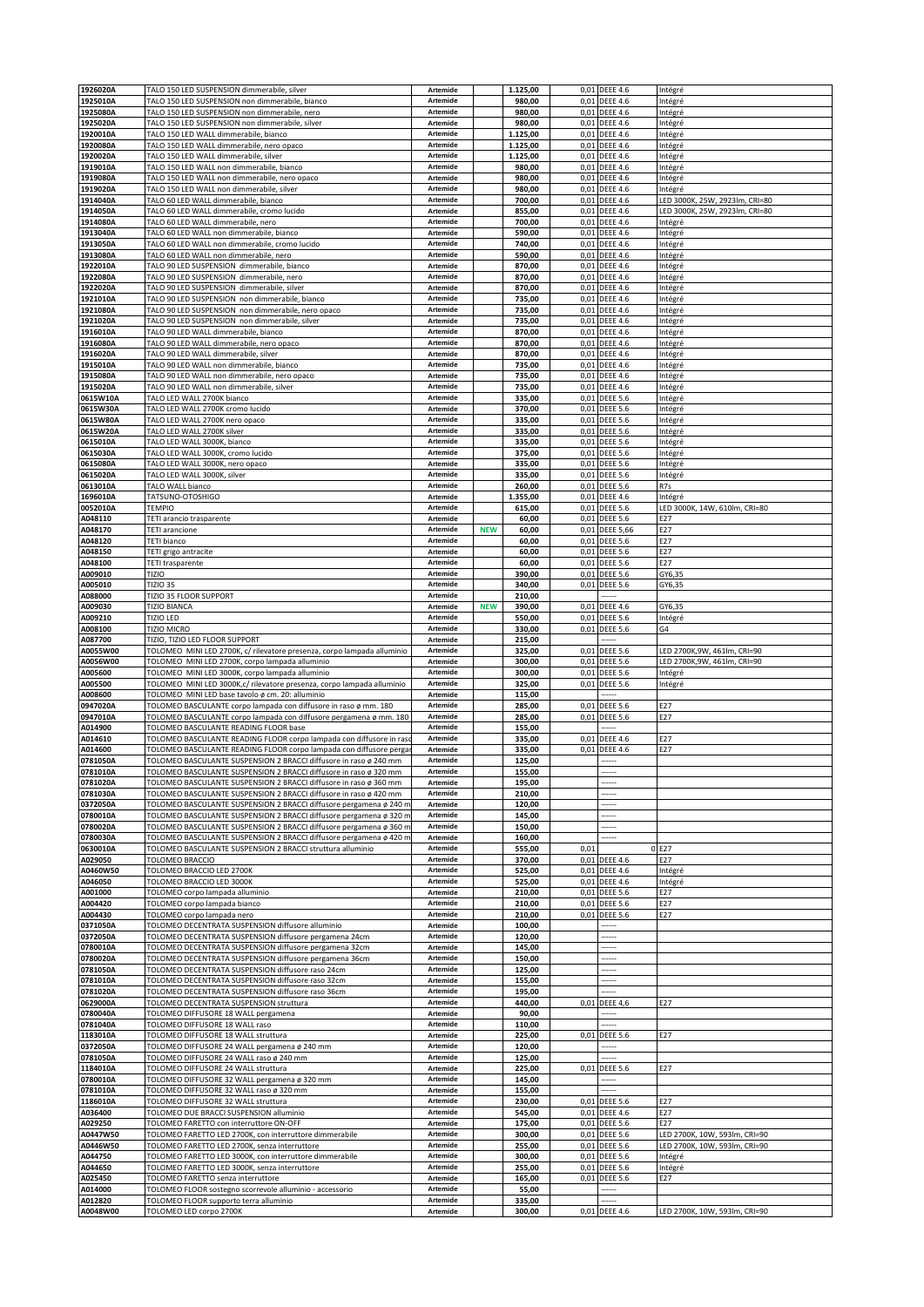| | | | | | | | |
|---|---|---|---|---|---|---|---|
| 1926020A | TALO 150 LED SUSPENSION dimmerabile, silver | Artemide | | 1.125,00 | 0,01 | DEEE 4.6 | Intégré |
| 1925010A | TALO 150 LED SUSPENSION non dimmerabile, bianco | Artemide | | 980,00 | 0,01 | DEEE 4.6 | Intégré |
| 1925080A | TALO 150 LED SUSPENSION non dimmerabile, nero | Artemide | | 980,00 | 0,01 | DEEE 4.6 | Intégré |
| 1925020A | TALO 150 LED SUSPENSION non dimmerabile, silver | Artemide | | 980,00 | 0,01 | DEEE 4.6 | Intégré |
| 1920010A | TALO 150 LED WALL dimmerabile, bianco | Artemide | | 1.125,00 | 0,01 | DEEE 4.6 | Intégré |
| 1920080A | TALO 150 LED WALL dimmerabile, nero opaco | Artemide | | 1.125,00 | 0,01 | DEEE 4.6 | Intégré |
| 1920020A | TALO 150 LED WALL dimmerabile, silver | Artemide | | 1.125,00 | 0,01 | DEEE 4.6 | Intégré |
| 1919010A | TALO 150 LED WALL non dimmerabile, bianco | Artemide | | 980,00 | 0,01 | DEEE 4.6 | Intégré |
| 1919080A | TALO 150 LED WALL non dimmerabile, nero opaco | Artemide | | 980,00 | 0,01 | DEEE 4.6 | Intégré |
| 1919020A | TALO 150 LED WALL non dimmerabile, silver | Artemide | | 980,00 | 0,01 | DEEE 4.6 | Intégré |
| 1914040A | TALO 60 LED WALL dimmerabile, bianco | Artemide | | 700,00 | 0,01 | DEEE 4.6 | LED 3000K, 25W, 2923lm, CRI=80 |
| 1914050A | TALO 60 LED WALL dimmerabile, cromo lucido | Artemide | | 855,00 | 0,01 | DEEE 4.6 | LED 3000K, 25W, 2923lm, CRI=80 |
| 1914080A | TALO 60 LED WALL dimmerabile, nero | Artemide | | 700,00 | 0,01 | DEEE 4.6 | Intégré |
| 1913040A | TALO 60 LED WALL non dimmerabile, bianco | Artemide | | 590,00 | 0,01 | DEEE 4.6 | Intégré |
| 1913050A | TALO 60 LED WALL non dimmerabile, cromo lucido | Artemide | | 740,00 | 0,01 | DEEE 4.6 | Intégré |
| 1913080A | TALO 60 LED WALL non dimmerabile, nero | Artemide | | 590,00 | 0,01 | DEEE 4.6 | Intégré |
| 1922010A | TALO 90 LED SUSPENSION dimmerabile, bianco | Artemide | | 870,00 | 0,01 | DEEE 4.6 | Intégré |
| 1922080A | TALO 90 LED SUSPENSION dimmerabile, nero | Artemide | | 870,00 | 0,01 | DEEE 4.6 | Intégré |
| 1922020A | TALO 90 LED SUSPENSION dimmerabile, silver | Artemide | | 870,00 | 0,01 | DEEE 4.6 | Intégré |
| 1921010A | TALO 90 LED SUSPENSION non dimmerabile, bianco | Artemide | | 735,00 | 0,01 | DEEE 4.6 | Intégré |
| 1921080A | TALO 90 LED SUSPENSION non dimmerabile, nero opaco | Artemide | | 735,00 | 0,01 | DEEE 4.6 | Intégré |
| 1921020A | TALO 90 LED SUSPENSION non dimmerabile, silver | Artemide | | 735,00 | 0,01 | DEEE 4.6 | Intégré |
| 1916010A | TALO 90 LED WALL dimmerabile, bianco | Artemide | | 870,00 | 0,01 | DEEE 4.6 | Intégré |
| 1916080A | TALO 90 LED WALL dimmerabile, nero opaco | Artemide | | 870,00 | 0,01 | DEEE 4.6 | Intégré |
| 1916020A | TALO 90 LED WALL dimmerabile, silver | Artemide | | 870,00 | 0,01 | DEEE 4.6 | Intégré |
| 1915010A | TALO 90 LED WALL non dimmerabile, bianco | Artemide | | 735,00 | 0,01 | DEEE 4.6 | Intégré |
| 1915080A | TALO 90 LED WALL non dimmerabile, nero opaco | Artemide | | 735,00 | 0,01 | DEEE 4.6 | Intégré |
| 1915020A | TALO 90 LED WALL non dimmerabile, silver | Artemide | | 735,00 | 0,01 | DEEE 4.6 | Intégré |
| 0615W10A | TALO LED WALL 2700K bianco | Artemide | | 335,00 | 0,01 | DEEE 5.6 | Intégré |
| 0615W30A | TALO LED WALL 2700K cromo lucido | Artemide | | 370,00 | 0,01 | DEEE 5.6 | Intégré |
| 0615W80A | TALO LED WALL 2700K nero opaco | Artemide | | 335,00 | 0,01 | DEEE 5.6 | Intégré |
| 0615W20A | TALO LED WALL 2700K silver | Artemide | | 335,00 | 0,01 | DEEE 5.6 | Intégré |
| 0615010A | TALO LED WALL 3000K, bianco | Artemide | | 335,00 | 0,01 | DEEE 5.6 | Intégré |
| 0615030A | TALO LED WALL 3000K, cromo lucido | Artemide | | 375,00 | 0,01 | DEEE 5.6 | Intégré |
| 0615080A | TALO LED WALL 3000K, nero opaco | Artemide | | 335,00 | 0,01 | DEEE 5.6 | Intégré |
| 0615020A | TALO LED WALL 3000K, silver | Artemide | | 335,00 | 0,01 | DEEE 5.6 | Intégré |
| 0613010A | TALO WALL bianco | Artemide | | 260,00 | 0,01 | DEEE 5.6 | R7s |
| 1696010A | TATSUNO-OTOSHIGO | Artemide | | 1.355,00 | 0,01 | DEEE 4.6 | Intégré |
| 0052010A | TEMPIO | Artemide | | 615,00 | 0,01 | DEEE 5.6 | LED 3000K, 14W, 610lm, CRI=80 |
| A048110 | TETI arancio trasparente | Artemide | | 60,00 | 0,01 | DEEE 5.6 | E27 |
| A048170 | TETI arancione | Artemide | NEW | 60,00 | 0,01 | DEEE 5,66 | E27 |
| A048120 | TETI bianco | Artemide | | 60,00 | 0,01 | DEEE 5.6 | E27 |
| A048150 | TETI grigo antracite | Artemide | | 60,00 | 0,01 | DEEE 5.6 | E27 |
| A048100 | TETI trasparente | Artemide | | 60,00 | 0,01 | DEEE 5.6 | E27 |
| A009010 | TIZIO | Artemide | | 390,00 | 0,01 | DEEE 5.6 | GY6,35 |
| A005010 | TIZIO 35 | Artemide | | 340,00 | 0,01 | DEEE 5.6 | GY6,35 |
| A088000 | TIZIO 35 FLOOR SUPPORT | Artemide | | 210,00 | | ------ | |
| A009030 | TIZIO BIANCA | Artemide | NEW | 390,00 | 0,01 | DEEE 4.6 | GY6,35 |
| A009210 | TIZIO LED | Artemide | | 550,00 | 0,01 | DEEE 5.6 | Intégré |
| A008100 | TIZIO MICRO | Artemide | | 330,00 | 0,01 | DEEE 5.6 | G4 |
| A087700 | TIZIO, TIZIO LED FLOOR SUPPORT | Artemide | | 215,00 | | ------ | |
| A0055W00 | TOLOMEO MINI LED 2700K, c/ rilevatore presenza, corpo lampada alluminio | Artemide | | 325,00 | 0,01 | DEEE 5.6 | LED 2700K,9W, 461lm, CRI=90 |
| A0056W00 | TOLOMEO MINI LED 2700K, corpo lampada alluminio | Artemide | | 300,00 | 0,01 | DEEE 5.6 | LED 2700K,9W, 461lm, CRI=90 |
| A005600 | TOLOMEO MINI LED 3000K, corpo lampada alluminio | Artemide | | 300,00 | 0,01 | DEEE 5.6 | Intégré |
| A005500 | TOLOMEO MINI LED 3000K,c/ rilevatore presenza, corpo lampada alluminio | Artemide | | 325,00 | 0,01 | DEEE 5.6 | Intégré |
| A008600 | TOLOMEO MINI LED base tavolo ø cm. 20: alluminio | Artemide | | 115,00 | | ------ | |
| 0947020A | TOLOMEO BASCULANTE corpo lampada con diffusore in raso ø mm. 180 | Artemide | | 285,00 | 0,01 | DEEE 5.6 | E27 |
| 0947010A | TOLOMEO BASCULANTE corpo lampada con diffusore pergamena ø mm. 180 | Artemide | | 285,00 | 0,01 | DEEE 5.6 | E27 |
| A014900 | TOLOMEO BASCULANTE READING FLOOR base | Artemide | | 155,00 | | ------ | |
| A014610 | TOLOMEO BASCULANTE READING FLOOR corpo lampada con diffusore in raso | Artemide | | 335,00 | 0,01 | DEEE 4.6 | E27 |
| A014600 | TOLOMEO BASCULANTE READING FLOOR corpo lampada con diffusore pergam | Artemide | | 335,00 | 0,01 | DEEE 4.6 | E27 |
| 0781050A | TOLOMEO BASCULANTE SUSPENSION 2 BRACCI diffusore in raso ø 240 mm | Artemide | | 125,00 | | ------ | |
| 0781010A | TOLOMEO BASCULANTE SUSPENSION 2 BRACCI diffusore in raso ø 320 mm | Artemide | | 155,00 | | ------ | |
| 0781020A | TOLOMEO BASCULANTE SUSPENSION 2 BRACCI diffusore in raso ø 360 mm | Artemide | | 195,00 | | ------ | |
| 0781030A | TOLOMEO BASCULANTE SUSPENSION 2 BRACCI diffusore in raso ø 420 mm | Artemide | | 210,00 | | ------ | |
| 0372050A | TOLOMEO BASCULANTE SUSPENSION 2 BRACCI diffusore pergamena ø 240 m | Artemide | | 120,00 | | ------ | |
| 0780010A | TOLOMEO BASCULANTE SUSPENSION 2 BRACCI diffusore pergamena ø 320 m | Artemide | | 145,00 | | ------ | |
| 0780020A | TOLOMEO BASCULANTE SUSPENSION 2 BRACCI diffusore pergamena ø 360 m | Artemide | | 150,00 | | ------ | |
| 0780030A | TOLOMEO BASCULANTE SUSPENSION 2 BRACCI diffusore pergamena ø 420 m | Artemide | | 160,00 | | ------ | |
| 0630010A | TOLOMEO BASCULANTE SUSPENSION 2 BRACCI struttura alluminio | Artemide | | 555,00 | 0,01 | 0 | E27 |
| A029050 | TOLOMEO BRACCIO | Artemide | | 370,00 | 0,01 | DEEE 4.6 | E27 |
| A0460W50 | TOLOMEO BRACCIO LED 2700K | Artemide | | 525,00 | 0,01 | DEEE 4.6 | Intégré |
| A046050 | TOLOMEO BRACCIO LED 3000K | Artemide | | 525,00 | 0,01 | DEEE 4.6 | Intégré |
| A001000 | TOLOMEO corpo lampada alluminio | Artemide | | 210,00 | 0,01 | DEEE 5.6 | E27 |
| A004420 | TOLOMEO corpo lampada bianco | Artemide | | 210,00 | 0,01 | DEEE 5.6 | E27 |
| A004430 | TOLOMEO corpo lampada nero | Artemide | | 210,00 | 0,01 | DEEE 5.6 | E27 |
| 0371050A | TOLOMEO DECENTRATA SUSPENSION diffusore alluminio | Artemide | | 100,00 | | ------ | |
| 0372050A | TOLOMEO DECENTRATA SUSPENSION diffusore pergamena 24cm | Artemide | | 120,00 | | ------ | |
| 0780010A | TOLOMEO DECENTRATA SUSPENSION diffusore pergamena 32cm | Artemide | | 145,00 | | ------ | |
| 0780020A | TOLOMEO DECENTRATA SUSPENSION diffusore pergamena 36cm | Artemide | | 150,00 | | ------ | |
| 0781050A | TOLOMEO DECENTRATA SUSPENSION diffusore raso 24cm | Artemide | | 125,00 | | ------ | |
| 0781010A | TOLOMEO DECENTRATA SUSPENSION diffusore raso 32cm | Artemide | | 155,00 | | ------ | |
| 0781020A | TOLOMEO DECENTRATA SUSPENSION diffusore raso 36cm | Artemide | | 195,00 | | ------ | |
| 0629000A | TOLOMEO DECENTRATA SUSPENSION struttura | Artemide | | 440,00 | 0,01 | DEEE 4,6 | E27 |
| 0780040A | TOLOMEO DIFFUSORE 18 WALL pergamena | Artemide | | 90,00 | | ------ | |
| 0781040A | TOLOMEO DIFFUSORE 18 WALL raso | Artemide | | 110,00 | | ------ | |
| 1183010A | TOLOMEO DIFFUSORE 18 WALL struttura | Artemide | | 225,00 | 0,01 | DEEE 5.6 | E27 |
| 0372050A | TOLOMEO DIFFUSORE 24 WALL pergamena ø 240 mm | Artemide | | 120,00 | | ------ | |
| 0781050A | TOLOMEO DIFFUSORE 24 WALL raso ø 240 mm | Artemide | | 125,00 | | ------ | |
| 1184010A | TOLOMEO DIFFUSORE 24 WALL struttura | Artemide | | 225,00 | 0,01 | DEEE 5.6 | E27 |
| 0780010A | TOLOMEO DIFFUSORE 32 WALL pergamena ø 320 mm | Artemide | | 145,00 | | ------ | |
| 0781010A | TOLOMEO DIFFUSORE 32 WALL raso ø 320 mm | Artemide | | 155,00 | | ------ | |
| 1186010A | TOLOMEO DIFFUSORE 32 WALL struttura | Artemide | | 230,00 | 0,01 | DEEE 5.6 | E27 |
| A036400 | TOLOMEO DUE BRACCI SUSPENSION alluminio | Artemide | | 545,00 | 0,01 | DEEE 4.6 | E27 |
| A029250 | TOLOMEO FARETTO con interruttore ON-OFF | Artemide | | 175,00 | 0,01 | DEEE 5.6 | E27 |
| A0447W50 | TOLOMEO FARETTO LED 2700K, con interruttore dimmerabile | Artemide | | 300,00 | 0,01 | DEEE 5.6 | LED 2700K, 10W, 593lm, CRI=90 |
| A0446W50 | TOLOMEO FARETTO LED 2700K, senza interruttore | Artemide | | 255,00 | 0,01 | DEEE 5.6 | LED 2700K, 10W, 593lm, CRI=90 |
| A044750 | TOLOMEO FARETTO LED 3000K, con interruttore dimmerabile | Artemide | | 300,00 | 0,01 | DEEE 5.6 | Intégré |
| A044650 | TOLOMEO FARETTO LED 3000K, senza interruttore | Artemide | | 255,00 | 0,01 | DEEE 5.6 | Intégré |
| A025450 | TOLOMEO FARETTO senza interruttore | Artemide | | 165,00 | 0,01 | DEEE 5.6 | E27 |
| A014000 | TOLOMEO FLOOR sostegno scorrevole alluminio - accessorio | Artemide | | 55,00 | | ------ | |
| A012820 | TOLOMEO FLOOR supporto terra alluminio | Artemide | | 335,00 | | ------ | |
| A0048W00 | TOLOMEO LED corpo 2700K | Artemide | | 300,00 | 0,01 | DEEE 4.6 | LED 2700K, 10W, 593lm, CRI=90 |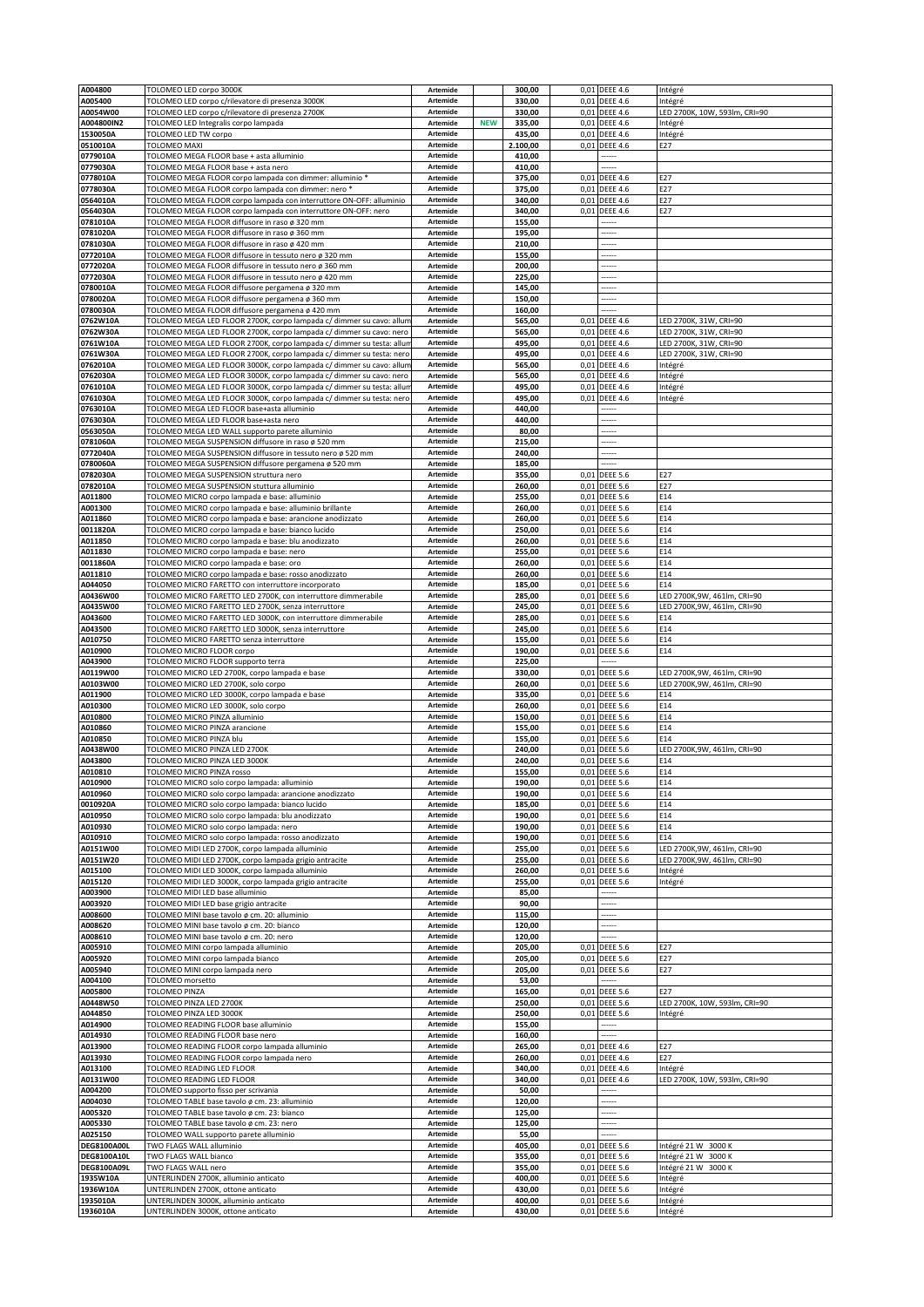| | | | | | | | |
|---|---|---|---|---|---|---|---|
| A004800 | TOLOMEO LED corpo 3000K | Artemide | | 300,00 | 0,01 | DEEE 4.6 | Intégré |
| A005400 | TOLOMEO LED corpo c/rilevatore di presenza 3000K | Artemide | | 330,00 | 0,01 | DEEE 4.6 | Intégré |
| A0054W00 | TOLOMEO LED corpo c/rilevatore di presenza 2700K | Artemide | | 330,00 | 0,01 | DEEE 4.6 | LED 2700K, 10W, 593lm, CRI=90 |
| A004800IN2 | TOLOMEO LED Integralis corpo lampada | Artemide | NEW | 335,00 | 0,01 | DEEE 4.6 | Intégré |
| 1530050A | TOLOMEO LED TW corpo | Artemide | | 435,00 | 0,01 | DEEE 4.6 | Intégré |
| 0510010A | TOLOMEO MAXI | Artemide | | 2.100,00 | 0,01 | DEEE 4.6 | E27 |
| 0779010A | TOLOMEO MEGA FLOOR base + asta alluminio | Artemide | | 410,00 | | ------ | |
| 0779030A | TOLOMEO MEGA FLOOR base + asta nero | Artemide | | 410,00 | | ------ | |
| 0778010A | TOLOMEO MEGA FLOOR corpo lampada con dimmer: alluminio * | Artemide | | 375,00 | 0,01 | DEEE 4.6 | E27 |
| 0778030A | TOLOMEO MEGA FLOOR corpo lampada con dimmer: nero * | Artemide | | 375,00 | 0,01 | DEEE 4.6 | E27 |
| 0564010A | TOLOMEO MEGA FLOOR corpo lampada con interruttore ON-OFF: alluminio | Artemide | | 340,00 | 0,01 | DEEE 4.6 | E27 |
| 0564030A | TOLOMEO MEGA FLOOR corpo lampada con interruttore ON-OFF: nero | Artemide | | 340,00 | 0,01 | DEEE 4.6 | E27 |
| 0781010A | TOLOMEO MEGA FLOOR diffusore in raso ø 320 mm | Artemide | | 155,00 | | ------ | |
| 0781020A | TOLOMEO MEGA FLOOR diffusore in raso ø 360 mm | Artemide | | 195,00 | | ------ | |
| 0781030A | TOLOMEO MEGA FLOOR diffusore in raso ø 420 mm | Artemide | | 210,00 | | ------ | |
| 0772010A | TOLOMEO MEGA FLOOR diffusore in tessuto nero ø 320 mm | Artemide | | 155,00 | | ------ | |
| 0772020A | TOLOMEO MEGA FLOOR diffusore in tessuto nero ø 360 mm | Artemide | | 200,00 | | ------ | |
| 0772030A | TOLOMEO MEGA FLOOR diffusore in tessuto nero ø 420 mm | Artemide | | 225,00 | | ------ | |
| 0780010A | TOLOMEO MEGA FLOOR diffusore pergamena ø 320 mm | Artemide | | 145,00 | | ------ | |
| 0780020A | TOLOMEO MEGA FLOOR diffusore pergamena ø 360 mm | Artemide | | 150,00 | | ------ | |
| 0780030A | TOLOMEO MEGA FLOOR diffusore pergamena ø 420 mm | Artemide | | 160,00 | | ------ | |
| 0762W10A | TOLOMEO MEGA LED FLOOR 2700K, corpo lampada c/ dimmer su cavo: allum | Artemide | | 565,00 | 0,01 | DEEE 4.6 | LED 2700K, 31W, CRI=90 |
| 0762W30A | TOLOMEO MEGA LED FLOOR 2700K, corpo lampada c/ dimmer su cavo: nero | Artemide | | 565,00 | 0,01 | DEEE 4.6 | LED 2700K, 31W, CRI=90 |
| 0761W10A | TOLOMEO MEGA LED FLOOR 2700K, corpo lampada c/ dimmer su testa: allum | Artemide | | 495,00 | 0,01 | DEEE 4.6 | LED 2700K, 31W, CRI=90 |
| 0761W30A | TOLOMEO MEGA LED FLOOR 2700K, corpo lampada c/ dimmer su testa: nero | Artemide | | 495,00 | 0,01 | DEEE 4.6 | LED 2700K, 31W, CRI=90 |
| 0762010A | TOLOMEO MEGA LED FLOOR 3000K, corpo lampada c/ dimmer su cavo: allum | Artemide | | 565,00 | 0,01 | DEEE 4.6 | Intégré |
| 0762030A | TOLOMEO MEGA LED FLOOR 3000K, corpo lampada c/ dimmer su cavo: nero | Artemide | | 565,00 | 0,01 | DEEE 4.6 | Intégré |
| 0761010A | TOLOMEO MEGA LED FLOOR 3000K, corpo lampada c/ dimmer su testa: allum | Artemide | | 495,00 | 0,01 | DEEE 4.6 | Intégré |
| 0761030A | TOLOMEO MEGA LED FLOOR 3000K, corpo lampada c/ dimmer su testa: nero | Artemide | | 495,00 | 0,01 | DEEE 4.6 | Intégré |
| 0763010A | TOLOMEO MEGA LED FLOOR base+asta alluminio | Artemide | | 440,00 | | ------ | |
| 0763030A | TOLOMEO MEGA LED FLOOR base+asta nero | Artemide | | 440,00 | | ------ | |
| 0563050A | TOLOMEO MEGA LED WALL supporto parete alluminio | Artemide | | 80,00 | | ------ | |
| 0781060A | TOLOMEO MEGA SUSPENSION diffusore in raso ø 520 mm | Artemide | | 215,00 | | ------ | |
| 0772040A | TOLOMEO MEGA SUSPENSION diffusore in tessuto nero ø 520 mm | Artemide | | 240,00 | | ------ | |
| 0780060A | TOLOMEO MEGA SUSPENSION diffusore pergamena ø 520 mm | Artemide | | 185,00 | | ------ | |
| 0782030A | TOLOMEO MEGA SUSPENSION struttura nero | Artemide | | 355,00 | 0,01 | DEEE 5.6 | E27 |
| 0782010A | TOLOMEO MEGA SUSPENSION stuttura alluminio | Artemide | | 260,00 | 0,01 | DEEE 5.6 | E27 |
| A011800 | TOLOMEO MICRO corpo lampada e base: alluminio | Artemide | | 255,00 | 0,01 | DEEE 5.6 | E14 |
| A001300 | TOLOMEO MICRO corpo lampada e base: alluminio brillante | Artemide | | 260,00 | 0,01 | DEEE 5.6 | E14 |
| A011860 | TOLOMEO MICRO corpo lampada e base: arancione anodizzato | Artemide | | 260,00 | 0,01 | DEEE 5.6 | E14 |
| 0011820A | TOLOMEO MICRO corpo lampada e base: bianco lucido | Artemide | | 250,00 | 0,01 | DEEE 5.6 | E14 |
| A011850 | TOLOMEO MICRO corpo lampada e base: blu anodizzato | Artemide | | 260,00 | 0,01 | DEEE 5.6 | E14 |
| A011830 | TOLOMEO MICRO corpo lampada e base: nero | Artemide | | 255,00 | 0,01 | DEEE 5.6 | E14 |
| 0011860A | TOLOMEO MICRO corpo lampada e base: oro | Artemide | | 260,00 | 0,01 | DEEE 5.6 | E14 |
| A011810 | TOLOMEO MICRO corpo lampada e base: rosso anodizzato | Artemide | | 260,00 | 0,01 | DEEE 5.6 | E14 |
| A044050 | TOLOMEO MICRO FARETTO con interruttore incorporato | Artemide | | 185,00 | 0,01 | DEEE 5.6 | E14 |
| A0436W00 | TOLOMEO MICRO FARETTO LED 2700K, con interruttore dimmerabile | Artemide | | 285,00 | 0,01 | DEEE 5.6 | LED 2700K,9W, 461lm, CRI=90 |
| A0435W00 | TOLOMEO MICRO FARETTO LED 2700K, senza interruttore | Artemide | | 245,00 | 0,01 | DEEE 5.6 | LED 2700K,9W, 461lm, CRI=90 |
| A043600 | TOLOMEO MICRO FARETTO LED 3000K, con interruttore dimmerabile | Artemide | | 285,00 | 0,01 | DEEE 5.6 | E14 |
| A043500 | TOLOMEO MICRO FARETTO LED 3000K, senza interruttore | Artemide | | 245,00 | 0,01 | DEEE 5.6 | E14 |
| A010750 | TOLOMEO MICRO FARETTO senza interruttore | Artemide | | 155,00 | 0,01 | DEEE 5.6 | E14 |
| A010900 | TOLOMEO MICRO FLOOR corpo | Artemide | | 190,00 | 0,01 | DEEE 5.6 | E14 |
| A043900 | TOLOMEO MICRO FLOOR supporto terra | Artemide | | 225,00 | | ------ | |
| A0119W00 | TOLOMEO MICRO LED 2700K, corpo lampada e base | Artemide | | 330,00 | 0,01 | DEEE 5.6 | LED 2700K,9W, 461lm, CRI=90 |
| A0103W00 | TOLOMEO MICRO LED 2700K, solo corpo | Artemide | | 260,00 | 0,01 | DEEE 5.6 | LED 2700K,9W, 461lm, CRI=90 |
| A011900 | TOLOMEO MICRO LED 3000K, corpo lampada e base | Artemide | | 335,00 | 0,01 | DEEE 5.6 | E14 |
| A010300 | TOLOMEO MICRO LED 3000K, solo corpo | Artemide | | 260,00 | 0,01 | DEEE 5.6 | E14 |
| A010800 | TOLOMEO MICRO PINZA alluminio | Artemide | | 150,00 | 0,01 | DEEE 5.6 | E14 |
| A010860 | TOLOMEO MICRO PINZA arancione | Artemide | | 155,00 | 0,01 | DEEE 5.6 | E14 |
| A010850 | TOLOMEO MICRO PINZA blu | Artemide | | 155,00 | 0,01 | DEEE 5.6 | E14 |
| A0438W00 | TOLOMEO MICRO PINZA LED 2700K | Artemide | | 240,00 | 0,01 | DEEE 5.6 | LED 2700K,9W, 461lm, CRI=90 |
| A043800 | TOLOMEO MICRO PINZA LED 3000K | Artemide | | 240,00 | 0,01 | DEEE 5.6 | E14 |
| A010810 | TOLOMEO MICRO PINZA rosso | Artemide | | 155,00 | 0,01 | DEEE 5.6 | E14 |
| A010900 | TOLOMEO MICRO solo corpo lampada: alluminio | Artemide | | 190,00 | 0,01 | DEEE 5.6 | E14 |
| A010960 | TOLOMEO MICRO solo corpo lampada: arancione anodizzato | Artemide | | 190,00 | 0,01 | DEEE 5.6 | E14 |
| 0010920A | TOLOMEO MICRO solo corpo lampada: bianco lucido | Artemide | | 185,00 | 0,01 | DEEE 5.6 | E14 |
| A010950 | TOLOMEO MICRO solo corpo lampada: blu anodizzato | Artemide | | 190,00 | 0,01 | DEEE 5.6 | E14 |
| A010930 | TOLOMEO MICRO solo corpo lampada: nero | Artemide | | 190,00 | 0,01 | DEEE 5.6 | E14 |
| A010910 | TOLOMEO MICRO solo corpo lampada: rosso anodizzato | Artemide | | 190,00 | 0,01 | DEEE 5.6 | E14 |
| A0151W00 | TOLOMEO MIDI LED 2700K, corpo lampada alluminio | Artemide | | 255,00 | 0,01 | DEEE 5.6 | LED 2700K,9W, 461lm, CRI=90 |
| A0151W20 | TOLOMEO MIDI LED 2700K, corpo lampada grigio antracite | Artemide | | 255,00 | 0,01 | DEEE 5.6 | LED 2700K,9W, 461lm, CRI=90 |
| A015100 | TOLOMEO MIDI LED 3000K, corpo lampada alluminio | Artemide | | 260,00 | 0,01 | DEEE 5.6 | Intégré |
| A015120 | TOLOMEO MIDI LED 3000K, corpo lampada grigio antracite | Artemide | | 255,00 | 0,01 | DEEE 5.6 | Intégré |
| A003900 | TOLOMEO MIDI LED base alluminio | Artemide | | 85,00 | | ------ | |
| A003920 | TOLOMEO MIDI LED base grigio antracite | Artemide | | 90,00 | | ------ | |
| A008600 | TOLOMEO MINI base tavolo ø cm. 20: alluminio | Artemide | | 115,00 | | ------ | |
| A008620 | TOLOMEO MINI base tavolo ø cm. 20: bianco | Artemide | | 120,00 | | ------ | |
| A008610 | TOLOMEO MINI base tavolo ø cm. 20: nero | Artemide | | 120,00 | | ------ | |
| A005910 | TOLOMEO MINI corpo lampada alluminio | Artemide | | 205,00 | 0,01 | DEEE 5.6 | E27 |
| A005920 | TOLOMEO MINI corpo lampada bianco | Artemide | | 205,00 | 0,01 | DEEE 5.6 | E27 |
| A005940 | TOLOMEO MINI corpo lampada nero | Artemide | | 205,00 | 0,01 | DEEE 5.6 | E27 |
| A004100 | TOLOMEO morsetto | Artemide | | 53,00 | | ------ | |
| A005800 | TOLOMEO PINZA | Artemide | | 165,00 | 0,01 | DEEE 5.6 | E27 |
| A0448W50 | TOLOMEO PINZA LED 2700K | Artemide | | 250,00 | 0,01 | DEEE 5.6 | LED 2700K, 10W, 593lm, CRI=90 |
| A044850 | TOLOMEO PINZA LED 3000K | Artemide | | 250,00 | 0,01 | DEEE 5.6 | Intégré |
| A014900 | TOLOMEO READING FLOOR base alluminio | Artemide | | 155,00 | | ------ | |
| A014930 | TOLOMEO READING FLOOR base nero | Artemide | | 160,00 | | ------ | |
| A013900 | TOLOMEO READING FLOOR corpo lampada alluminio | Artemide | | 265,00 | 0,01 | DEEE 4.6 | E27 |
| A013930 | TOLOMEO READING FLOOR corpo lampada nero | Artemide | | 260,00 | 0,01 | DEEE 4.6 | E27 |
| A013100 | TOLOMEO READING LED FLOOR | Artemide | | 340,00 | 0,01 | DEEE 4.6 | Intégré |
| A0131W00 | TOLOMEO READING LED FLOOR | Artemide | | 340,00 | 0,01 | DEEE 4.6 | LED 2700K, 10W, 593lm, CRI=90 |
| A004200 | TOLOMEO supporto fisso per scrivania | Artemide | | 50,00 | | ------ | |
| A004030 | TOLOMEO TABLE base tavolo ø cm. 23: alluminio | Artemide | | 120,00 | | ------ | |
| A005320 | TOLOMEO TABLE base tavolo ø cm. 23: bianco | Artemide | | 125,00 | | ------ | |
| A005330 | TOLOMEO TABLE base tavolo ø cm. 23: nero | Artemide | | 125,00 | | ------ | |
| A025150 | TOLOMEO WALL supporto parete alluminio | Artemide | | 55,00 | | ------ | |
| DEG8100A00L | TWO FLAGS WALL alluminio | Artemide | | 405,00 | 0,01 | DEEE 5.6 | Intégré 21 W 3000 K |
| DEG8100A10L | TWO FLAGS WALL bianco | Artemide | | 355,00 | 0,01 | DEEE 5.6 | Intégré 21 W 3000 K |
| DEG8100A09L | TWO FLAGS WALL nero | Artemide | | 355,00 | 0,01 | DEEE 5.6 | Intégré 21 W 3000 K |
| 1935W10A | UNTERLINDEN 2700K, alluminio anticato | Artemide | | 400,00 | 0,01 | DEEE 5.6 | Intégré |
| 1936W10A | UNTERLINDEN 2700K, ottone anticato | Artemide | | 430,00 | 0,01 | DEEE 5.6 | Intégré |
| 1935010A | UNTERLINDEN 3000K, alluminio anticato | Artemide | | 400,00 | 0,01 | DEEE 5.6 | Intégré |
| 1936010A | UNTERLINDEN 3000K, ottone anticato | Artemide | | 430,00 | 0,01 | DEEE 5.6 | Intégré |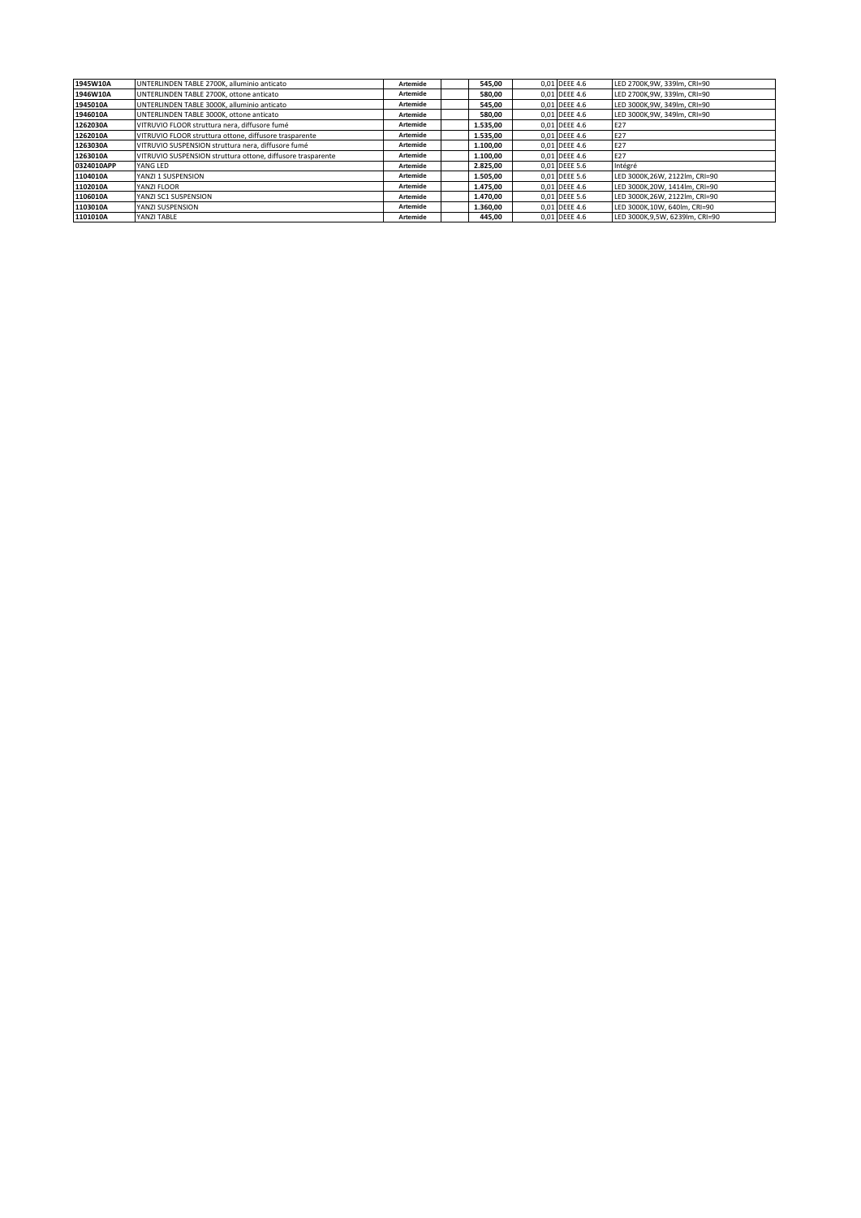| | | | | | | | |
|---|---|---|---|---|---|---|---|
| **1945W10A** | UNTERLINDEN TABLE 2700K, alluminio anticato | **Artemide** | | **545,00** | 0,01 | DEEE 4.6 | LED 2700K,9W, 339lm, CRI=90 |
| **1946W10A** | UNTERLINDEN TABLE 2700K, ottone anticato | **Artemide** | | **580,00** | 0,01 | DEEE 4.6 | LED 2700K,9W, 339lm, CRI=90 |
| **1945010A** | UNTERLINDEN TABLE 3000K, alluminio anticato | **Artemide** | | **545,00** | 0,01 | DEEE 4.6 | LED 3000K,9W, 349lm, CRI=90 |
| **1946010A** | UNTERLINDEN TABLE 3000K, ottone anticato | **Artemide** | | **580,00** | 0,01 | DEEE 4.6 | LED 3000K,9W, 349lm, CRI=90 |
| **1262030A** | VITRUVIO FLOOR struttura nera, diffusore fumé | **Artemide** | | **1.535,00** | 0,01 | DEEE 4.6 | E27 |
| **1262010A** | VITRUVIO FLOOR struttura ottone, diffusore trasparente | **Artemide** | | **1.535,00** | 0,01 | DEEE 4.6 | E27 |
| **1263030A** | VITRUVIO SUSPENSION struttura nera, diffusore fumé | **Artemide** | | **1.100,00** | 0,01 | DEEE 4.6 | E27 |
| **1263010A** | VITRUVIO SUSPENSION struttura ottone, diffusore trasparente | **Artemide** | | **1.100,00** | 0,01 | DEEE 4.6 | E27 |
| **0324010APP** | YANG LED | **Artemide** | | **2.825,00** | 0,01 | DEEE 5.6 | Intégré |
| **1104010A** | YANZI 1 SUSPENSION | **Artemide** | | **1.505,00** | 0,01 | DEEE 5.6 | LED 3000K,26W, 2122lm, CRI=90 |
| **1102010A** | YANZI FLOOR | **Artemide** | | **1.475,00** | 0,01 | DEEE 4.6 | LED 3000K,20W, 1414lm, CRI=90 |
| **1106010A** | YANZI SC1 SUSPENSION | **Artemide** | | **1.470,00** | 0,01 | DEEE 5.6 | LED 3000K,26W, 2122lm, CRI=90 |
| **1103010A** | YANZI SUSPENSION | **Artemide** | | **1.360,00** | 0,01 | DEEE 4.6 | LED 3000K,10W, 640lm, CRI=90 |
| **1101010A** | YANZI TABLE | **Artemide** | | **445,00** | 0,01 | DEEE 4.6 | LED 3000K,9,5W, 6239lm, CRI=90 |